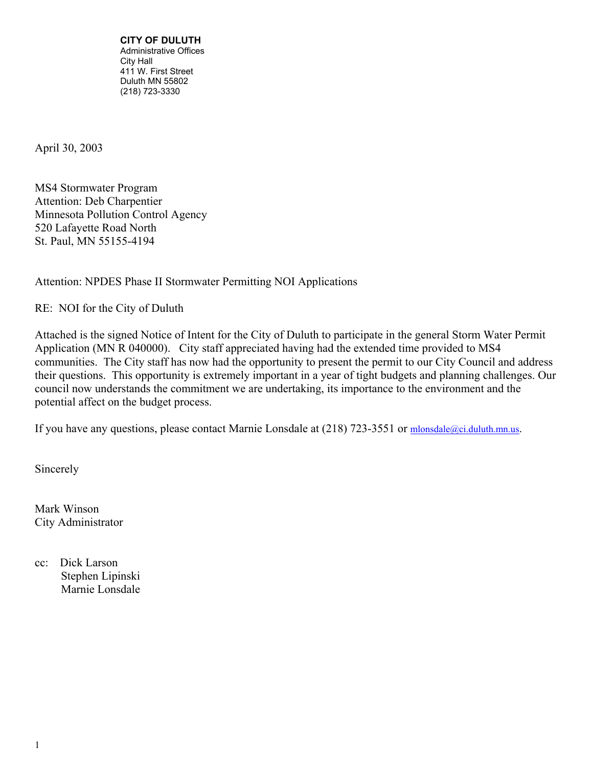**CITY OF DULUTH**
Administrative Offices
City Hall
411 W. First Street
Duluth MN 55802
(218) 723-3330

April 30, 2003

MS4 Stormwater Program
Attention: Deb Charpentier
Minnesota Pollution Control Agency
520 Lafayette Road North
St. Paul, MN 55155-4194

Attention: NPDES Phase II Stormwater Permitting NOI Applications

RE: NOI for the City of Duluth

Attached is the signed Notice of Intent for the City of Duluth to participate in the general Storm Water Permit Application (MN R 040000). City staff appreciated having had the extended time provided to MS4 communities. The City staff has now had the opportunity to present the permit to our City Council and address their questions. This opportunity is extremely important in a year of tight budgets and planning challenges. Our council now understands the commitment we are undertaking, its importance to the environment and the potential affect on the budget process.

If you have any questions, please contact Marnie Lonsdale at (218) 723-3551 or mlonsdale@ci.duluth.mn.us.

Sincerely

Mark Winson
City Administrator

cc: Dick Larson
Stephen Lipinski
Marnie Lonsdale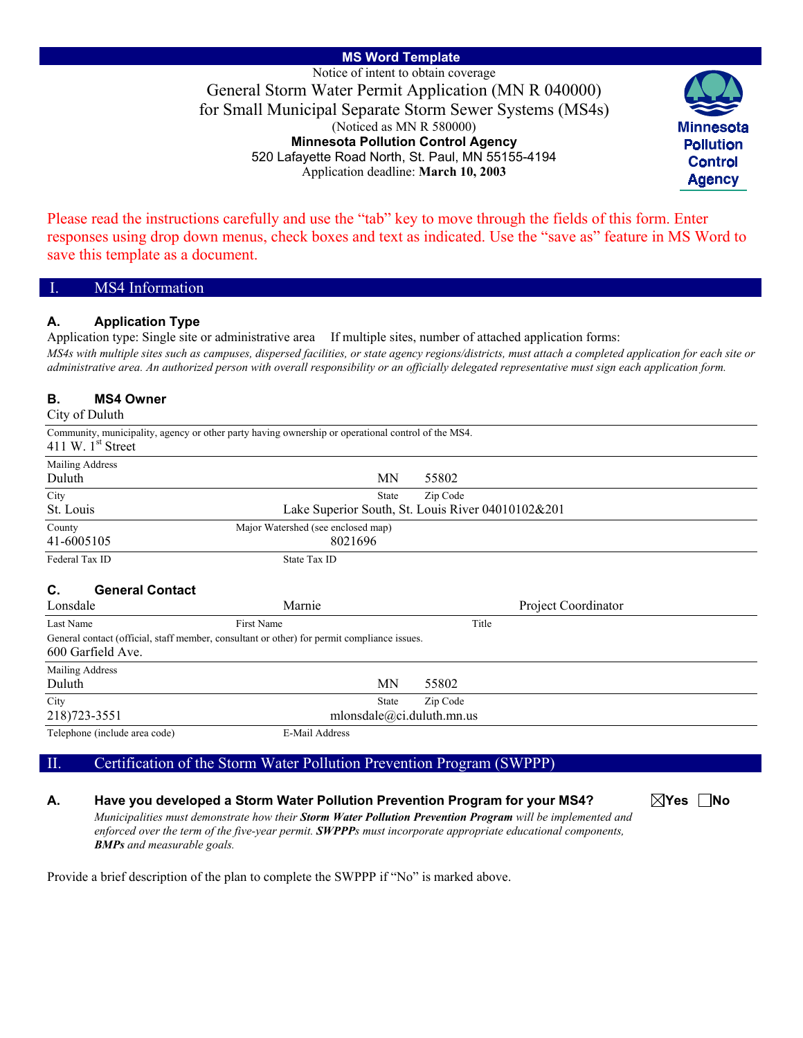**MS Word Template**

Notice of intent to obtain coverage

# General Storm Water Permit Application (MN R 040000) for Small Municipal Separate Storm Sewer Systems (MS4s)

(Noticed as MN R 580000)

**Minnesota Pollution Control Agency**

520 Lafayette Road North, St. Paul, MN 55155-4194

Application deadline: **March 10, 2003**

Minnesota Pollution Control Agency

Please read the instructions carefully and use the "tab" key to move through the fields of this form. Enter responses using drop down menus, check boxes and text as indicated. Use the "save as" feature in MS Word to save this template as a document.

## I. MS4 Information

### A. Application Type

Application type: Single site or administrative area     If multiple sites, number of attached application forms:

*MS4s with multiple sites such as campuses, dispersed facilities, or state agency regions/districts, must attach a completed application for each site or administrative area. An authorized person with overall responsibility or an officially delegated representative must sign each application form.*

### B. MS4 Owner

City of Duluth

Community, municipality, agency or other party having ownership or operational control of the MS4.

411 W. 1st Street

Mailing Address

| City | State | Zip Code |
|---|---|---|
| Duluth | MN | 55802 |

| County | Major Watershed (see enclosed map) |
|---|---|
| St. Louis | Lake Superior South, St. Louis River 04010102&201 |

| Federal Tax ID | State Tax ID |
|---|---|
| 41-6005105 | 8021696 |

### C. General Contact

| Last Name | First Name | Title |
|---|---|---|
| Lonsdale | Marnie | Project Coordinator |

General contact (official, staff member, consultant or other) for permit compliance issues.

600 Garfield Ave.

Mailing Address

| City | State | Zip Code |
|---|---|---|
| Duluth | MN | 55802 |

| Telephone (include area code) | E-Mail Address |
|---|---|
| 218)723-3551 | mlonsdale@ci.duluth.mn.us |

## II. Certification of the Storm Water Pollution Prevention Program (SWPPP)

### A. Have you developed a Storm Water Pollution Prevention Program for your MS4?

☒ Yes ☐ No

*Municipalities must demonstrate how their **Storm Water Pollution Prevention Program** will be implemented and enforced over the term of the five-year permit. **SWPPP**s must incorporate appropriate educational components, **BMPs** and measurable goals.*

Provide a brief description of the plan to complete the SWPPP if "No" is marked above.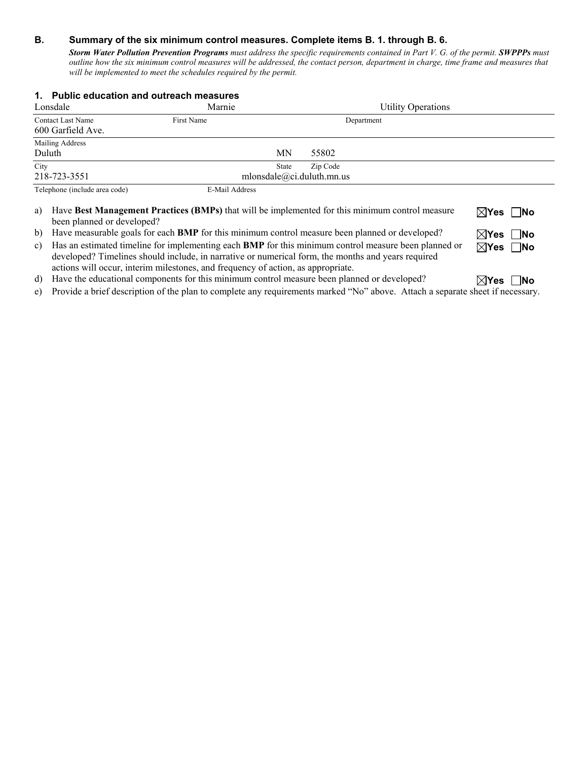## B. Summary of the six minimum control measures. Complete items B. 1. through B. 6.

***Storm Water Pollution Prevention Programs*** *must address the specific requirements contained in Part V. G. of the permit.* ***SWPPPs*** *must outline how the six minimum control measures will be addressed, the contact person, department in charge, time frame and measures that will be implemented to meet the schedules required by the permit.*

### 1. Public education and outreach measures

| Contact Last Name | First Name | Department |
|---|---|---|
| Lonsdale | Marnie | Utility Operations |

| Mailing Address |
|---|
| 600 Garfield Ave. |

| City | State | Zip Code |
|---|---|---|
| Duluth | MN | 55802 |

| Telephone (include area code) | E-Mail Address |
|---|---|
| 218-723-3551 | mlonsdale@ci.duluth.mn.us |

a) Have **Best Management Practices (BMPs)** that will be implemented for this minimum control measure been planned or developed? ☒Yes ☐No

b) Have measurable goals for each **BMP** for this minimum control measure been planned or developed? ☒Yes ☐No

c) Has an estimated timeline for implementing each **BMP** for this minimum control measure been planned or developed? Timelines should include, in narrative or numerical form, the months and years required actions will occur, interim milestones, and frequency of action, as appropriate. ☒Yes ☐No

d) Have the educational components for this minimum control measure been planned or developed? ☒Yes ☐No

e) Provide a brief description of the plan to complete any requirements marked "No" above. Attach a separate sheet if necessary.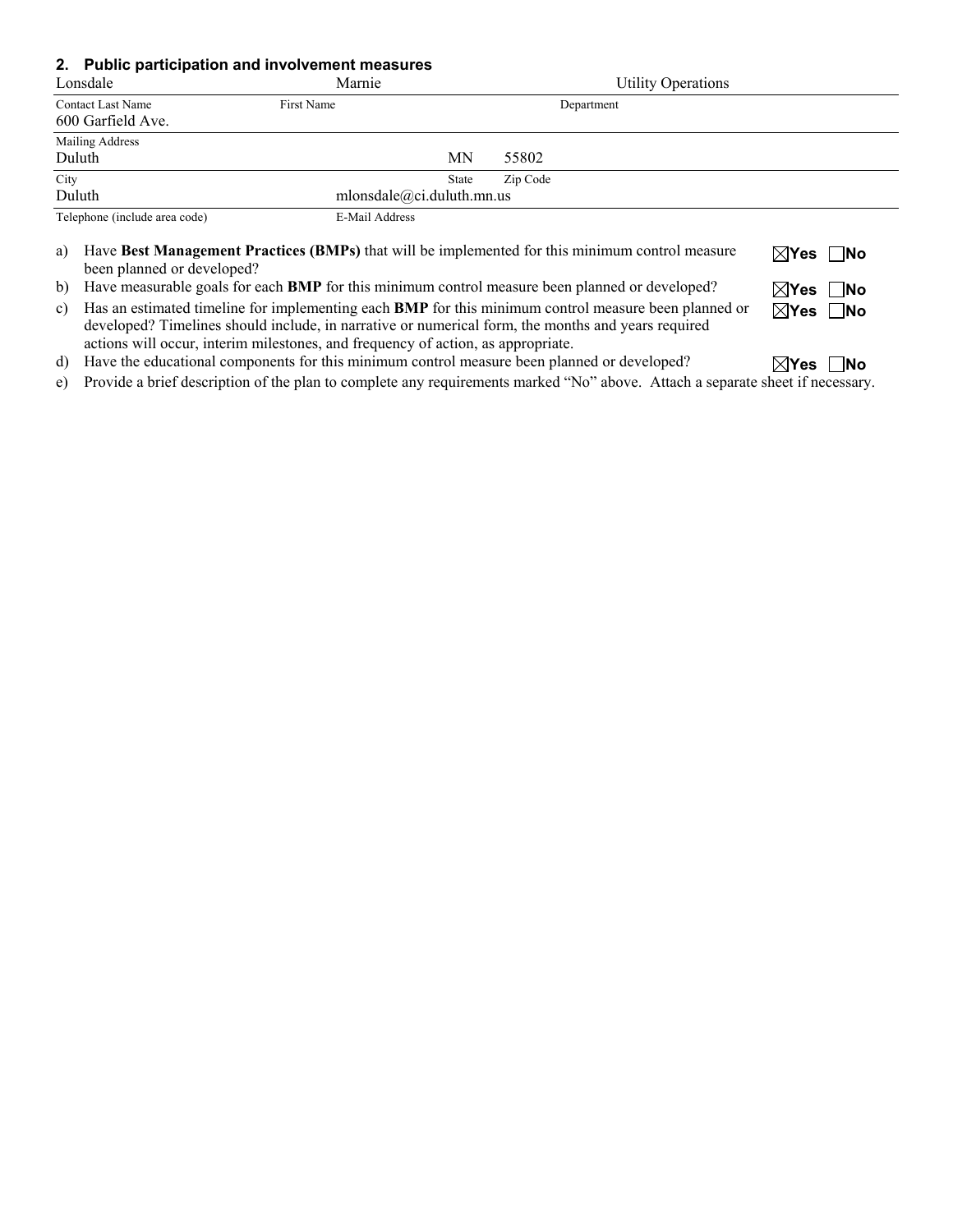## 2. Public participation and involvement measures

| | | |
|---|---|---|
| Lonsdale | Marnie | Utility Operations |
| Contact Last Name | First Name | Department |
| 600 Garfield Ave. | | |
| Mailing Address | | |
| Duluth | MN | 55802 |
| City | State | Zip Code |
| Duluth | mlonsdale@ci.duluth.mn.us | |
| Telephone (include area code) | E-Mail Address | |

a) Have **Best Management Practices (BMPs)** that will be implemented for this minimum control measure been planned or developed? ☒ **Yes** ☐ **No**

b) Have measurable goals for each **BMP** for this minimum control measure been planned or developed? ☒ **Yes** ☐ **No**

c) Has an estimated timeline for implementing each **BMP** for this minimum control measure been planned or developed? Timelines should include, in narrative or numerical form, the months and years required actions will occur, interim milestones, and frequency of action, as appropriate. ☒ **Yes** ☐ **No**

d) Have the educational components for this minimum control measure been planned or developed? ☒ **Yes** ☐ **No**

e) Provide a brief description of the plan to complete any requirements marked "No" above. Attach a separate sheet if necessary.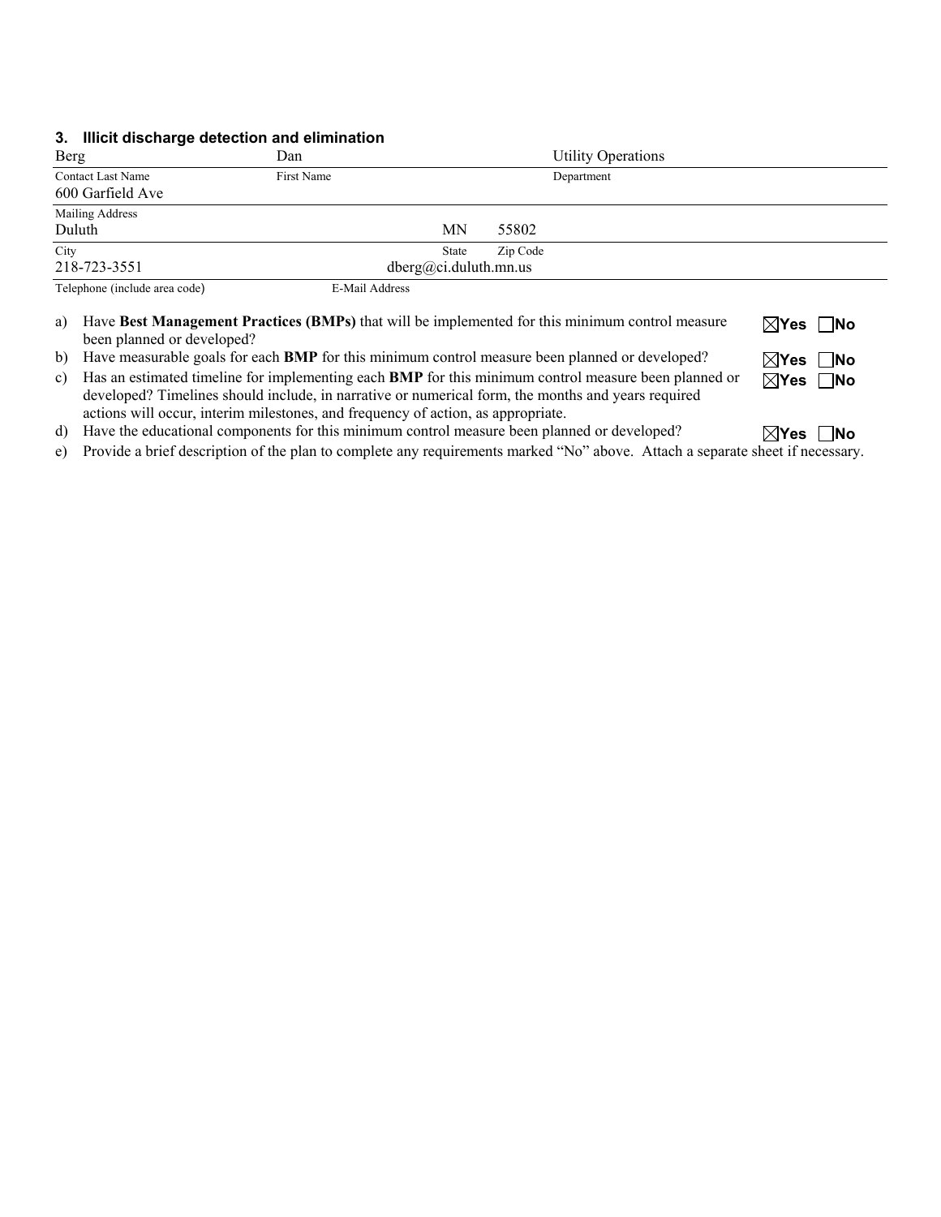### 3. Illicit discharge detection and elimination

| Berg | Dan | Utility Operations |
|---|---|---|
| Contact Last Name | First Name | Department |

| 600 Garfield Ave |
|---|
| Mailing Address |

| Duluth | MN | 55802 |
|---|---|---|
| City | State | Zip Code |

| 218-723-3551 | dberg@ci.duluth.mn.us |
|---|---|
| Telephone (include area code) | E-Mail Address |

a) Have **Best Management Practices (BMPs)** that will be implemented for this minimum control measure been planned or developed? ☒Yes ☐No

b) Have measurable goals for each **BMP** for this minimum control measure been planned or developed? ☒Yes ☐No

c) Has an estimated timeline for implementing each **BMP** for this minimum control measure been planned or developed? Timelines should include, in narrative or numerical form, the months and years required actions will occur, interim milestones, and frequency of action, as appropriate. ☒Yes ☐No

d) Have the educational components for this minimum control measure been planned or developed? ☒Yes ☐No

e) Provide a brief description of the plan to complete any requirements marked "No" above. Attach a separate sheet if necessary.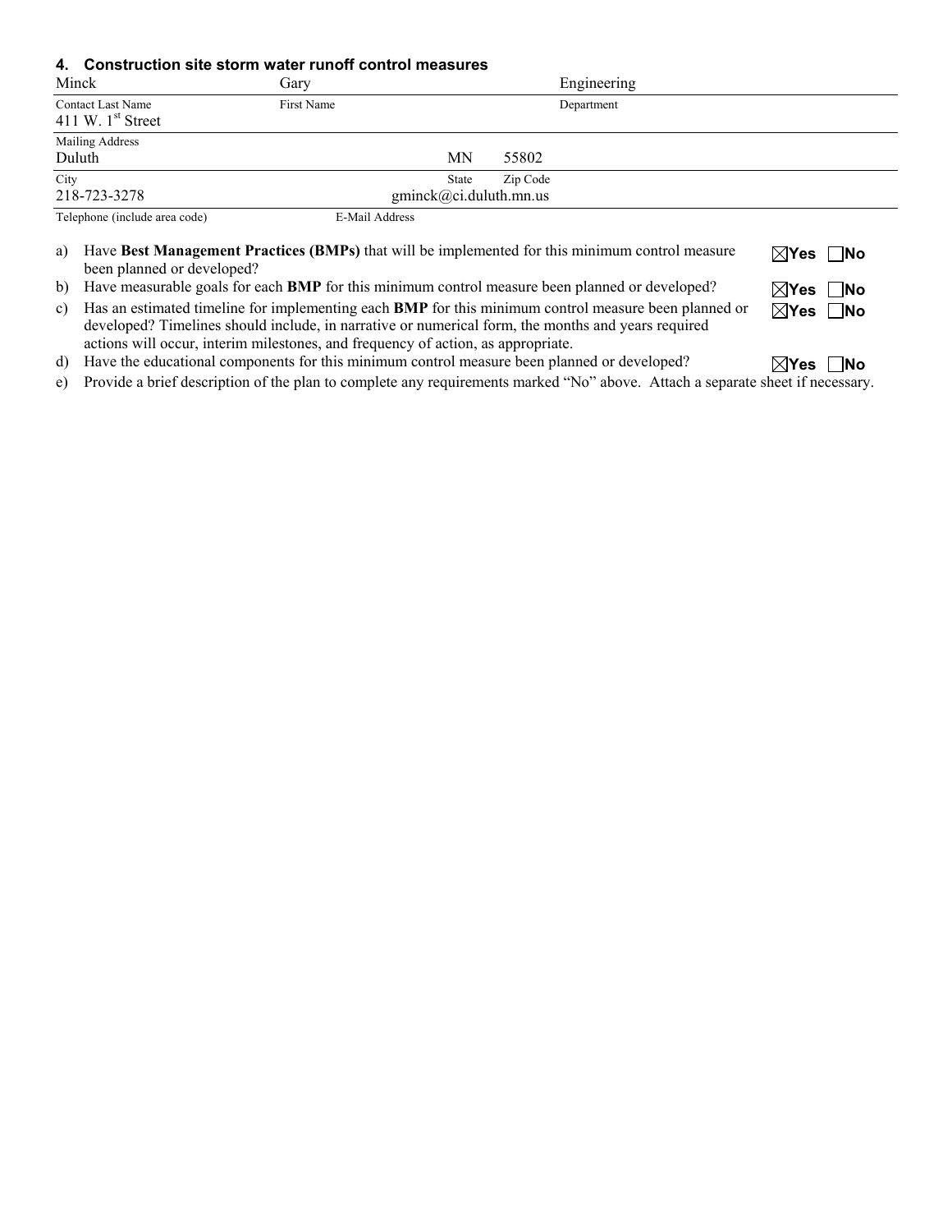### 4. Construction site storm water runoff control measures

| Minck | Gary | | | Engineering |
|---|---|---|---|---|
| Contact Last Name | First Name | | | Department |
| 411 W. 1st Street | | | | |
| Mailing Address | | | | |
| Duluth | | MN | 55802 | |
| City | | State | Zip Code | |
| 218-723-3278 | gminck@ci.duluth.mn.us | | | |
| Telephone (include area code) | E-Mail Address | | | |

a) Have **Best Management Practices (BMPs)** that will be implemented for this minimum control measure been planned or developed? ☒Yes ☐No

b) Have measurable goals for each **BMP** for this minimum control measure been planned or developed? ☒Yes ☐No

c) Has an estimated timeline for implementing each **BMP** for this minimum control measure been planned or developed? Timelines should include, in narrative or numerical form, the months and years required actions will occur, interim milestones, and frequency of action, as appropriate. ☒Yes ☐No

d) Have the educational components for this minimum control measure been planned or developed? ☒Yes ☐No

e) Provide a brief description of the plan to complete any requirements marked "No" above. Attach a separate sheet if necessary.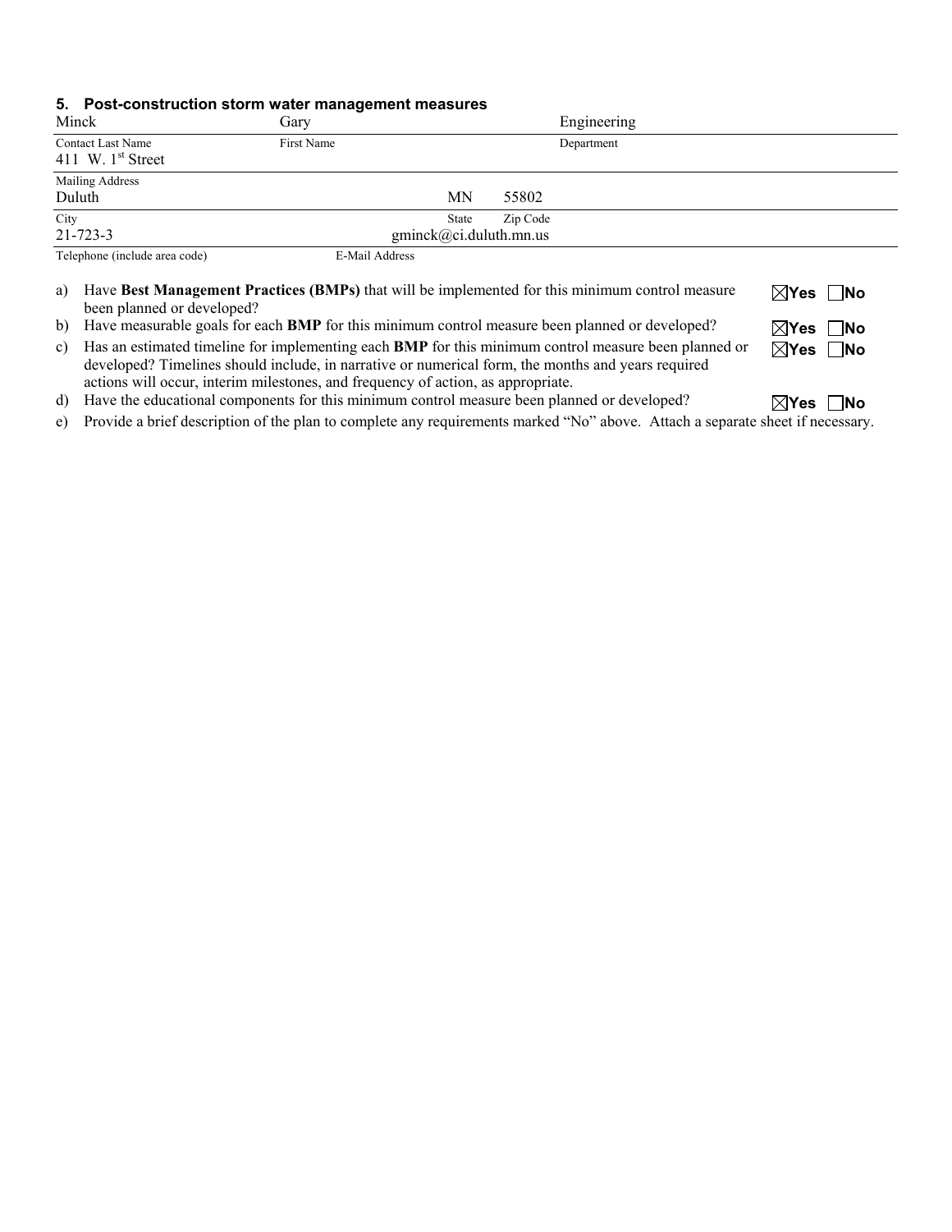## 5. Post-construction storm water management measures

| | | |
|---|---|---|
| Minck | Gary | Engineering |
| Contact Last Name | First Name | Department |
| 411 W. 1st Street | | |
| Mailing Address | | |
| Duluth | MN | 55802 |
| City | State | Zip Code |
| 21-723-3 | gminck@ci.duluth.mn.us | |
| Telephone (include area code) | E-Mail Address | |

a) Have **Best Management Practices (BMPs)** that will be implemented for this minimum control measure been planned or developed? ☒Yes ☐No

b) Have measurable goals for each **BMP** for this minimum control measure been planned or developed? ☒Yes ☐No

c) Has an estimated timeline for implementing each **BMP** for this minimum control measure been planned or developed? Timelines should include, in narrative or numerical form, the months and years required actions will occur, interim milestones, and frequency of action, as appropriate. ☒Yes ☐No

d) Have the educational components for this minimum control measure been planned or developed? ☒Yes ☐No

e) Provide a brief description of the plan to complete any requirements marked "No" above. Attach a separate sheet if necessary.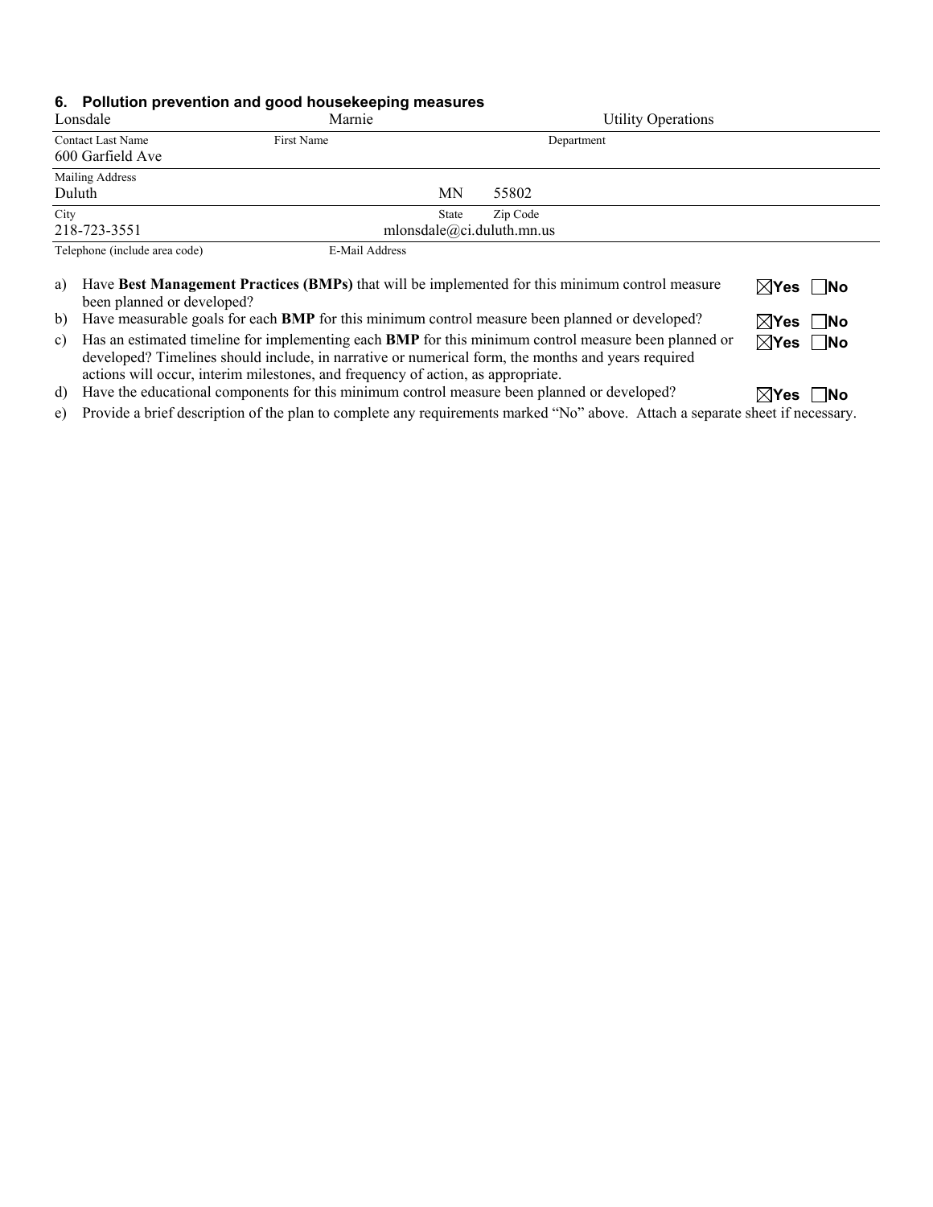### 6. Pollution prevention and good housekeeping measures

| Contact Last Name | First Name | Department |
|---|---|---|
| Lonsdale | Marnie | Utility Operations |

| Mailing Address |
|---|
| 600 Garfield Ave |

| City | State | Zip Code |
|---|---|---|
| Duluth | MN | 55802 |

| Telephone (include area code) | E-Mail Address |
|---|---|
| 218-723-3551 | mlonsdale@ci.duluth.mn.us |

a) Have **Best Management Practices (BMPs)** that will be implemented for this minimum control measure been planned or developed? ☒**Yes** ☐**No**

b) Have measurable goals for each **BMP** for this minimum control measure been planned or developed? ☒**Yes** ☐**No**

c) Has an estimated timeline for implementing each **BMP** for this minimum control measure been planned or developed? Timelines should include, in narrative or numerical form, the months and years required actions will occur, interim milestones, and frequency of action, as appropriate. ☒**Yes** ☐**No**

d) Have the educational components for this minimum control measure been planned or developed? ☒**Yes** ☐**No**

e) Provide a brief description of the plan to complete any requirements marked "No" above. Attach a separate sheet if necessary.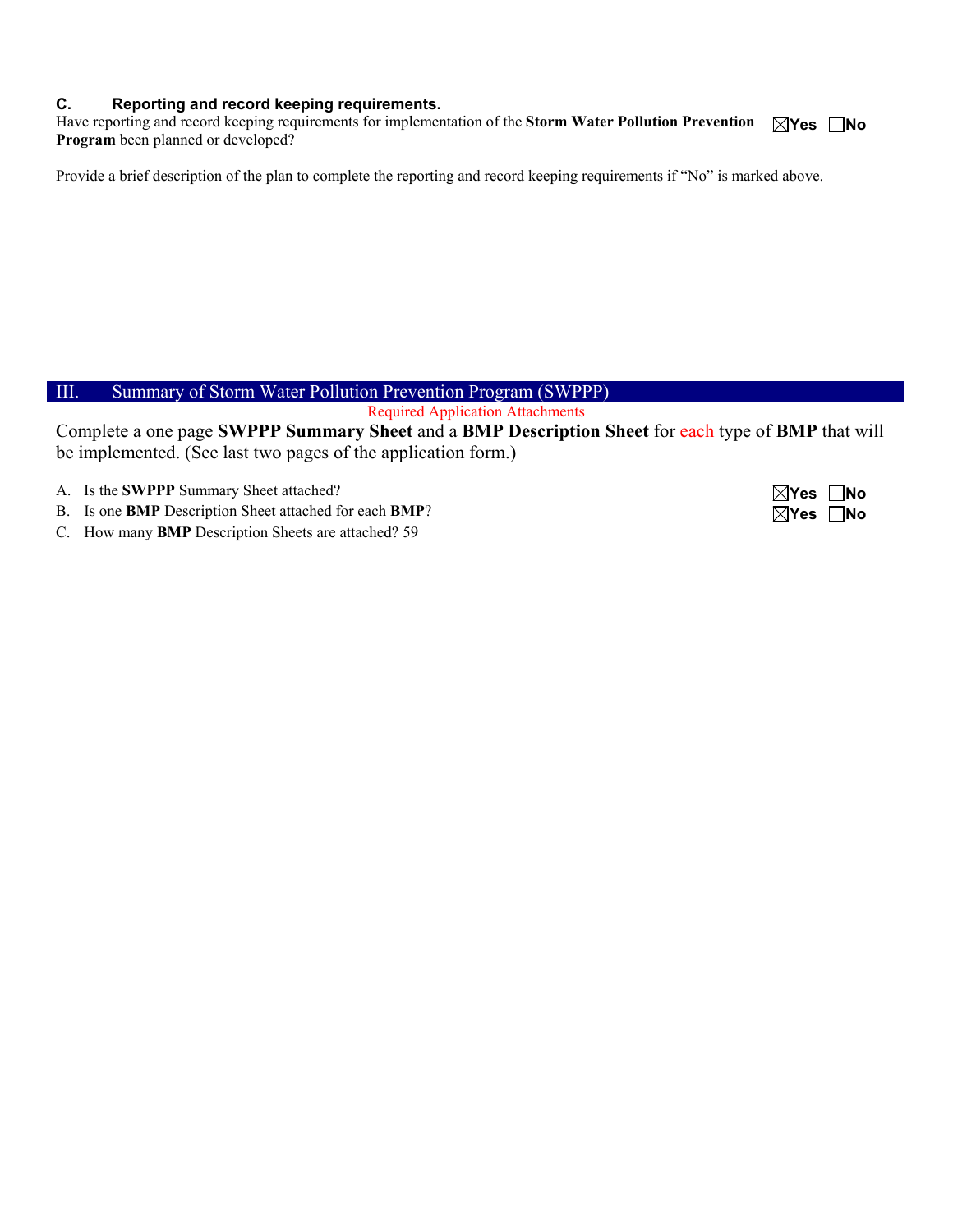### C. Reporting and record keeping requirements.

Have reporting and record keeping requirements for implementation of the **Storm Water Pollution Prevention Program** been planned or developed? ☒**Yes** ☐**No**

Provide a brief description of the plan to complete the reporting and record keeping requirements if "No" is marked above.

## III. Summary of Storm Water Pollution Prevention Program (SWPPP)

Required Application Attachments

Complete a one page **SWPPP Summary Sheet** and a **BMP Description Sheet** for each type of **BMP** that will be implemented. (See last two pages of the application form.)

A. Is the **SWPPP** Summary Sheet attached? ☒**Yes** ☐**No**

B. Is one **BMP** Description Sheet attached for each **BMP**? ☒**Yes** ☐**No**

C. How many **BMP** Description Sheets are attached? 59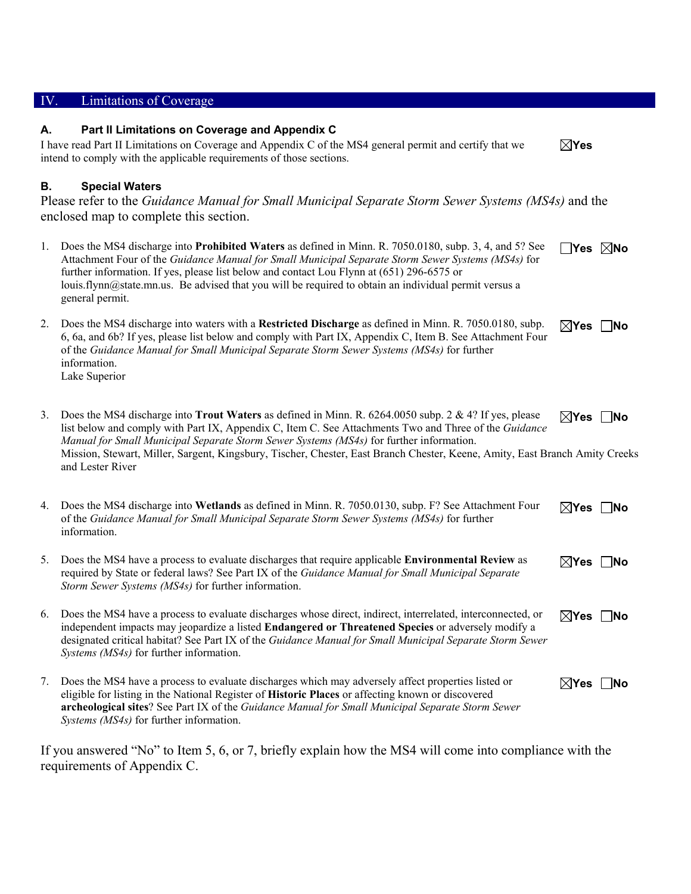## IV. Limitations of Coverage

### A. Part II Limitations on Coverage and Appendix C

I have read Part II Limitations on Coverage and Appendix C of the MS4 general permit and certify that we intend to comply with the applicable requirements of those sections. ☒**Yes**

### B. Special Waters

Please refer to the *Guidance Manual for Small Municipal Separate Storm Sewer Systems (MS4s)* and the enclosed map to complete this section.

1. Does the MS4 discharge into **Prohibited Waters** as defined in Minn. R. 7050.0180, subp. 3, 4, and 5? See Attachment Four of the *Guidance Manual for Small Municipal Separate Storm Sewer Systems (MS4s)* for further information. If yes, please list below and contact Lou Flynn at (651) 296-6575 or louis.flynn@state.mn.us. Be advised that you will be required to obtain an individual permit versus a general permit. ☐**Yes** ☒**No**

2. Does the MS4 discharge into waters with a **Restricted Discharge** as defined in Minn. R. 7050.0180, subp. 6, 6a, and 6b? If yes, please list below and comply with Part IX, Appendix C, Item B. See Attachment Four of the *Guidance Manual for Small Municipal Separate Storm Sewer Systems (MS4s)* for further information. ☒**Yes** ☐**No**
   Lake Superior

3. Does the MS4 discharge into **Trout Waters** as defined in Minn. R. 6264.0050 subp. 2 & 4? If yes, please list below and comply with Part IX, Appendix C, Item C. See Attachments Two and Three of the *Guidance Manual for Small Municipal Separate Storm Sewer Systems (MS4s)* for further information. ☒**Yes** ☐**No**
   Mission, Stewart, Miller, Sargent, Kingsbury, Tischer, Chester, East Branch Chester, Keene, Amity, East Branch Amity Creeks and Lester River

4. Does the MS4 discharge into **Wetlands** as defined in Minn. R. 7050.0130, subp. F? See Attachment Four of the *Guidance Manual for Small Municipal Separate Storm Sewer Systems (MS4s)* for further information. ☒**Yes** ☐**No**

5. Does the MS4 have a process to evaluate discharges that require applicable **Environmental Review** as required by State or federal laws? See Part IX of the *Guidance Manual for Small Municipal Separate Storm Sewer Systems (MS4s)* for further information. ☒**Yes** ☐**No**

6. Does the MS4 have a process to evaluate discharges whose direct, indirect, interrelated, interconnected, or independent impacts may jeopardize a listed **Endangered or Threatened Species** or adversely modify a designated critical habitat? See Part IX of the *Guidance Manual for Small Municipal Separate Storm Sewer Systems (MS4s)* for further information. ☒**Yes** ☐**No**

7. Does the MS4 have a process to evaluate discharges which may adversely affect properties listed or eligible for listing in the National Register of **Historic Places** or affecting known or discovered **archeological sites**? See Part IX of the *Guidance Manual for Small Municipal Separate Storm Sewer Systems (MS4s)* for further information. ☒**Yes** ☐**No**

If you answered "No" to Item 5, 6, or 7, briefly explain how the MS4 will come into compliance with the requirements of Appendix C.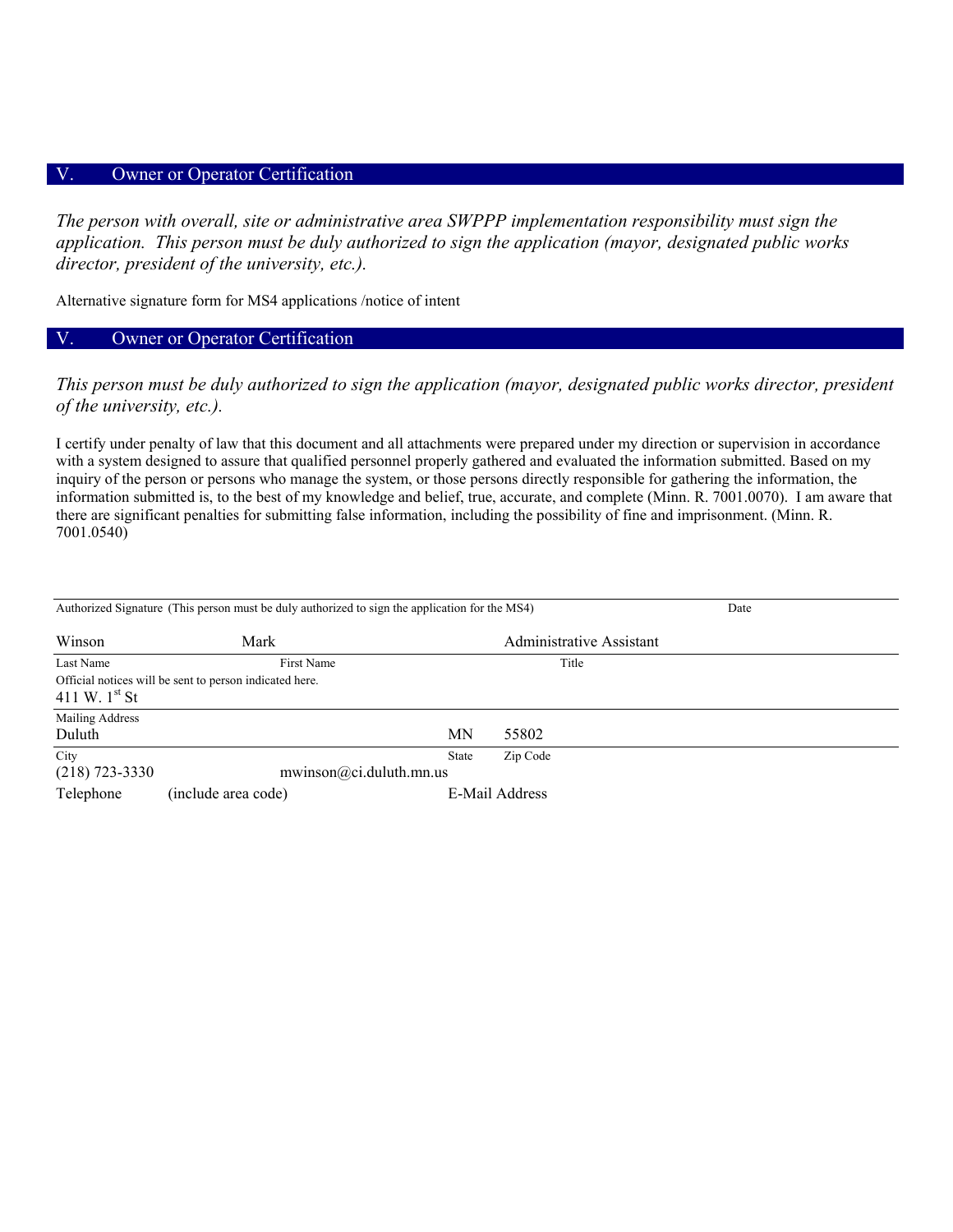## V. Owner or Operator Certification

*The person with overall, site or administrative area SWPPP implementation responsibility must sign the application. This person must be duly authorized to sign the application (mayor, designated public works director, president of the university, etc.).*

Alternative signature form for MS4 applications /notice of intent

## V. Owner or Operator Certification

*This person must be duly authorized to sign the application (mayor, designated public works director, president of the university, etc.).*

I certify under penalty of law that this document and all attachments were prepared under my direction or supervision in accordance with a system designed to assure that qualified personnel properly gathered and evaluated the information submitted. Based on my inquiry of the person or persons who manage the system, or those persons directly responsible for gathering the information, the information submitted is, to the best of my knowledge and belief, true, accurate, and complete (Minn. R. 7001.0070). I am aware that there are significant penalties for submitting false information, including the possibility of fine and imprisonment. (Minn. R. 7001.0540)

Authorized Signature (This person must be duly authorized to sign the application for the MS4) Date

| Winson | Mark | Administrative Assistant |
|---|---|---|
| Last Name | First Name | Title |

Official notices will be sent to person indicated here.

411 W. 1st St

Mailing Address

| Duluth | MN | 55802 |
|---|---|---|
| City | State | Zip Code |

| (218) 723-3330 | mwinson@ci.duluth.mn.us |
|---|---|
| Telephone (include area code) | E-Mail Address |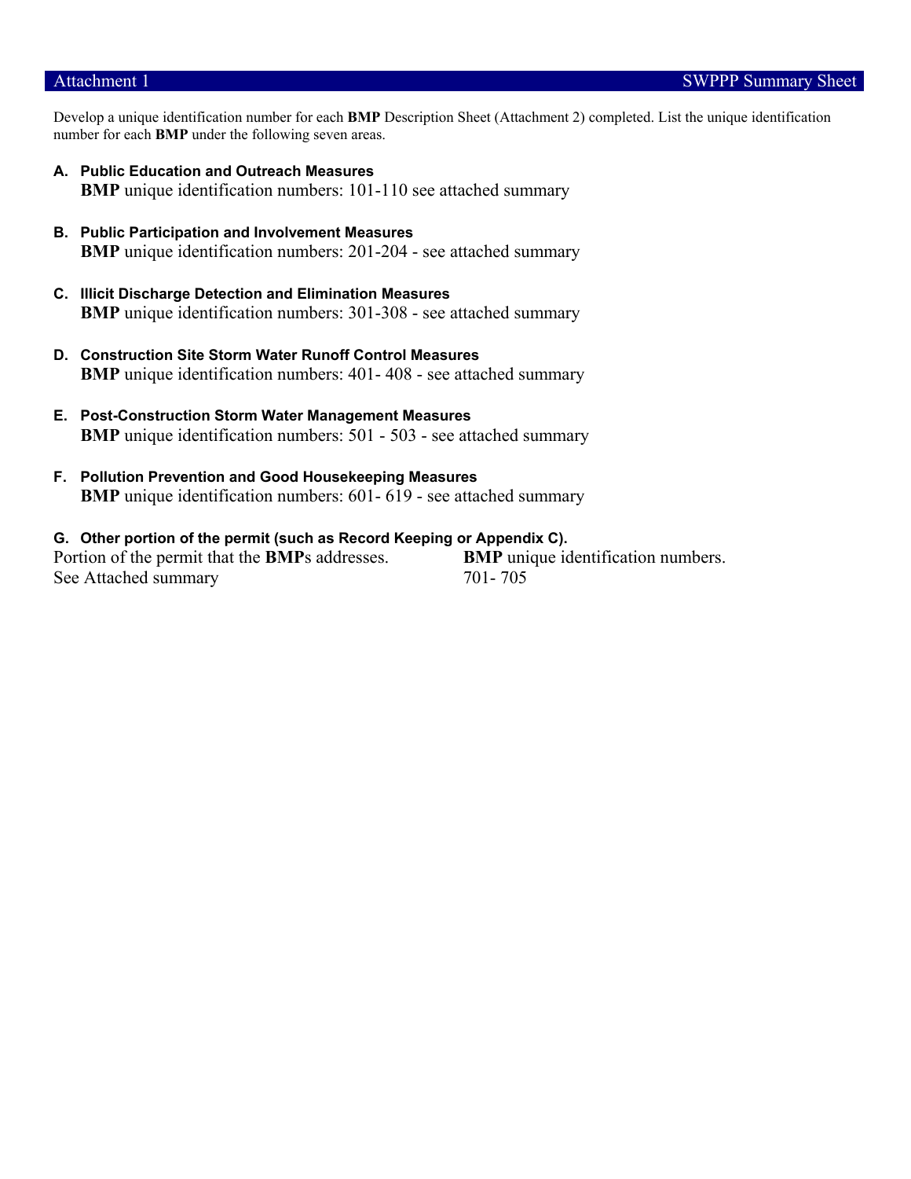## Attachment 1 — SWPPP Summary Sheet

Develop a unique identification number for each **BMP** Description Sheet (Attachment 2) completed. List the unique identification number for each **BMP** under the following seven areas.

**A. Public Education and Outreach Measures**
**BMP** unique identification numbers: 101-110 see attached summary

**B. Public Participation and Involvement Measures**
**BMP** unique identification numbers: 201-204 - see attached summary

**C. Illicit Discharge Detection and Elimination Measures**
**BMP** unique identification numbers: 301-308 - see attached summary

**D. Construction Site Storm Water Runoff Control Measures**
**BMP** unique identification numbers: 401- 408 - see attached summary

**E. Post-Construction Storm Water Management Measures**
**BMP** unique identification numbers: 501 - 503 - see attached summary

**F. Pollution Prevention and Good Housekeeping Measures**
**BMP** unique identification numbers: 601- 619 - see attached summary

**G. Other portion of the permit (such as Record Keeping or Appendix C).**

| Portion of the permit that the **BMP**s addresses. | **BMP** unique identification numbers. |
|---|---|
| See Attached summary | 701- 705 |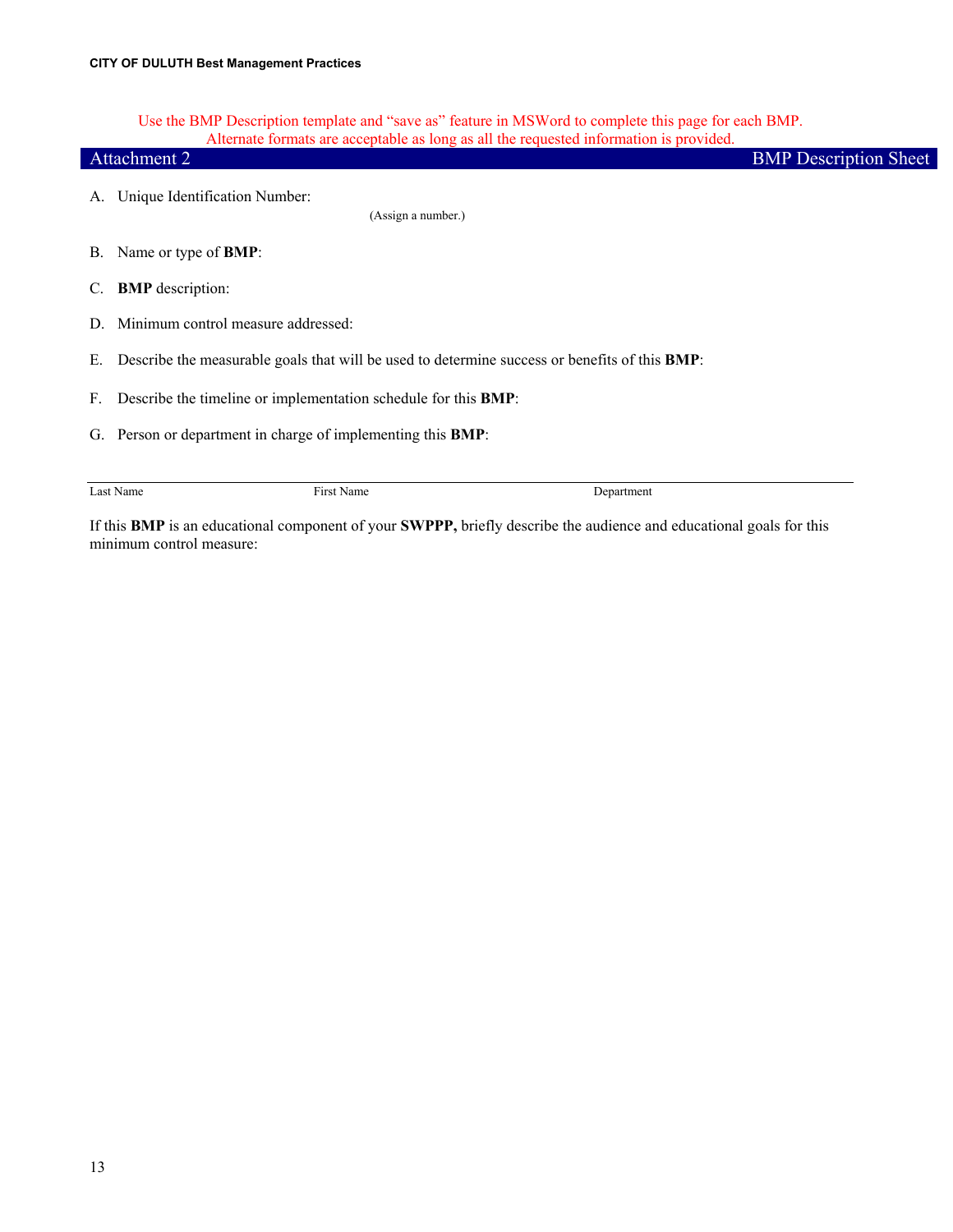Use the BMP Description template and "save as" feature in MSWord to complete this page for each BMP. Alternate formats are acceptable as long as all the requested information is provided.

## Attachment 2 — BMP Description Sheet

A. Unique Identification Number:

(Assign a number.)

B. Name or type of **BMP**:

C. **BMP** description:

D. Minimum control measure addressed:

E. Describe the measurable goals that will be used to determine success or benefits of this **BMP**:

F. Describe the timeline or implementation schedule for this **BMP**:

G. Person or department in charge of implementing this **BMP**:

| Last Name | First Name | Department |
|---|---|---|
| | | |

If this **BMP** is an educational component of your **SWPPP,** briefly describe the audience and educational goals for this minimum control measure: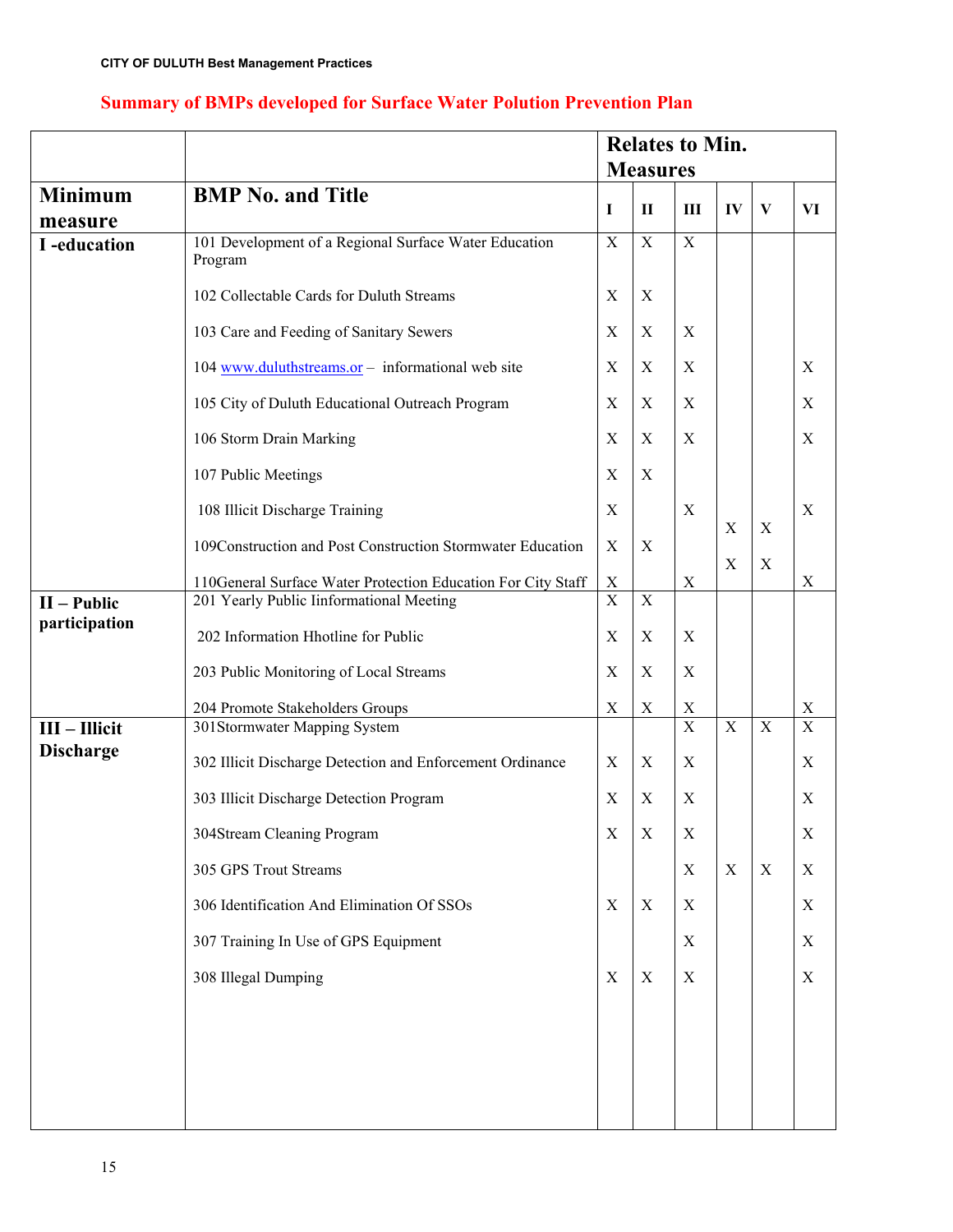# Summary of BMPs developed for Surface Water Polution Prevention Plan

| | | Relates to Min. Measures | | | | | |
|---|---|---|---|---|---|---|---|
| **Minimum measure** | **BMP No. and Title** | **I** | **II** | **III** | **IV** | **V** | **VI** |
| **I -education** | 101 Development of a Regional Surface Water Education Program | X | X | X | | | |
| | 102 Collectable Cards for Duluth Streams | X | X | | | | |
| | 103 Care and Feeding of Sanitary Sewers | X | X | X | | | |
| | 104 www.duluthstreams.or – informational web site | X | X | X | | | X |
| | 105 City of Duluth Educational Outreach Program | X | X | X | | | X |
| | 106 Storm Drain Marking | X | X | X | | | X |
| | 107 Public Meetings | X | X | | | | |
| | 108 Illicit Discharge Training | X | | X | | | X |
| | 109Construction and Post Construction Stormwater Education | X | X | | X | X | |
| | 110General Surface Water Protection Education For City Staff | X | | X | X | X | X |
| **II – Public participation** | 201 Yearly Public Iinformational Meeting | X | X | | | | |
| | 202 Information Hhotline for Public | X | X | X | | | |
| | 203 Public Monitoring of Local Streams | X | X | X | | | |
| | 204 Promote Stakeholders Groups | X | X | X | | | X |
| **III – Illicit Discharge** | 301Stormwater Mapping System | | | X | X | X | X |
| | 302 Illicit Discharge Detection and Enforcement Ordinance | X | X | X | | | X |
| | 303 Illicit Discharge Detection Program | X | X | X | | | X |
| | 304Stream Cleaning Program | X | X | X | | | X |
| | 305 GPS Trout Streams | | | X | X | X | X |
| | 306 Identification And Elimination Of SSOs | X | X | X | | | X |
| | 307 Training In Use of GPS Equipment | | | X | | | X |
| | 308 Illegal Dumping | X | X | X | | | X |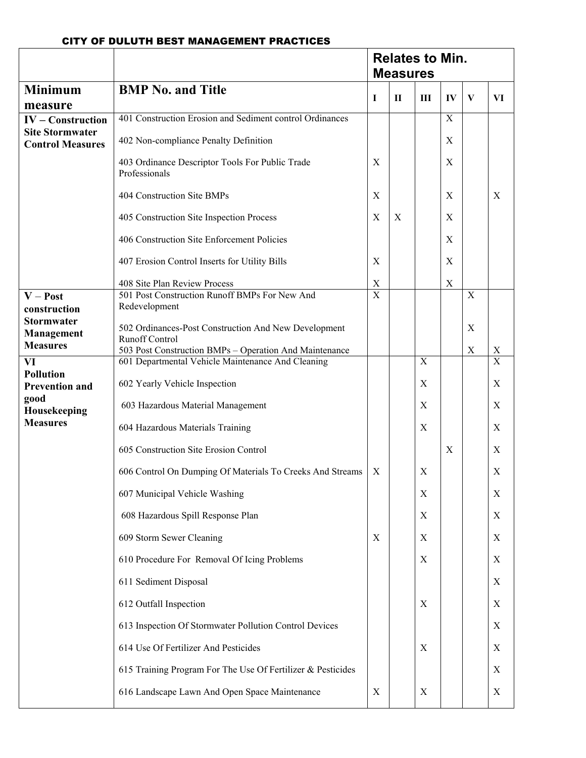# CITY OF DULUTH BEST MANAGEMENT PRACTICES

| | | Relates to Min. Measures | | | | | |
|---|---|---|---|---|---|---|---|
| **Minimum measure** | **BMP No. and Title** | **I** | **II** | **III** | **IV** | **V** | **VI** |
| **IV – Construction Site Stormwater Control Measures** | 401 Construction Erosion and Sediment control Ordinances | | | | X | | |
| | 402 Non-compliance Penalty Definition | | | | X | | |
| | 403 Ordinance Descriptor Tools For Public Trade Professionals | X | | | X | | |
| | 404 Construction Site BMPs | X | | | X | | X |
| | 405 Construction Site Inspection Process | X | X | | X | | |
| | 406 Construction Site Enforcement Policies | | | | X | | |
| | 407 Erosion Control Inserts for Utility Bills | X | | | X | | |
| | 408 Site Plan Review Process | X | | | X | | |
| **V – Post construction Stormwater Management Measures** | 501 Post Construction Runoff BMPs For New And Redevelopment | X | | | | X | |
| | 502 Ordinances-Post Construction And New Development Runoff Control | | | | | X | |
| | 503 Post Construction BMPs – Operation And Maintenance | | | | | X | X |
| **VI Pollution Prevention and good Housekeeping Measures** | 601 Departmental Vehicle Maintenance And Cleaning | | | X | | | X |
| | 602 Yearly Vehicle Inspection | | | X | | | X |
| | 603 Hazardous Material Management | | | X | | | X |
| | 604 Hazardous Materials Training | | | X | | | X |
| | 605 Construction Site Erosion Control | | | | X | | X |
| | 606 Control On Dumping Of Materials To Creeks And Streams | X | | X | | | X |
| | 607 Municipal Vehicle Washing | | | X | | | X |
| | 608 Hazardous Spill Response Plan | | | X | | | X |
| | 609 Storm Sewer Cleaning | X | | X | | | X |
| | 610 Procedure For Removal Of Icing Problems | | | X | | | X |
| | 611 Sediment Disposal | | | | | | X |
| | 612 Outfall Inspection | | | X | | | X |
| | 613 Inspection Of Stormwater Pollution Control Devices | | | | | | X |
| | 614 Use Of Fertilizer And Pesticides | | | X | | | X |
| | 615 Training Program For The Use Of Fertilizer & Pesticides | | | | | | X |
| | 616 Landscape Lawn And Open Space Maintenance | X | | X | | | X |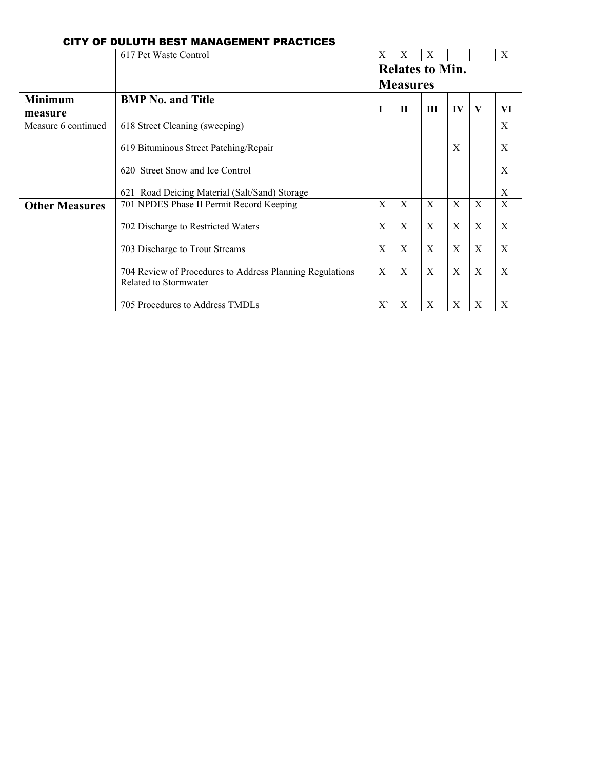CITY OF DULUTH BEST MANAGEMENT PRACTICES

| | | Relates to Min. Measures | | | | | |
|---|---|---|---|---|---|---|---|
| **Minimum measure** | **BMP No. and Title** | **I** | **II** | **III** | **IV** | **V** | **VI** |
| | 617 Pet Waste Control | X | X | X | | | X |
| Measure 6 continued | 618 Street Cleaning (sweeping) | | | | | | X |
| | 619 Bituminous Street Patching/Repair | | | | X | | X |
| | 620 Street Snow and Ice Control | | | | | | X |
| | 621 Road Deicing Material (Salt/Sand) Storage | | | | | | X |
| **Other Measures** | 701 NPDES Phase II Permit Record Keeping | X | X | X | X | X | X |
| | 702 Discharge to Restricted Waters | X | X | X | X | X | X |
| | 703 Discharge to Trout Streams | X | X | X | X | X | X |
| | 704 Review of Procedures to Address Planning Regulations Related to Stormwater | X | X | X | X | X | X |
| | 705 Procedures to Address TMDLs | X` | X | X | X | X | X |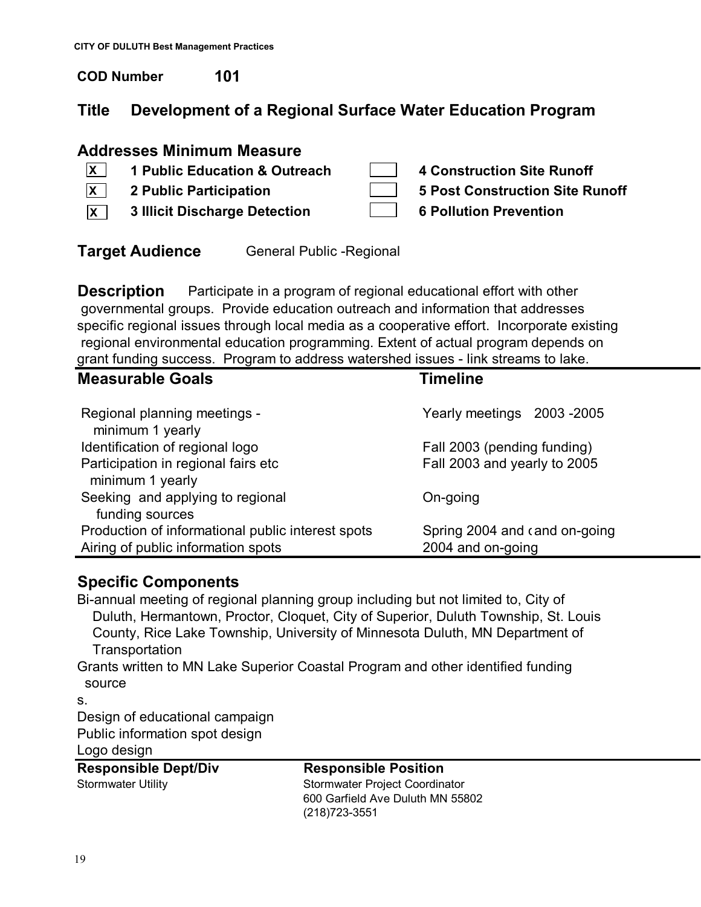**COD Number** **101**

## Title Development of a Regional Surface Water Education Program

### Addresses Minimum Measure

- [X] **1 Public Education & Outreach**
- [X] **2 Public Participation**
- [X] **3 Illicit Discharge Detection**
- [ ] **4 Construction Site Runoff**
- [ ] **5 Post Construction Site Runoff**
- [ ] **6 Pollution Prevention**

**Target Audience** General Public -Regional

**Description** Participate in a program of regional educational effort with other governmental groups. Provide education outreach and information that addresses specific regional issues through local media as a cooperative effort. Incorporate existing regional environmental education programming. Extent of actual program depends on grant funding success. Program to address watershed issues - link streams to lake.

| Measurable Goals | Timeline |
| --- | --- |
| Regional planning meetings - minimum 1 yearly | Yearly meetings 2003 -2005 |
| Identification of regional logo | Fall 2003 (pending funding) |
| Participation in regional fairs etc minimum 1 yearly | Fall 2003 and yearly to 2005 |
| Seeking and applying to regional funding sources | On-going |
| Production of informational public interest spots | Spring 2004 and (and on-going |
| Airing of public information spots | 2004 and on-going |

### Specific Components

Bi-annual meeting of regional planning group including but not limited to, City of Duluth, Hermantown, Proctor, Cloquet, City of Superior, Duluth Township, St. Louis County, Rice Lake Township, University of Minnesota Duluth, MN Department of Transportation

Grants written to MN Lake Superior Coastal Program and other identified funding sources.

Design of educational campaign

Public information spot design

Logo design

| Responsible Dept/Div | Responsible Position |
| --- | --- |
| Stormwater Utility | Stormwater Project Coordinator<br>600 Garfield Ave Duluth MN 55802<br>(218)723-3551 |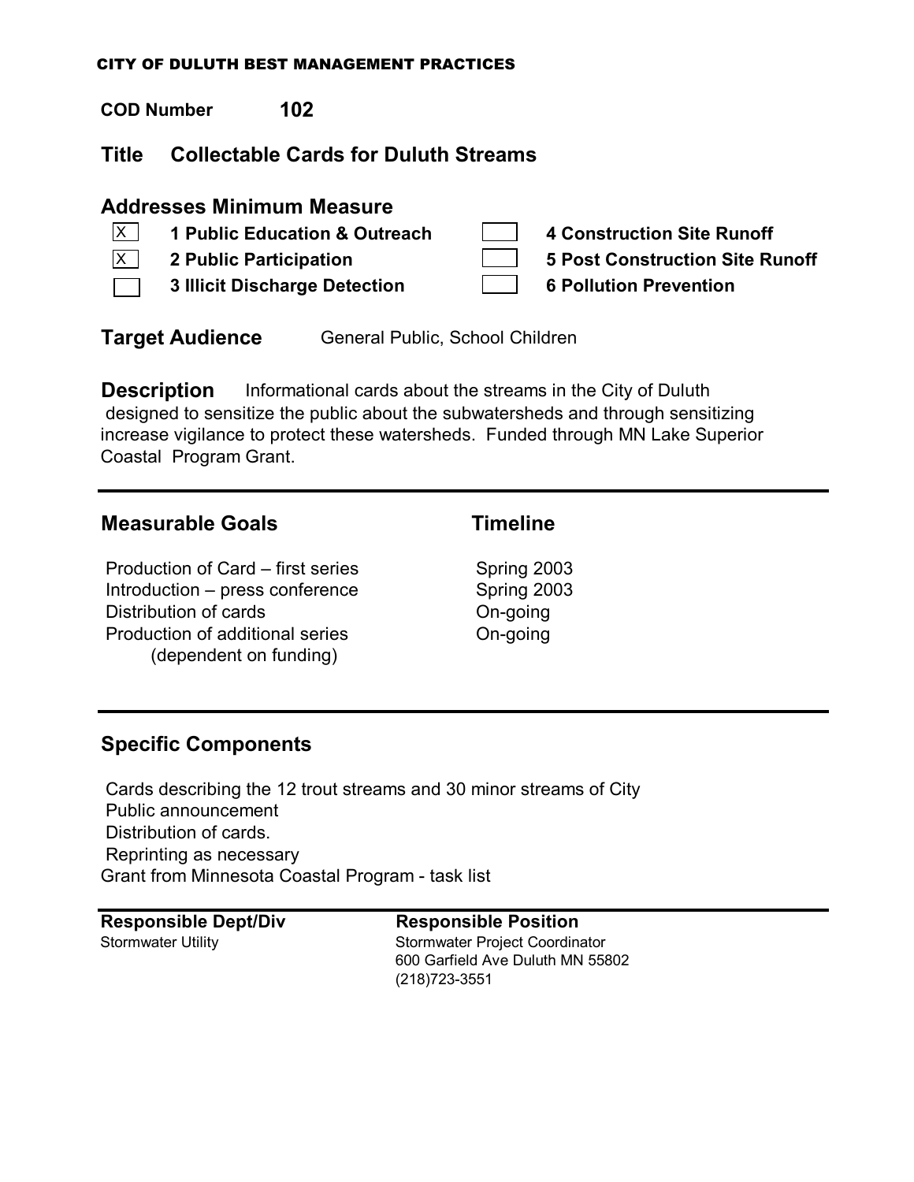CITY OF DULUTH BEST MANAGEMENT PRACTICES

**COD Number** **102**

## Title Collectable Cards for Duluth Streams

### Addresses Minimum Measure

- [X] **1 Public Education & Outreach**
- [X] **2 Public Participation**
- [ ] **3 Illicit Discharge Detection**
- [ ] **4 Construction Site Runoff**
- [ ] **5 Post Construction Site Runoff**
- [ ] **6 Pollution Prevention**

**Target Audience** General Public, School Children

**Description** Informational cards about the streams in the City of Duluth designed to sensitize the public about the subwatersheds and through sensitizing increase vigilance to protect these watersheds. Funded through MN Lake Superior Coastal Program Grant.

---

| Measurable Goals | Timeline |
| --- | --- |
| Production of Card – first series | Spring 2003 |
| Introduction – press conference | Spring 2003 |
| Distribution of cards | On-going |
| Production of additional series (dependent on funding) | On-going |

---

### Specific Components

Cards describing the 12 trout streams and 30 minor streams of City
Public announcement
Distribution of cards.
Reprinting as necessary
Grant from Minnesota Coastal Program - task list

---

| Responsible Dept/Div | Responsible Position |
| --- | --- |
| Stormwater Utility | Stormwater Project Coordinator<br>600 Garfield Ave Duluth MN 55802<br>(218)723-3551 |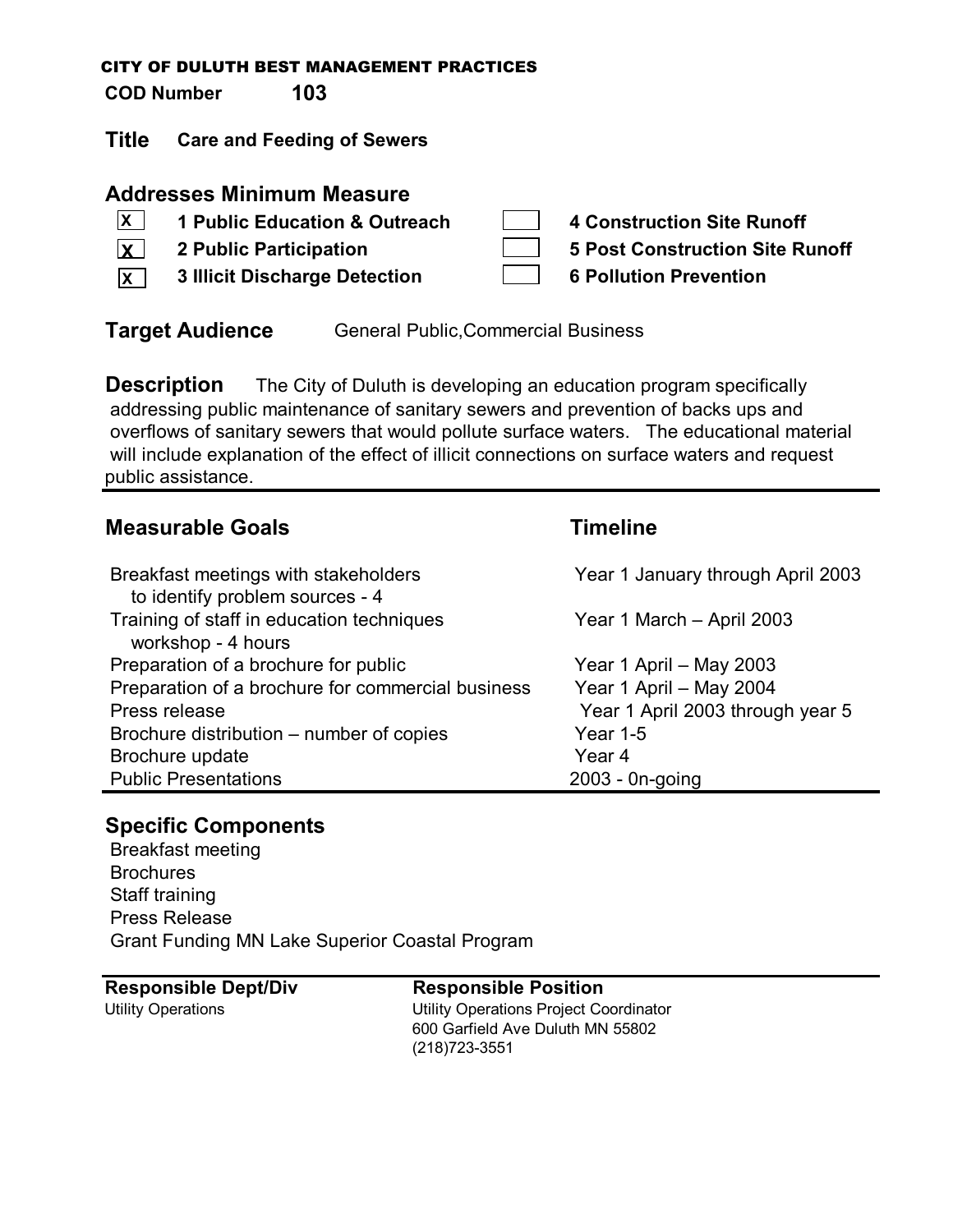CITY OF DULUTH BEST MANAGEMENT PRACTICES

**COD Number** **103**

## Title Care and Feeding of Sewers

## Addresses Minimum Measure

- [x] **1 Public Education & Outreach**
- [x] **2 Public Participation**
- [x] **3 Illicit Discharge Detection**
- [ ] **4 Construction Site Runoff**
- [ ] **5 Post Construction Site Runoff**
- [ ] **6 Pollution Prevention**

**Target Audience** General Public,Commercial Business

**Description** The City of Duluth is developing an education program specifically addressing public maintenance of sanitary sewers and prevention of backs ups and overflows of sanitary sewers that would pollute surface waters. The educational material will include explanation of the effect of illicit connections on surface waters and request public assistance.

| Measurable Goals | Timeline |
|---|---|
| Breakfast meetings with stakeholders to identify problem sources - 4 | Year 1 January through April 2003 |
| Training of staff in education techniques workshop - 4 hours | Year 1 March – April 2003 |
| Preparation of a brochure for public | Year 1 April – May 2003 |
| Preparation of a brochure for commercial business | Year 1 April – May 2004 |
| Press release | Year 1 April 2003 through year 5 |
| Brochure distribution – number of copies | Year 1-5 |
| Brochure update | Year 4 |
| Public Presentations | 2003 - 0n-going |

## Specific Components

Breakfast meeting
Brochures
Staff training
Press Release
Grant Funding MN Lake Superior Coastal Program

| Responsible Dept/Div | Responsible Position |
|---|---|
| Utility Operations | Utility Operations Project Coordinator<br>600 Garfield Ave Duluth MN 55802<br>(218)723-3551 |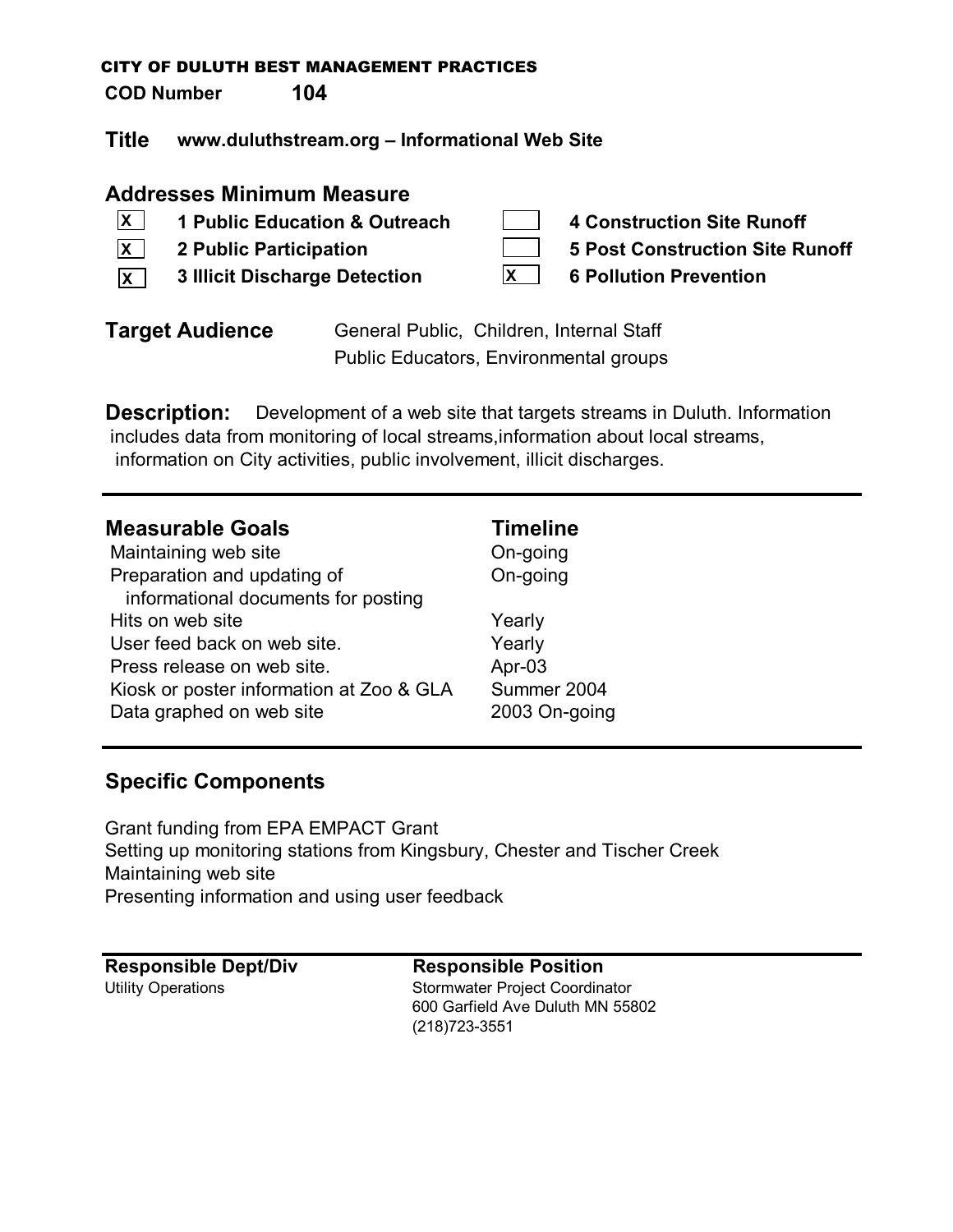CITY OF DULUTH BEST MANAGEMENT PRACTICES

**COD Number** **104**

**Title** **www.duluthstream.org – Informational Web Site**

## Addresses Minimum Measure

- [x] **1 Public Education & Outreach**
- [x] **2 Public Participation**
- [x] **3 Illicit Discharge Detection**
- [ ] **4 Construction Site Runoff**
- [ ] **5 Post Construction Site Runoff**
- [x] **6 Pollution Prevention**

**Target Audience** General Public, Children, Internal Staff
Public Educators, Environmental groups

**Description:** Development of a web site that targets streams in Duluth. Information includes data from monitoring of local streams,information about local streams, information on City activities, public involvement, illicit discharges.

| Measurable Goals | Timeline |
|---|---|
| Maintaining web site | On-going |
| Preparation and updating of informational documents for posting | On-going |
| Hits on web site | Yearly |
| User feed back on web site. | Yearly |
| Press release on web site. | Apr-03 |
| Kiosk or poster information at Zoo & GLA | Summer 2004 |
| Data graphed on web site | 2003 On-going |

## Specific Components

Grant funding from EPA EMPACT Grant
Setting up monitoring stations from Kingsbury, Chester and Tischer Creek
Maintaining web site
Presenting information and using user feedback

| Responsible Dept/Div | Responsible Position |
|---|---|
| Utility Operations | Stormwater Project Coordinator<br>600 Garfield Ave Duluth MN 55802<br>(218)723-3551 |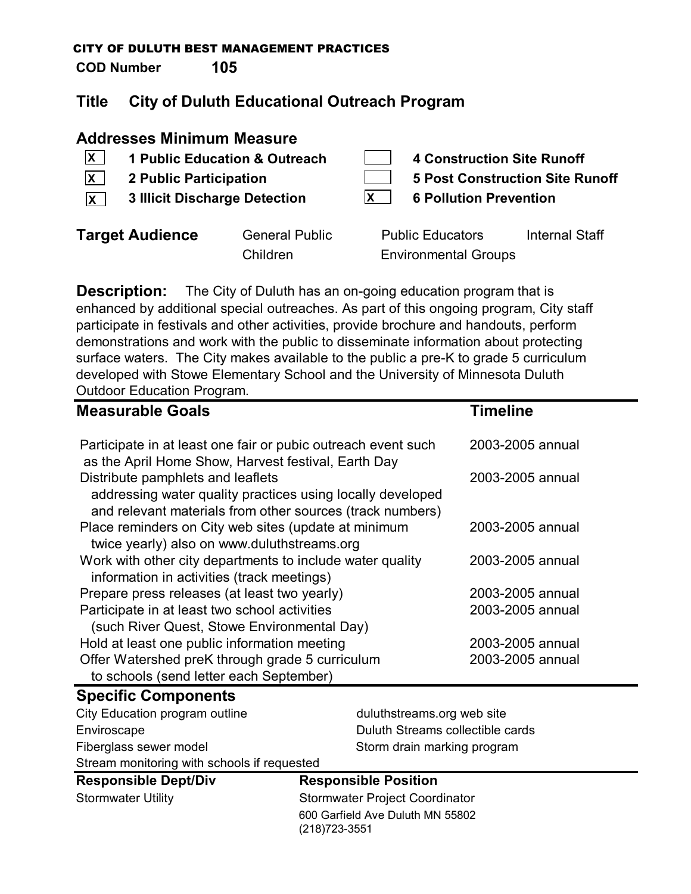CITY OF DULUTH BEST MANAGEMENT PRACTICES

**COD Number** **105**

## Title City of Duluth Educational Outreach Program

### Addresses Minimum Measure

- [x] **1 Public Education & Outreach**
- [x] **2 Public Participation**
- [x] **3 Illicit Discharge Detection**
- [ ] **4 Construction Site Runoff**
- [ ] **5 Post Construction Site Runoff**
- [x] **6 Pollution Prevention**

**Target Audience** General Public, Public Educators, Internal Staff, Children, Environmental Groups

**Description:** The City of Duluth has an on-going education program that is enhanced by additional special outreaches. As part of this ongoing program, City staff participate in festivals and other activities, provide brochure and handouts, perform demonstrations and work with the public to disseminate information about protecting surface waters. The City makes available to the public a pre-K to grade 5 curriculum developed with Stowe Elementary School and the University of Minnesota Duluth Outdoor Education Program.

| Measurable Goals | Timeline |
|---|---|
| Participate in at least one fair or pubic outreach event such as the April Home Show, Harvest festival, Earth Day | 2003-2005 annual |
| Distribute pamphlets and leaflets addressing water quality practices using locally developed and relevant materials from other sources (track numbers) | 2003-2005 annual |
| Place reminders on City web sites (update at minimum twice yearly) also on www.duluthstreams.org | 2003-2005 annual |
| Work with other city departments to include water quality information in activities (track meetings) | 2003-2005 annual |
| Prepare press releases (at least two yearly) | 2003-2005 annual |
| Participate in at least two school activities (such River Quest, Stowe Environmental Day) | 2003-2005 annual |
| Hold at least one public information meeting | 2003-2005 annual |
| Offer Watershed preK through grade 5 curriculum to schools (send letter each September) | 2003-2005 annual |

### Specific Components

- City Education program outline
- Enviroscape
- Fiberglass sewer model
- Stream monitoring with schools if requested
- duluthstreams.org web site
- Duluth Streams collectible cards
- Storm drain marking program

| Responsible Dept/Div | Responsible Position |
|---|---|
| Stormwater Utility | Stormwater Project Coordinator<br>600 Garfield Ave Duluth MN 55802<br>(218)723-3551 |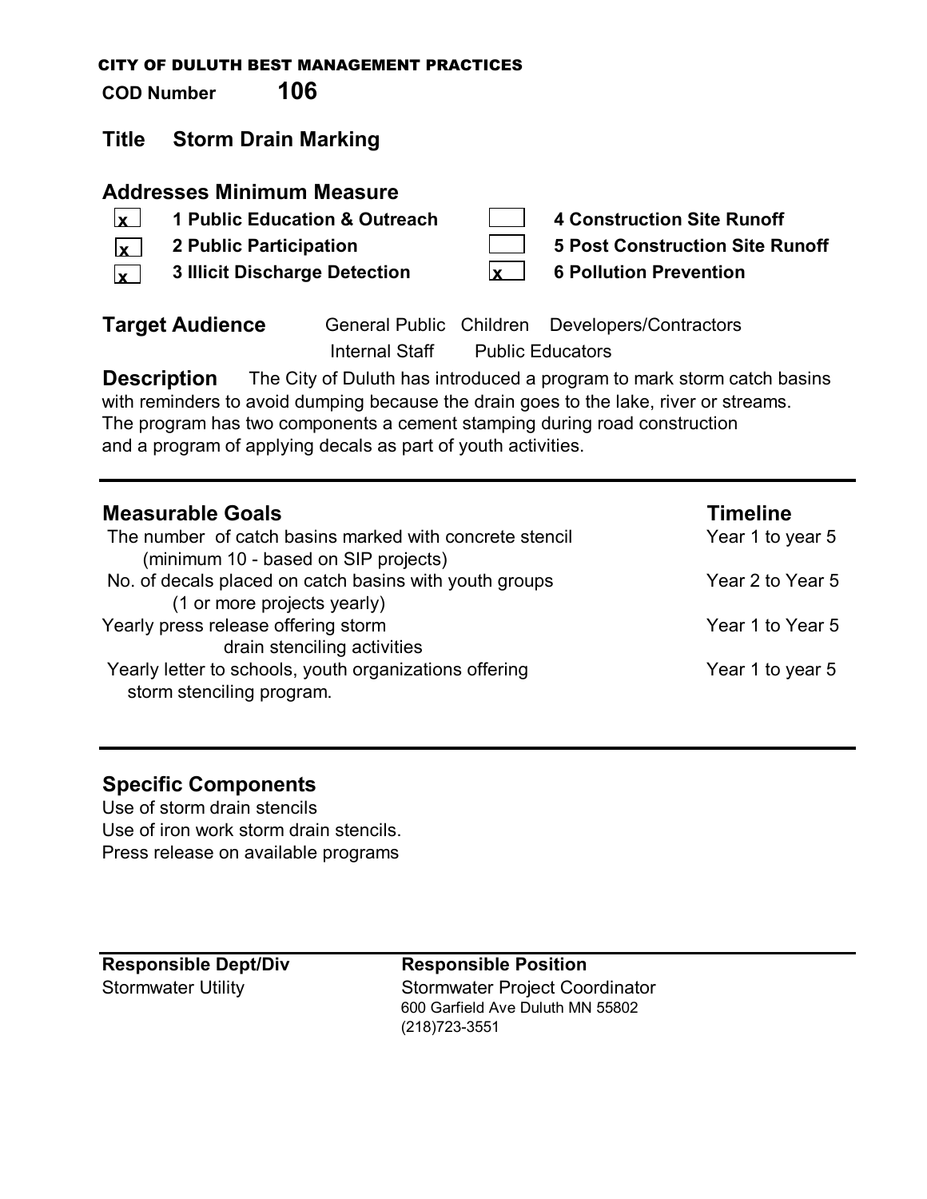CITY OF DULUTH BEST MANAGEMENT PRACTICES

**COD Number** **106**

## Title Storm Drain Marking

### Addresses Minimum Measure

- [x] **1 Public Education & Outreach**
- [x] **2 Public Participation**
- [x] **3 Illicit Discharge Detection**
- [ ] **4 Construction Site Runoff**
- [ ] **5 Post Construction Site Runoff**
- [x] **6 Pollution Prevention**

**Target Audience** General Public Children Developers/Contractors Internal Staff Public Educators

**Description** The City of Duluth has introduced a program to mark storm catch basins with reminders to avoid dumping because the drain goes to the lake, river or streams. The program has two components a cement stamping during road construction and a program of applying decals as part of youth activities.

| Measurable Goals | Timeline |
|---|---|
| The number of catch basins marked with concrete stencil (minimum 10 - based on SIP projects) | Year 1 to year 5 |
| No. of decals placed on catch basins with youth groups (1 or more projects yearly) | Year 2 to Year 5 |
| Yearly press release offering storm drain stenciling activities | Year 1 to Year 5 |
| Yearly letter to schools, youth organizations offering storm stenciling program. | Year 1 to year 5 |

### Specific Components

Use of storm drain stencils
Use of iron work storm drain stencils.
Press release on available programs

| Responsible Dept/Div | Responsible Position |
|---|---|
| Stormwater Utility | Stormwater Project Coordinator<br>600 Garfield Ave Duluth MN 55802<br>(218)723-3551 |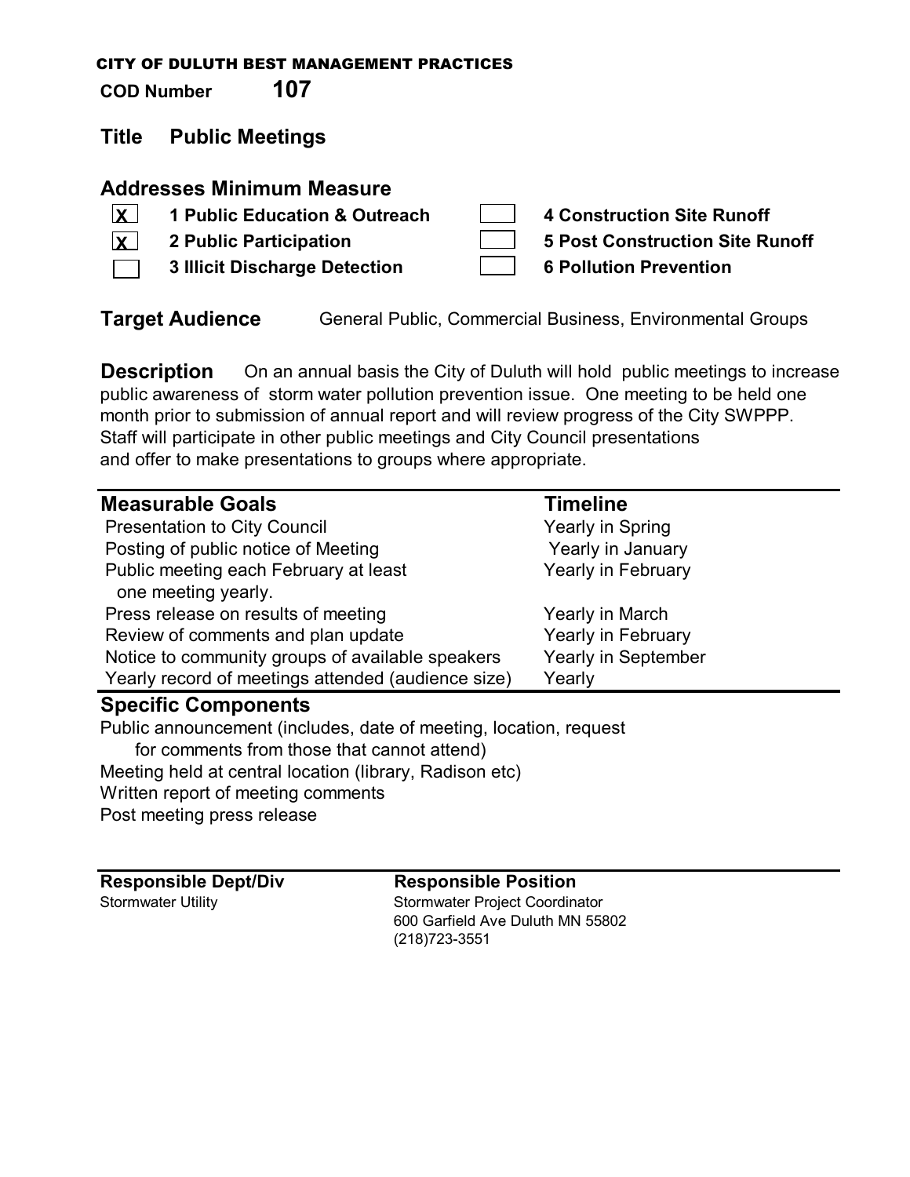CITY OF DULUTH BEST MANAGEMENT PRACTICES

**COD Number** **107**

## Title Public Meetings

### Addresses Minimum Measure

- [x] **1 Public Education & Outreach**
- [x] **2 Public Participation**
- [ ] **3 Illicit Discharge Detection**
- [ ] **4 Construction Site Runoff**
- [ ] **5 Post Construction Site Runoff**
- [ ] **6 Pollution Prevention**

**Target Audience** General Public, Commercial Business, Environmental Groups

**Description** On an annual basis the City of Duluth will hold public meetings to increase public awareness of storm water pollution prevention issue. One meeting to be held one month prior to submission of annual report and will review progress of the City SWPPP. Staff will participate in other public meetings and City Council presentations and offer to make presentations to groups where appropriate.

| Measurable Goals | Timeline |
|---|---|
| Presentation to City Council | Yearly in Spring |
| Posting of public notice of Meeting | Yearly in January |
| Public meeting each February at least one meeting yearly. | Yearly in February |
| Press release on results of meeting | Yearly in March |
| Review of comments and plan update | Yearly in February |
| Notice to community groups of available speakers | Yearly in September |
| Yearly record of meetings attended (audience size) | Yearly |

### Specific Components

Public announcement (includes, date of meeting, location, request for comments from those that cannot attend)
Meeting held at central location (library, Radison etc)
Written report of meeting comments
Post meeting press release

| Responsible Dept/Div | Responsible Position |
|---|---|
| Stormwater Utility | Stormwater Project Coordinator<br>600 Garfield Ave Duluth MN 55802<br>(218)723-3551 |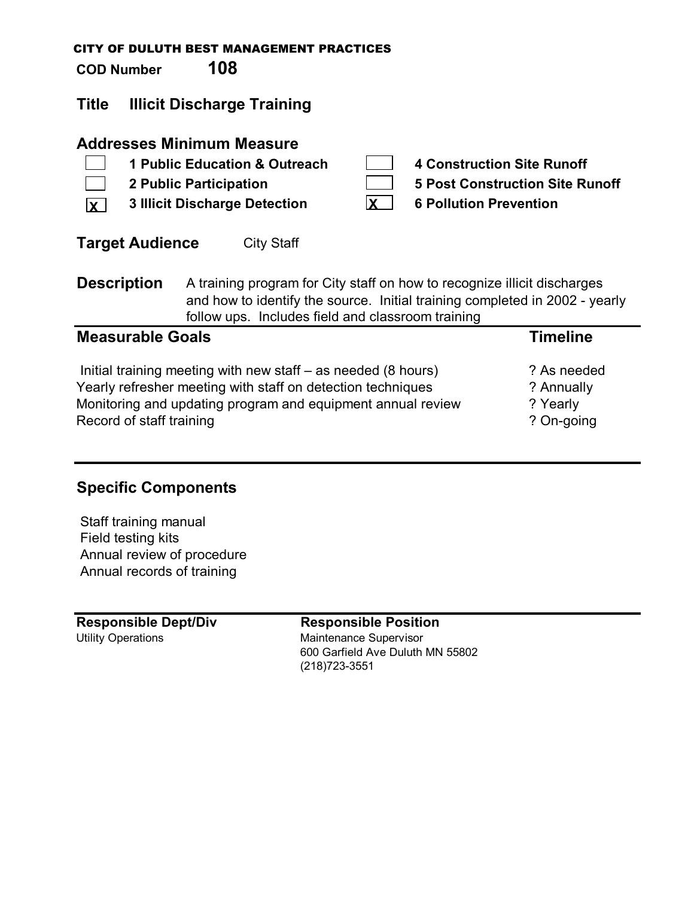CITY OF DULUTH BEST MANAGEMENT PRACTICES

**COD Number** **108**

## Title Illicit Discharge Training

### Addresses Minimum Measure

- [ ] **1 Public Education & Outreach**
- [ ] **2 Public Participation**
- [x] **3 Illicit Discharge Detection**
- [ ] **4 Construction Site Runoff**
- [ ] **5 Post Construction Site Runoff**
- [x] **6 Pollution Prevention**

**Target Audience** City Staff

**Description** A training program for City staff on how to recognize illicit discharges and how to identify the source. Initial training completed in 2002 - yearly follow ups. Includes field and classroom training

| Measurable Goals | Timeline |
|---|---|
| Initial training meeting with new staff – as needed (8 hours) | ? As needed |
| Yearly refresher meeting with staff on detection techniques | ? Annually |
| Monitoring and updating program and equipment annual review | ? Yearly |
| Record of staff training | ? On-going |

### Specific Components

Staff training manual
Field testing kits
Annual review of procedure
Annual records of training

| Responsible Dept/Div | Responsible Position |
|---|---|
| Utility Operations | Maintenance Supervisor<br>600 Garfield Ave Duluth MN 55802<br>(218)723-3551 |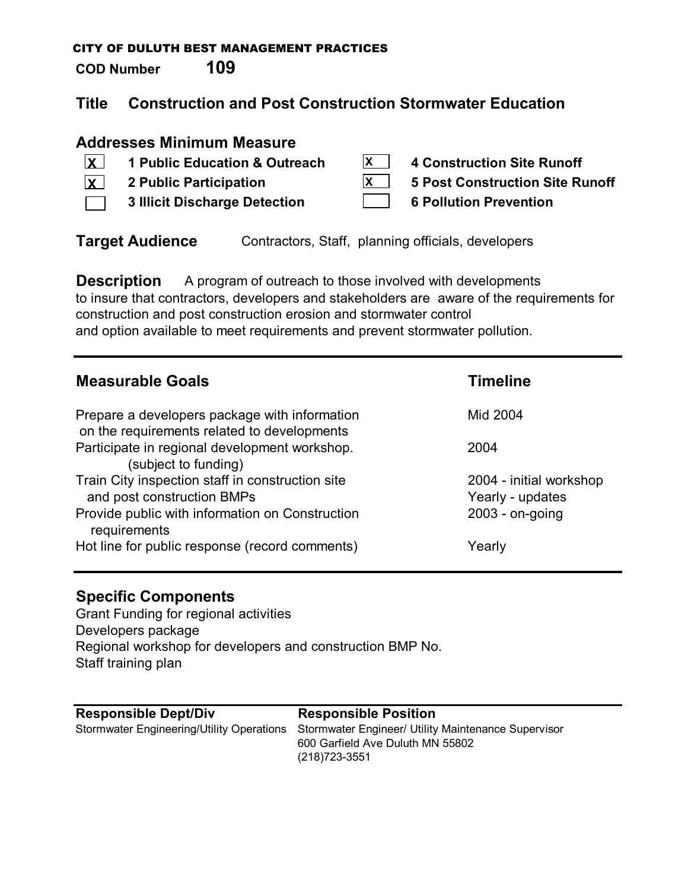CITY OF DULUTH BEST MANAGEMENT PRACTICES

**COD Number** **109**

## Title Construction and Post Construction Stormwater Education

### Addresses Minimum Measure

- [x] **1 Public Education & Outreach**
- [x] **2 Public Participation**
- [ ] **3 Illicit Discharge Detection**
- [x] **4 Construction Site Runoff**
- [x] **5 Post Construction Site Runoff**
- [ ] **6 Pollution Prevention**

**Target Audience** Contractors, Staff, planning officials, developers

**Description** A program of outreach to those involved with developments to insure that contractors, developers and stakeholders are aware of the requirements for construction and post construction erosion and stormwater control and option available to meet requirements and prevent stormwater pollution.

| Measurable Goals | Timeline |
|---|---|
| Prepare a developers package with information on the requirements related to developments | Mid 2004 |
| Participate in regional development workshop. (subject to funding) | 2004 |
| Train City inspection staff in construction site and post construction BMPs | 2004 - initial workshop<br>Yearly - updates |
| Provide public with information on Construction requirements | 2003 - on-going |
| Hot line for public response (record comments) | Yearly |

### Specific Components

Grant Funding for regional activities
Developers package
Regional workshop for developers and construction BMP No.
Staff training plan

| Responsible Dept/Div | Responsible Position |
|---|---|
| Stormwater Engineering/Utility Operations | Stormwater Engineer/ Utility Maintenance Supervisor<br>600 Garfield Ave Duluth MN 55802<br>(218)723-3551 |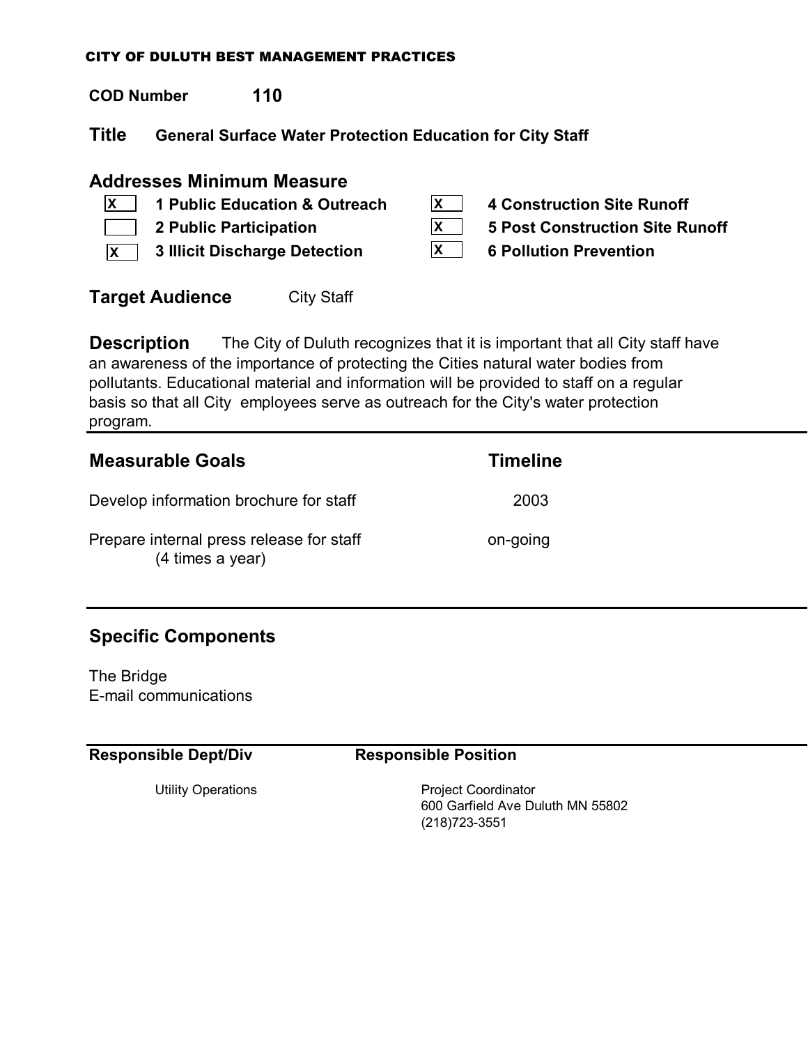CITY OF DULUTH BEST MANAGEMENT PRACTICES

**COD Number** **110**

## Title General Surface Water Protection Education for City Staff

### Addresses Minimum Measure

| | | | |
|---|---|---|---|
| X | **1 Public Education & Outreach** | X | **4 Construction Site Runoff** |
| | **2 Public Participation** | X | **5 Post Construction Site Runoff** |
| X | **3 Illicit Discharge Detection** | X | **6 Pollution Prevention** |

**Target Audience** City Staff

**Description** The City of Duluth recognizes that it is important that all City staff have an awareness of the importance of protecting the Cities natural water bodies from pollutants. Educational material and information will be provided to staff on a regular basis so that all City employees serve as outreach for the City's water protection program.

| Measurable Goals | Timeline |
|---|---|
| Develop information brochure for staff | 2003 |
| Prepare internal press release for staff (4 times a year) | on-going |

### Specific Components

The Bridge
E-mail communications

| Responsible Dept/Div | Responsible Position |
|---|---|
| Utility Operations | Project Coordinator<br>600 Garfield Ave Duluth MN 55802<br>(218)723-3551 |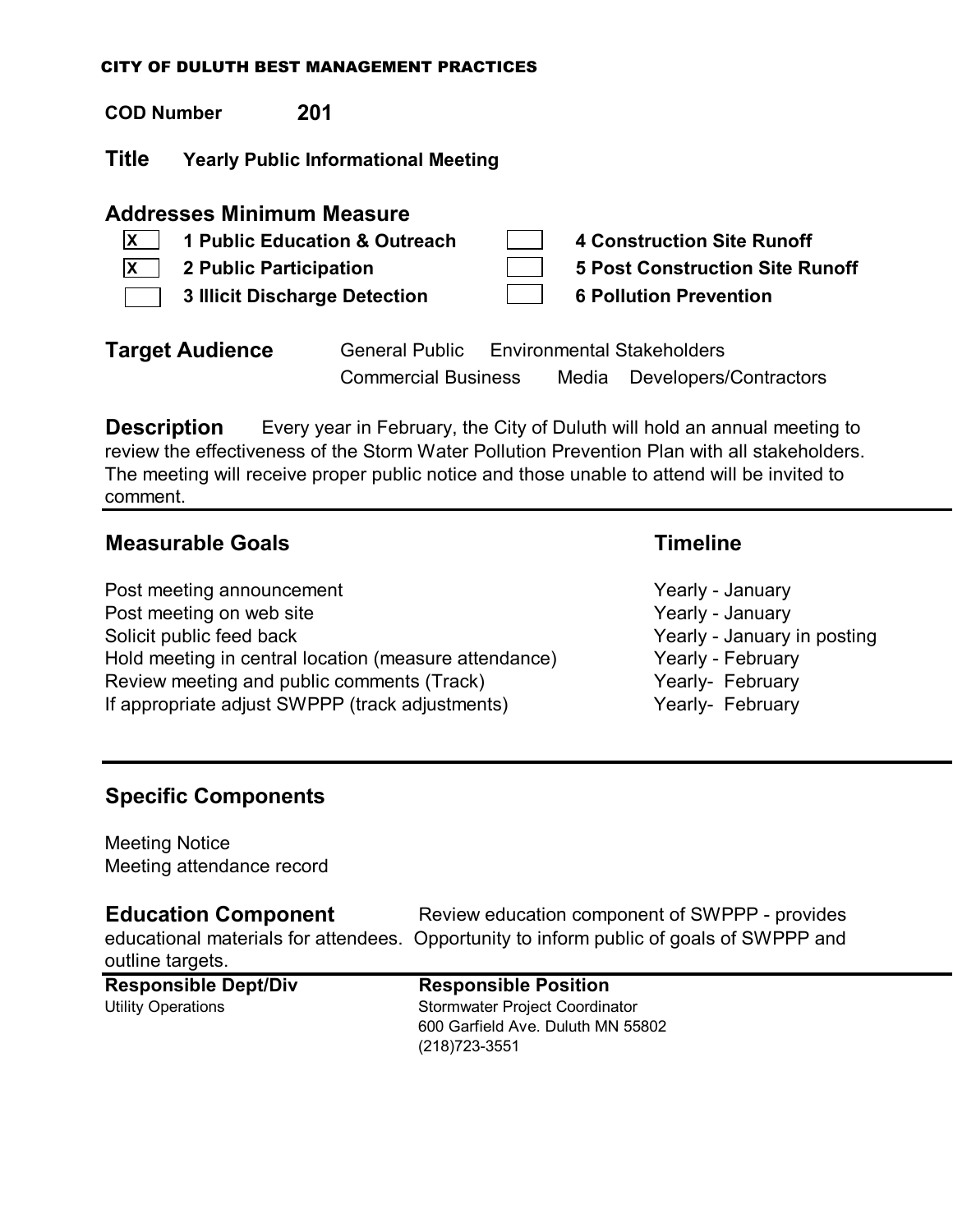CITY OF DULUTH BEST MANAGEMENT PRACTICES

**COD Number** **201**

## Title Yearly Public Informational Meeting

### Addresses Minimum Measure

- [x] 1 Public Education & Outreach
- [x] 2 Public Participation
- [ ] 3 Illicit Discharge Detection
- [ ] 4 Construction Site Runoff
- [ ] 5 Post Construction Site Runoff
- [ ] 6 Pollution Prevention

**Target Audience** General Public Environmental Stakeholders Commercial Business Media Developers/Contractors

**Description** Every year in February, the City of Duluth will hold an annual meeting to review the effectiveness of the Storm Water Pollution Prevention Plan with all stakeholders. The meeting will receive proper public notice and those unable to attend will be invited to comment.

| Measurable Goals | Timeline |
|---|---|
| Post meeting announcement | Yearly - January |
| Post meeting on web site | Yearly - January |
| Solicit public feed back | Yearly - January in posting |
| Hold meeting in central location (measure attendance) | Yearly - February |
| Review meeting and public comments (Track) | Yearly- February |
| If appropriate adjust SWPPP (track adjustments) | Yearly- February |

### Specific Components

Meeting Notice
Meeting attendance record

**Education Component** Review education component of SWPPP - provides educational materials for attendees. Opportunity to inform public of goals of SWPPP and outline targets.

| Responsible Dept/Div | Responsible Position |
|---|---|
| Utility Operations | Stormwater Project Coordinator<br>600 Garfield Ave. Duluth MN 55802<br>(218)723-3551 |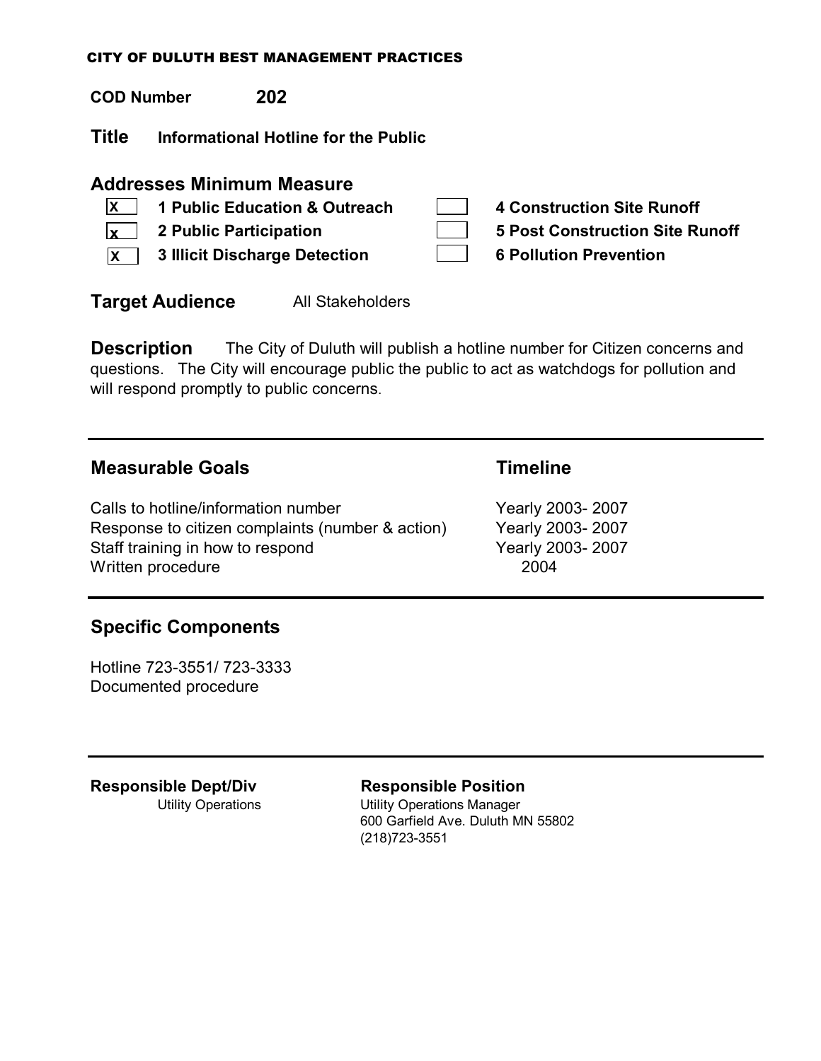CITY OF DULUTH BEST MANAGEMENT PRACTICES

**COD Number** **202**

## Title Informational Hotline for the Public

### Addresses Minimum Measure

- [x] **1 Public Education & Outreach**
- [x] **2 Public Participation**
- [x] **3 Illicit Discharge Detection**
- [ ] **4 Construction Site Runoff**
- [ ] **5 Post Construction Site Runoff**
- [ ] **6 Pollution Prevention**

**Target Audience** All Stakeholders

**Description** The City of Duluth will publish a hotline number for Citizen concerns and questions. The City will encourage public the public to act as watchdogs for pollution and will respond promptly to public concerns.

| Measurable Goals | Timeline |
|---|---|
| Calls to hotline/information number | Yearly 2003- 2007 |
| Response to citizen complaints (number & action) | Yearly 2003- 2007 |
| Staff training in how to respond | Yearly 2003- 2007 |
| Written procedure | 2004 |

### Specific Components

Hotline 723-3551/ 723-3333
Documented procedure

**Responsible Dept/Div**
Utility Operations

**Responsible Position**
Utility Operations Manager
600 Garfield Ave. Duluth MN 55802
(218)723-3551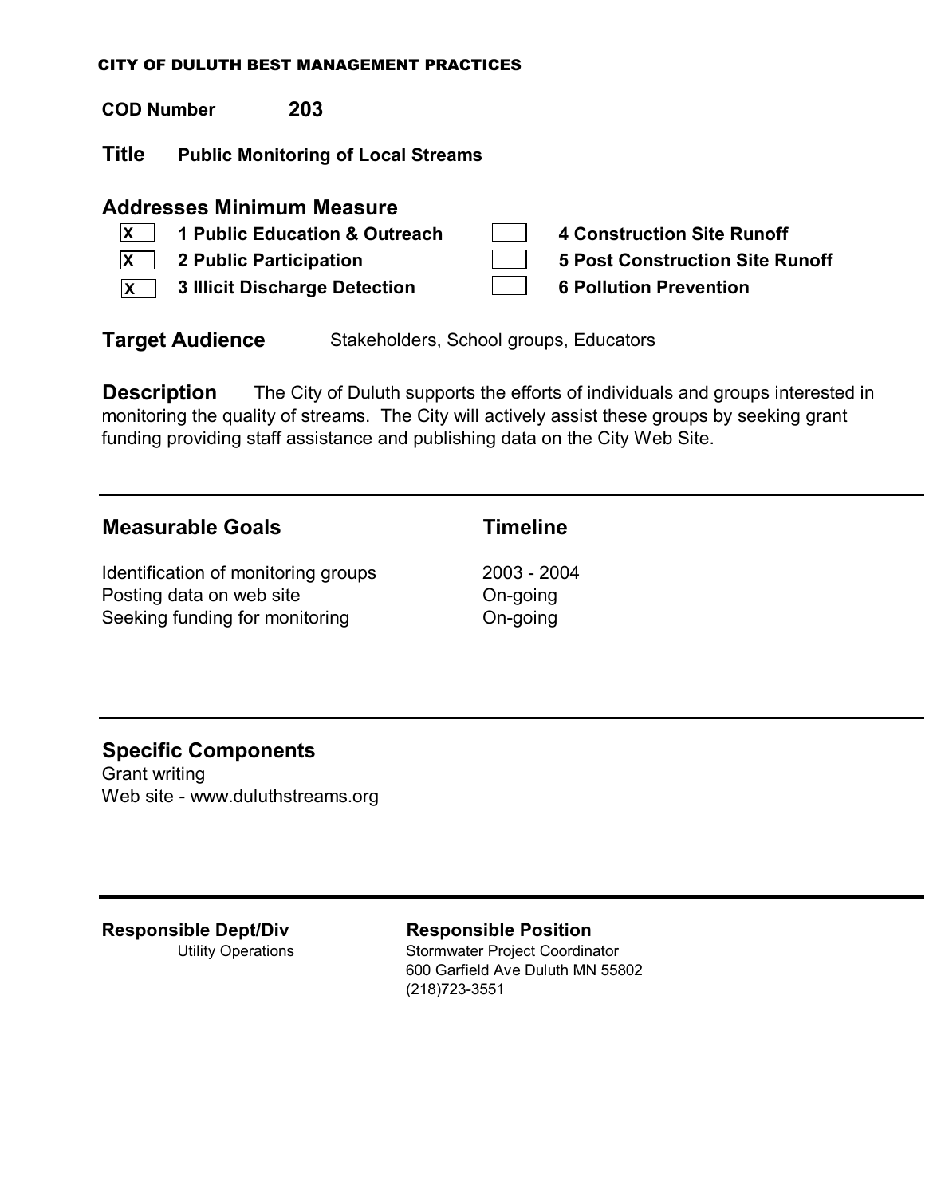CITY OF DULUTH BEST MANAGEMENT PRACTICES

**COD Number** **203**

## Title **Public Monitoring of Local Streams**

### Addresses Minimum Measure

- [x] **1 Public Education & Outreach**
- [x] **2 Public Participation**
- [x] **3 Illicit Discharge Detection**
- [ ] **4 Construction Site Runoff**
- [ ] **5 Post Construction Site Runoff**
- [ ] **6 Pollution Prevention**

**Target Audience** Stakeholders, School groups, Educators

**Description** The City of Duluth supports the efforts of individuals and groups interested in monitoring the quality of streams. The City will actively assist these groups by seeking grant funding providing staff assistance and publishing data on the City Web Site.

---

| Measurable Goals | Timeline |
| --- | --- |
| Identification of monitoring groups | 2003 - 2004 |
| Posting data on web site | On-going |
| Seeking funding for monitoring | On-going |

---

### Specific Components

Grant writing
Web site - www.duluthstreams.org

---

**Responsible Dept/Div**
Utility Operations

**Responsible Position**
Stormwater Project Coordinator
600 Garfield Ave Duluth MN 55802
(218)723-3551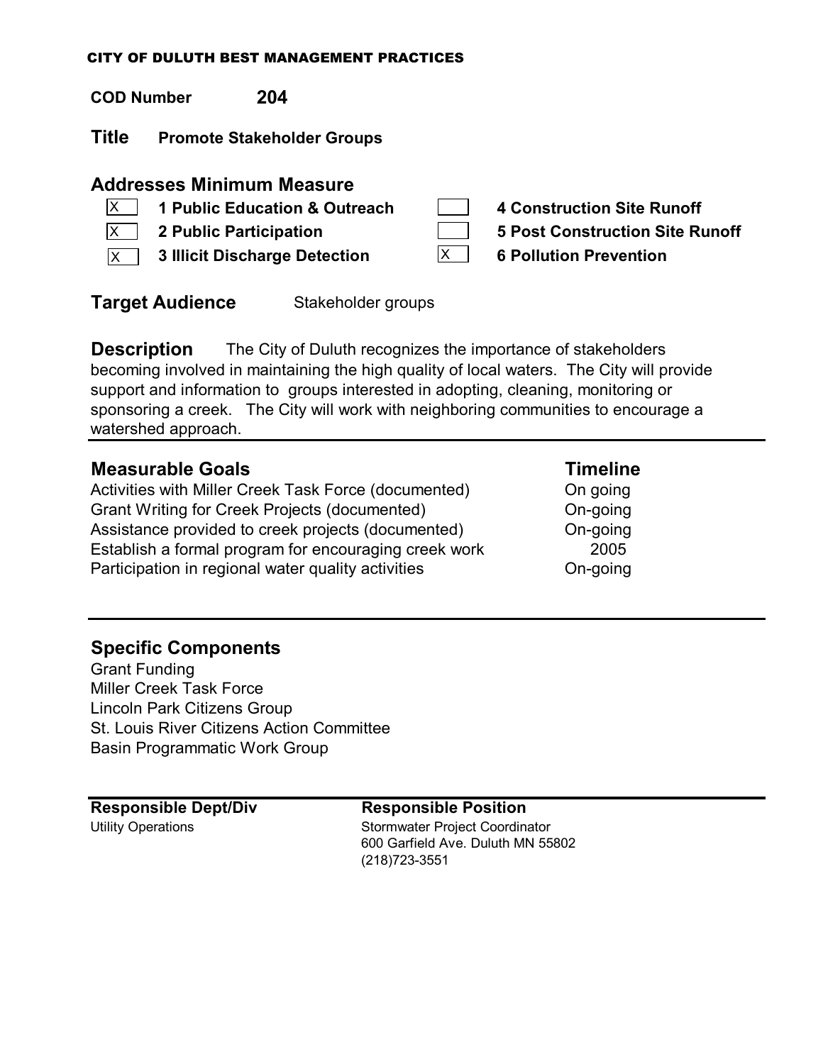CITY OF DULUTH BEST MANAGEMENT PRACTICES

**COD Number** **204**

## Title Promote Stakeholder Groups

## Addresses Minimum Measure

- [X] **1 Public Education & Outreach**
- [X] **2 Public Participation**
- [X] **3 Illicit Discharge Detection**
- [ ] **4 Construction Site Runoff**
- [ ] **5 Post Construction Site Runoff**
- [X] **6 Pollution Prevention**

**Target Audience** Stakeholder groups

**Description** The City of Duluth recognizes the importance of stakeholders becoming involved in maintaining the high quality of local waters. The City will provide support and information to groups interested in adopting, cleaning, monitoring or sponsoring a creek. The City will work with neighboring communities to encourage a watershed approach.

| Measurable Goals | Timeline |
|---|---|
| Activities with Miller Creek Task Force (documented) | On going |
| Grant Writing for Creek Projects (documented) | On-going |
| Assistance provided to creek projects (documented) | On-going |
| Establish a formal program for encouraging creek work | 2005 |
| Participation in regional water quality activities | On-going |

## Specific Components

Grant Funding
Miller Creek Task Force
Lincoln Park Citizens Group
St. Louis River Citizens Action Committee
Basin Programmatic Work Group

| Responsible Dept/Div | Responsible Position |
|---|---|
| Utility Operations | Stormwater Project Coordinator<br>600 Garfield Ave. Duluth MN 55802<br>(218)723-3551 |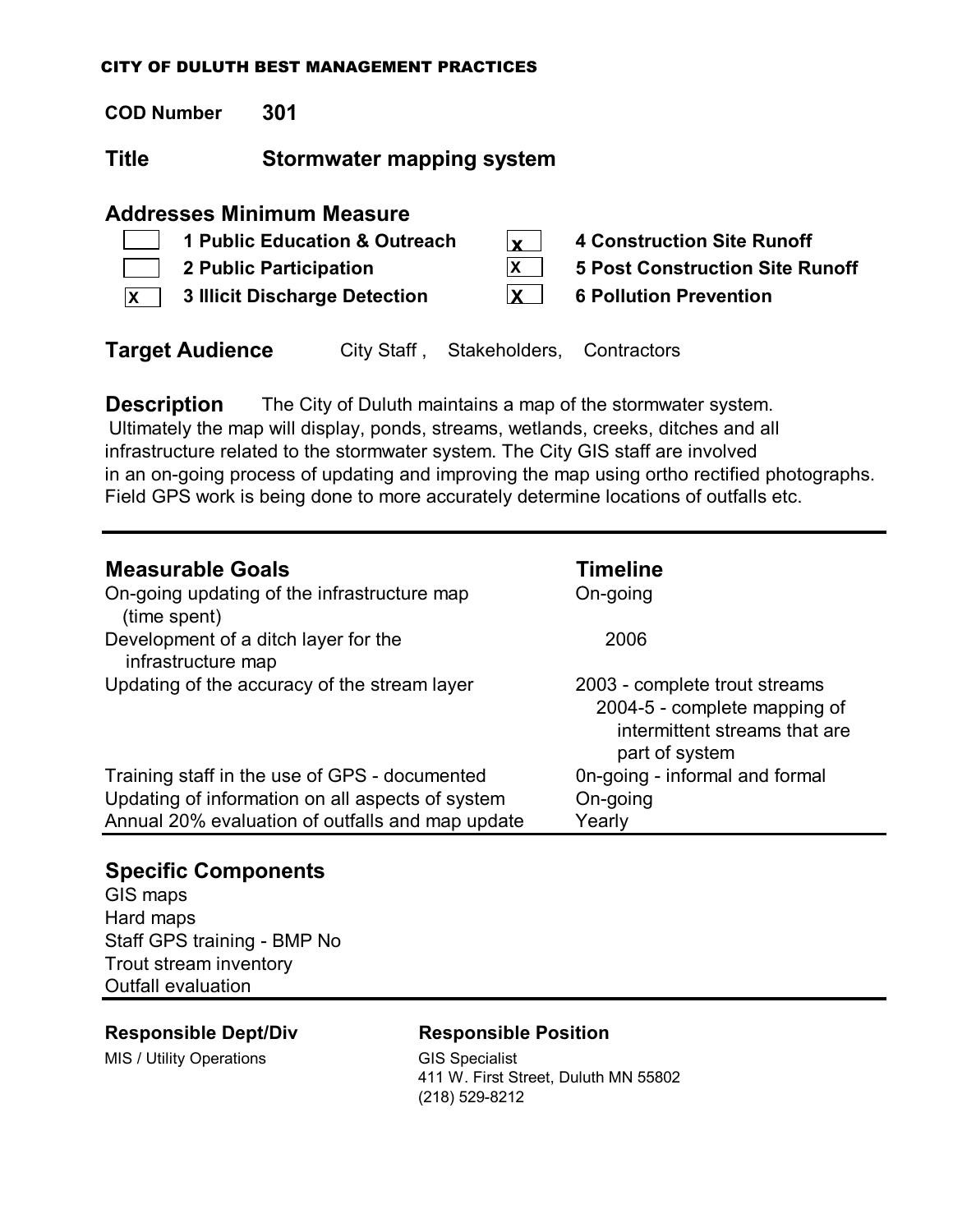CITY OF DULUTH BEST MANAGEMENT PRACTICES

**COD Number** **301**

## Title Stormwater mapping system

### Addresses Minimum Measure

| | | | |
|---|---|---|---|
| [ ] | **1 Public Education & Outreach** | [x] | **4 Construction Site Runoff** |
| [ ] | **2 Public Participation** | [X] | **5 Post Construction Site Runoff** |
| [X] | **3 Illicit Discharge Detection** | [X] | **6 Pollution Prevention** |

**Target Audience** City Staff , Stakeholders, Contractors

**Description** The City of Duluth maintains a map of the stormwater system. Ultimately the map will display, ponds, streams, wetlands, creeks, ditches and all infrastructure related to the stormwater system. The City GIS staff are involved in an on-going process of updating and improving the map using ortho rectified photographs. Field GPS work is being done to more accurately determine locations of outfalls etc.

| Measurable Goals | Timeline |
|---|---|
| On-going updating of the infrastructure map (time spent) | On-going |
| Development of a ditch layer for the infrastructure map | 2006 |
| Updating of the accuracy of the stream layer | 2003 - complete trout streams<br>2004-5 - complete mapping of intermittent streams that are part of system |
| Training staff in the use of GPS - documented | 0n-going - informal and formal |
| Updating of information on all aspects of system | On-going |
| Annual 20% evaluation of outfalls and map update | Yearly |

### Specific Components

GIS maps
Hard maps
Staff GPS training - BMP No
Trout stream inventory
Outfall evaluation

| Responsible Dept/Div | Responsible Position |
|---|---|
| MIS / Utility Operations | GIS Specialist<br>411 W. First Street, Duluth MN 55802<br>(218) 529-8212 |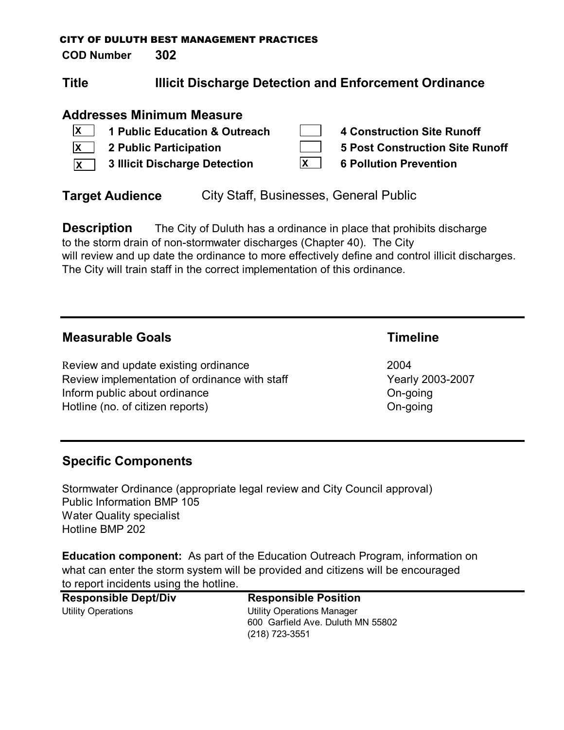CITY OF DULUTH BEST MANAGEMENT PRACTICES

**COD Number** **302**

## Title Illicit Discharge Detection and Enforcement Ordinance

### Addresses Minimum Measure

- [X] **1 Public Education & Outreach**
- [X] **2 Public Participation**
- [X] **3 Illicit Discharge Detection**
- [ ] **4 Construction Site Runoff**
- [ ] **5 Post Construction Site Runoff**
- [X] **6 Pollution Prevention**

**Target Audience** City Staff, Businesses, General Public

**Description** The City of Duluth has a ordinance in place that prohibits discharge to the storm drain of non-stormwater discharges (Chapter 40). The City will review and up date the ordinance to more effectively define and control illicit discharges. The City will train staff in the correct implementation of this ordinance.

| Measurable Goals | Timeline |
|---|---|
| Review and update existing ordinance | 2004 |
| Review implementation of ordinance with staff | Yearly 2003-2007 |
| Inform public about ordinance | On-going |
| Hotline (no. of citizen reports) | On-going |

### Specific Components

Stormwater Ordinance (appropriate legal review and City Council approval)
Public Information BMP 105
Water Quality specialist
Hotline BMP 202

**Education component:** As part of the Education Outreach Program, information on what can enter the storm system will be provided and citizens will be encouraged to report incidents using the hotline.

| Responsible Dept/Div | Responsible Position |
|---|---|
| Utility Operations | Utility Operations Manager<br>600 Garfield Ave. Duluth MN 55802<br>(218) 723-3551 |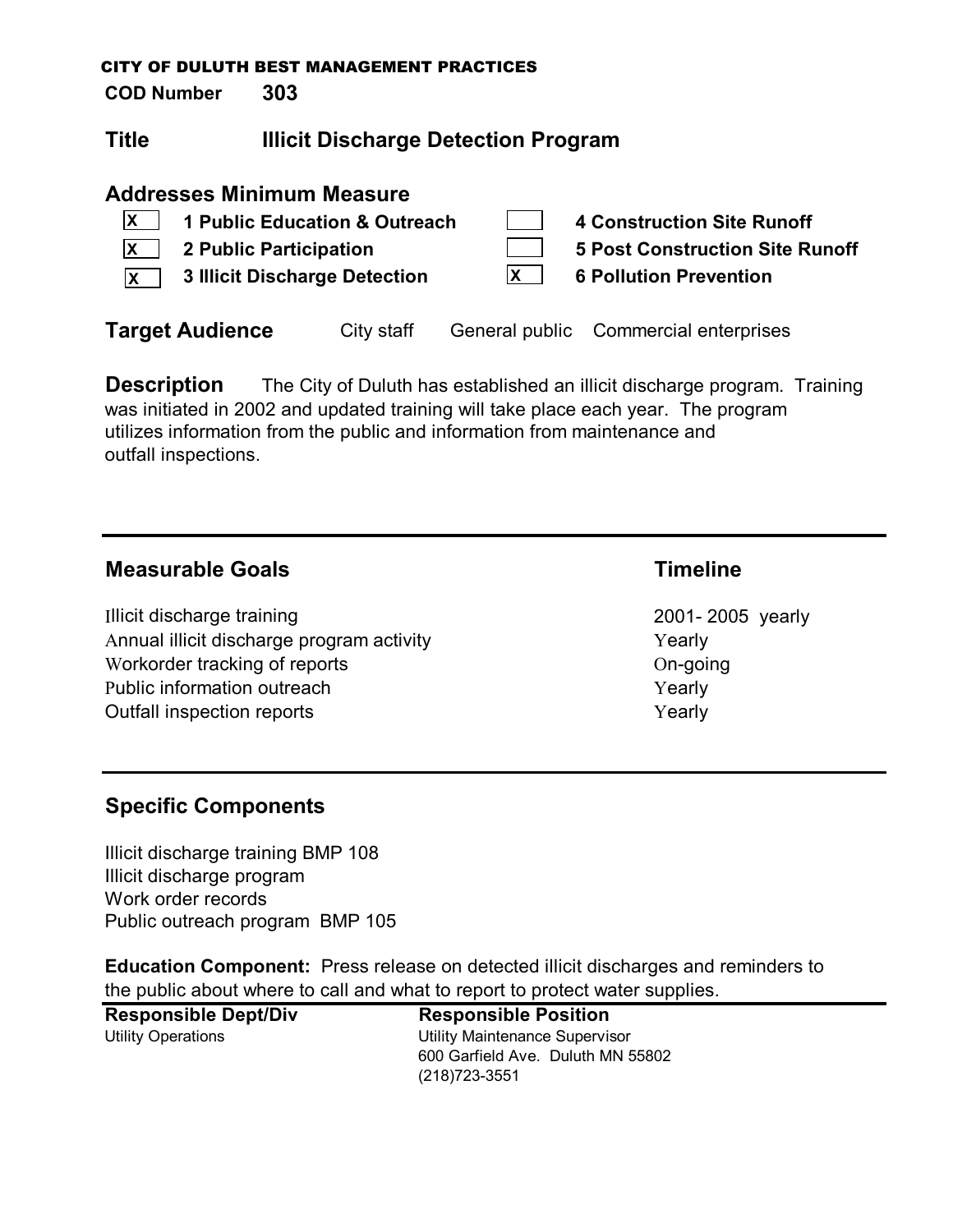CITY OF DULUTH BEST MANAGEMENT PRACTICES

**COD Number** **303**

## Title Illicit Discharge Detection Program

### Addresses Minimum Measure

- [x] **1 Public Education & Outreach**
- [x] **2 Public Participation**
- [x] **3 Illicit Discharge Detection**
- [ ] **4 Construction Site Runoff**
- [ ] **5 Post Construction Site Runoff**
- [x] **6 Pollution Prevention**

**Target Audience** City staff General public Commercial enterprises

**Description** The City of Duluth has established an illicit discharge program. Training was initiated in 2002 and updated training will take place each year. The program utilizes information from the public and information from maintenance and outfall inspections.

---

| Measurable Goals | Timeline |
|---|---|
| Illicit discharge training | 2001- 2005 yearly |
| Annual illicit discharge program activity | Yearly |
| Workorder tracking of reports | On-going |
| Public information outreach | Yearly |
| Outfall inspection reports | Yearly |

---

### Specific Components

Illicit discharge training BMP 108
Illicit discharge program
Work order records
Public outreach program BMP 105

**Education Component:** Press release on detected illicit discharges and reminders to the public about where to call and what to report to protect water supplies.

| Responsible Dept/Div | Responsible Position |
|---|---|
| Utility Operations | Utility Maintenance Supervisor<br>600 Garfield Ave. Duluth MN 55802<br>(218)723-3551 |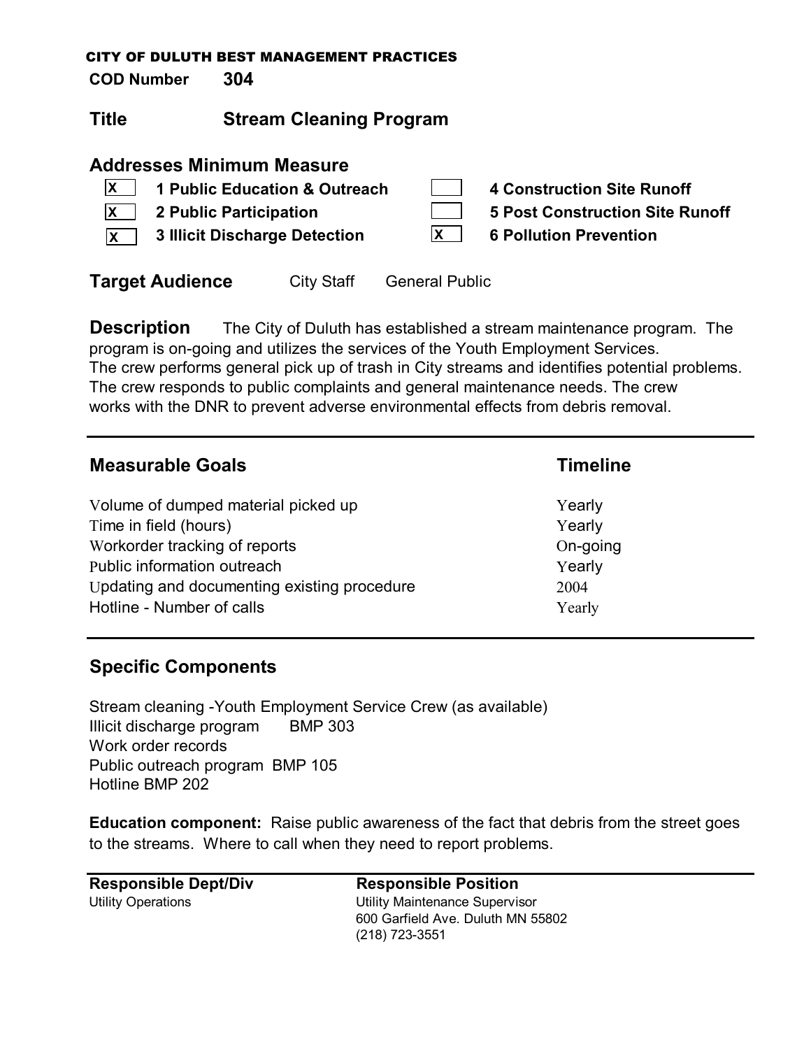CITY OF DULUTH BEST MANAGEMENT PRACTICES

**COD Number** **304**

## Title Stream Cleaning Program

### Addresses Minimum Measure

| | | | |
|---|---|---|---|
| X | **1 Public Education & Outreach** | | **4 Construction Site Runoff** |
| X | **2 Public Participation** | | **5 Post Construction Site Runoff** |
| X | **3 Illicit Discharge Detection** | X | **6 Pollution Prevention** |

**Target Audience** City Staff General Public

**Description** The City of Duluth has established a stream maintenance program. The program is on-going and utilizes the services of the Youth Employment Services. The crew performs general pick up of trash in City streams and identifies potential problems. The crew responds to public complaints and general maintenance needs. The crew works with the DNR to prevent adverse environmental effects from debris removal.

| Measurable Goals | Timeline |
|---|---|
| Volume of dumped material picked up | Yearly |
| Time in field (hours) | Yearly |
| Workorder tracking of reports | On-going |
| Public information outreach | Yearly |
| Updating and documenting existing procedure | 2004 |
| Hotline - Number of calls | Yearly |

### Specific Components

Stream cleaning -Youth Employment Service Crew (as available)
Illicit discharge program BMP 303
Work order records
Public outreach program BMP 105
Hotline BMP 202

**Education component:** Raise public awareness of the fact that debris from the street goes to the streams. Where to call when they need to report problems.

| Responsible Dept/Div | Responsible Position |
|---|---|
| Utility Operations | Utility Maintenance Supervisor<br>600 Garfield Ave. Duluth MN 55802<br>(218) 723-3551 |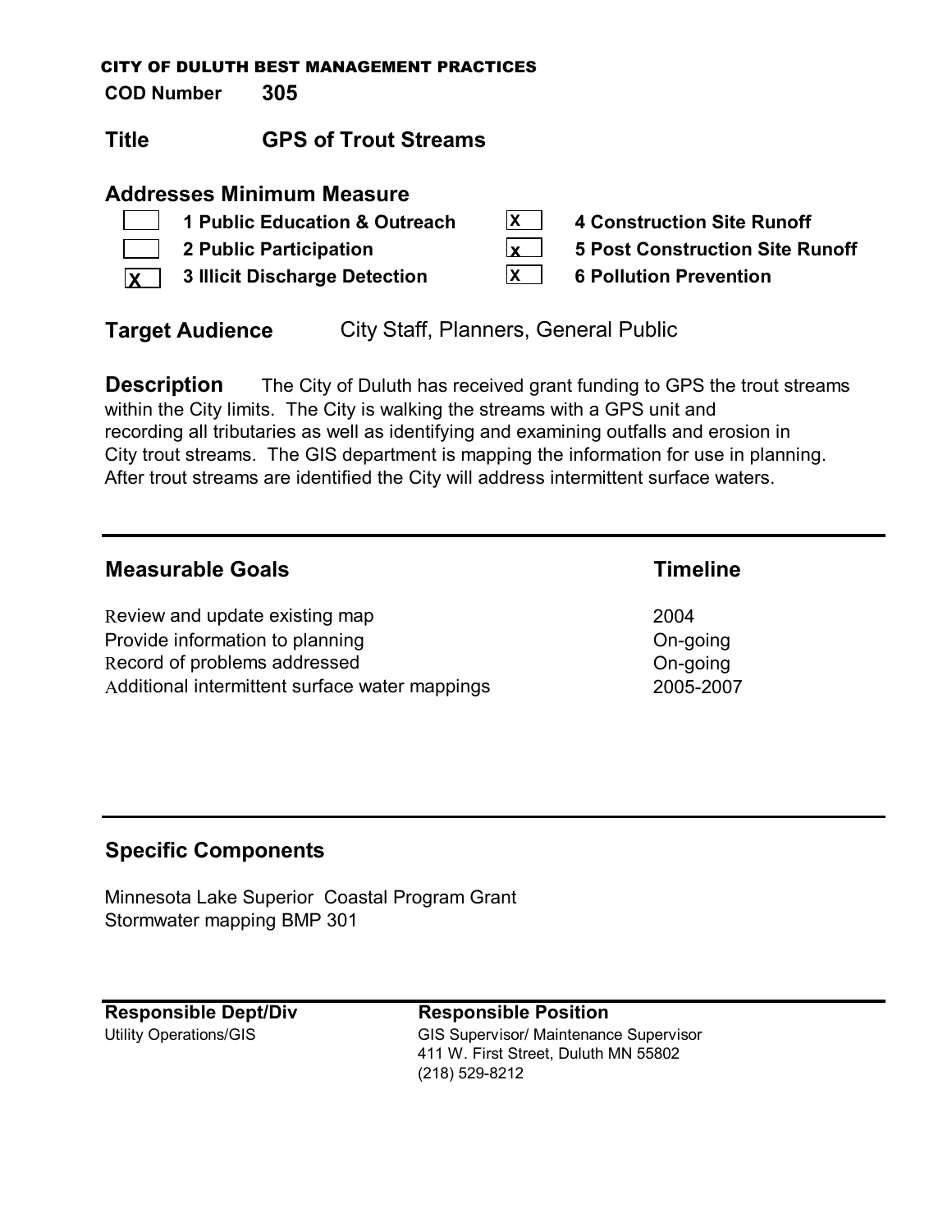CITY OF DULUTH BEST MANAGEMENT PRACTICES

**COD Number** **305**

## Title GPS of Trout Streams

### Addresses Minimum Measure

- [ ] 1 Public Education & Outreach
- [ ] 2 Public Participation
- [x] 3 Illicit Discharge Detection
- [x] 4 Construction Site Runoff
- [x] 5 Post Construction Site Runoff
- [x] 6 Pollution Prevention

**Target Audience** City Staff, Planners, General Public

**Description** The City of Duluth has received grant funding to GPS the trout streams within the City limits. The City is walking the streams with a GPS unit and recording all tributaries as well as identifying and examining outfalls and erosion in City trout streams. The GIS department is mapping the information for use in planning. After trout streams are identified the City will address intermittent surface waters.

---

| Measurable Goals | Timeline |
|---|---|
| Review and update existing map | 2004 |
| Provide information to planning | On-going |
| Record of problems addressed | On-going |
| Additional intermittent surface water mappings | 2005-2007 |

---

### Specific Components

Minnesota Lake Superior Coastal Program Grant
Stormwater mapping BMP 301

---

**Responsible Dept/Div**
Utility Operations/GIS

**Responsible Position**
GIS Supervisor/ Maintenance Supervisor
411 W. First Street, Duluth MN 55802
(218) 529-8212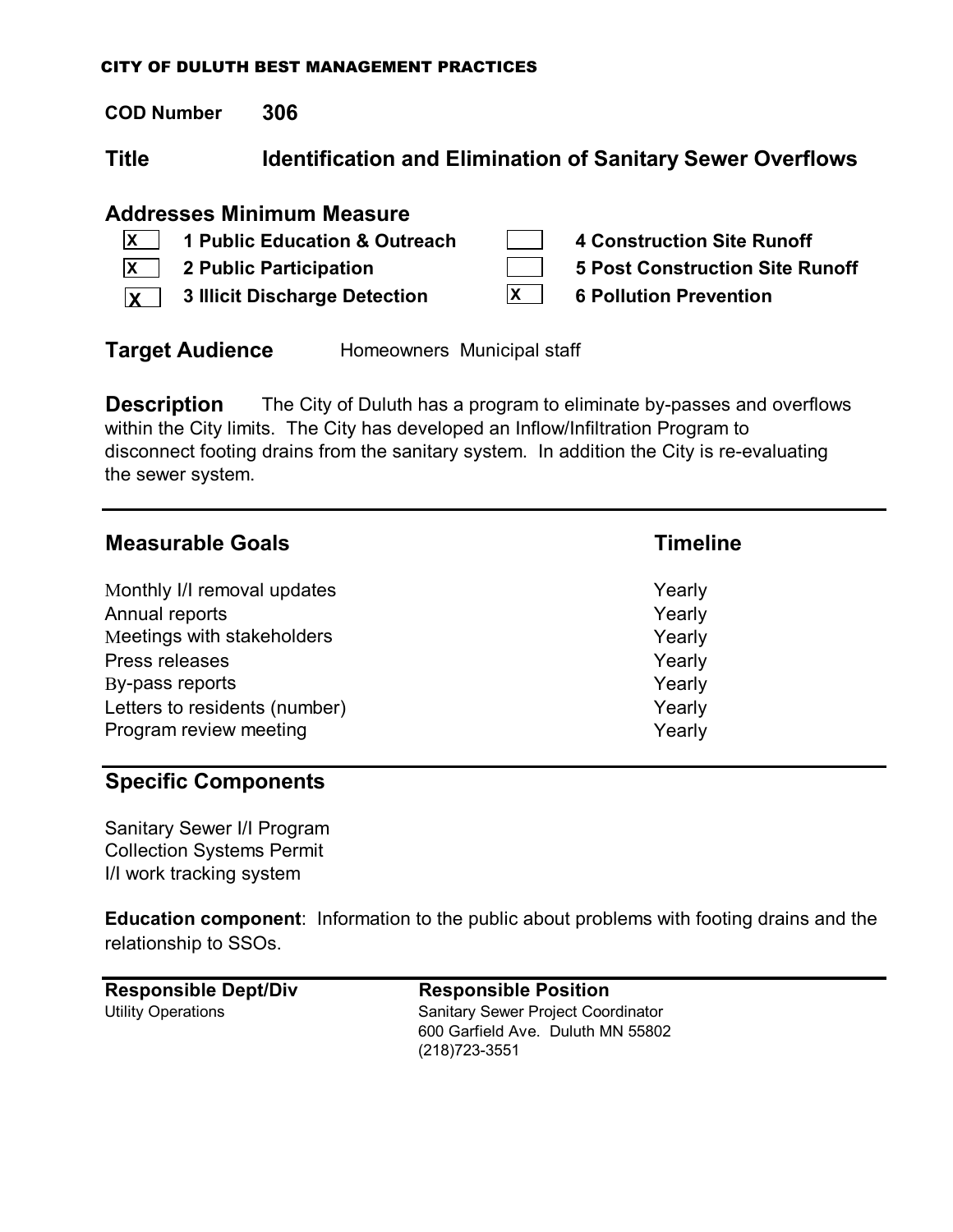CITY OF DULUTH BEST MANAGEMENT PRACTICES

**COD Number** **306**

## Title Identification and Elimination of Sanitary Sewer Overflows

### Addresses Minimum Measure

- [X] **1 Public Education & Outreach**
- [X] **2 Public Participation**
- [X] **3 Illicit Discharge Detection**
- [ ] **4 Construction Site Runoff**
- [ ] **5 Post Construction Site Runoff**
- [X] **6 Pollution Prevention**

**Target Audience** Homeowners Municipal staff

**Description** The City of Duluth has a program to eliminate by-passes and overflows within the City limits. The City has developed an Inflow/Infiltration Program to disconnect footing drains from the sanitary system. In addition the City is re-evaluating the sewer system.

| Measurable Goals | Timeline |
|---|---|
| Monthly I/I removal updates | Yearly |
| Annual reports | Yearly |
| Meetings with stakeholders | Yearly |
| Press releases | Yearly |
| By-pass reports | Yearly |
| Letters to residents (number) | Yearly |
| Program review meeting | Yearly |

### Specific Components

Sanitary Sewer I/I Program
Collection Systems Permit
I/I work tracking system

**Education component**: Information to the public about problems with footing drains and the relationship to SSOs.

| Responsible Dept/Div | Responsible Position |
|---|---|
| Utility Operations | Sanitary Sewer Project Coordinator<br>600 Garfield Ave. Duluth MN 55802<br>(218)723-3551 |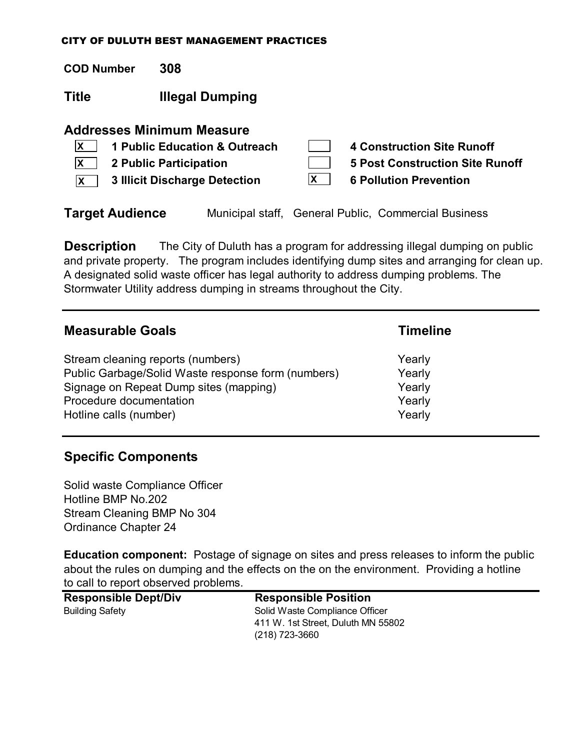# CITY OF DULUTH BEST MANAGEMENT PRACTICES

**COD Number** **308**

**Title** **Illegal Dumping**

## Addresses Minimum Measure

- [X] **1 Public Education & Outreach**
- [X] **2 Public Participation**
- [X] **3 Illicit Discharge Detection**
- [ ] **4 Construction Site Runoff**
- [ ] **5 Post Construction Site Runoff**
- [X] **6 Pollution Prevention**

**Target Audience** Municipal staff, General Public, Commercial Business

**Description** The City of Duluth has a program for addressing illegal dumping on public and private property. The program includes identifying dump sites and arranging for clean up. A designated solid waste officer has legal authority to address dumping problems. The Stormwater Utility address dumping in streams throughout the City.

---

| Measurable Goals | Timeline |
|---|---|
| Stream cleaning reports (numbers) | Yearly |
| Public Garbage/Solid Waste response form (numbers) | Yearly |
| Signage on Repeat Dump sites (mapping) | Yearly |
| Procedure documentation | Yearly |
| Hotline calls (number) | Yearly |

---

## Specific Components

Solid waste Compliance Officer
Hotline BMP No.202
Stream Cleaning BMP No 304
Ordinance Chapter 24

**Education component:** Postage of signage on sites and press releases to inform the public about the rules on dumping and the effects on the on the environment. Providing a hotline to call to report observed problems.

| Responsible Dept/Div | Responsible Position |
|---|---|
| Building Safety | Solid Waste Compliance Officer<br>411 W. 1st Street, Duluth MN 55802<br>(218) 723-3660 |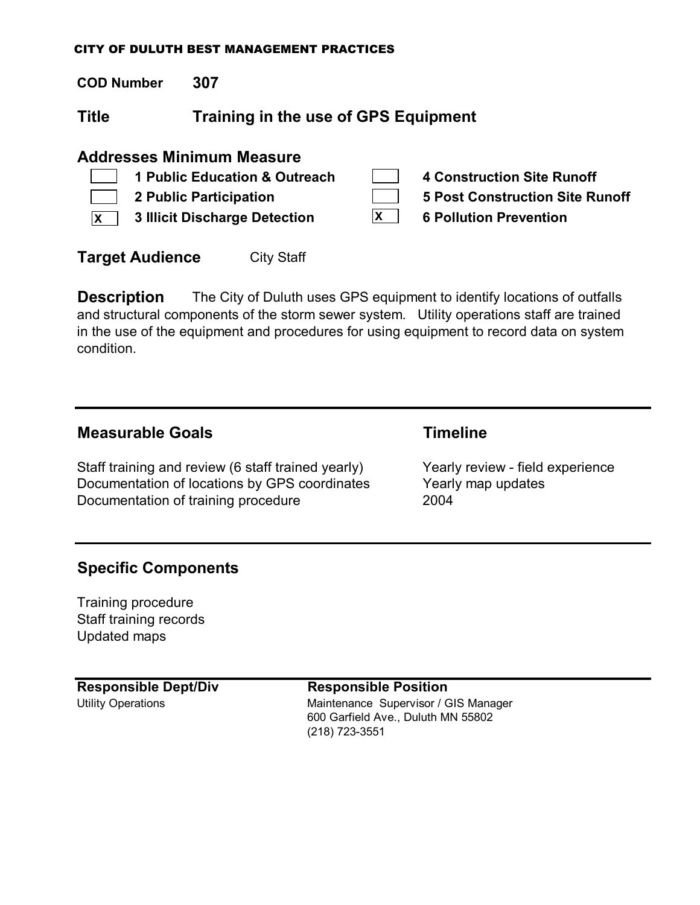CITY OF DULUTH BEST MANAGEMENT PRACTICES

**COD Number** **307**

## Title Training in the use of GPS Equipment

### Addresses Minimum Measure

- [ ] **1 Public Education & Outreach**
- [ ] **2 Public Participation**
- [x] **3 Illicit Discharge Detection**
- [ ] **4 Construction Site Runoff**
- [ ] **5 Post Construction Site Runoff**
- [x] **6 Pollution Prevention**

**Target Audience** City Staff

**Description** The City of Duluth uses GPS equipment to identify locations of outfalls and structural components of the storm sewer system. Utility operations staff are trained in the use of the equipment and procedures for using equipment to record data on system condition.

---

| Measurable Goals | Timeline |
|---|---|
| Staff training and review (6 staff trained yearly) | Yearly review - field experience |
| Documentation of locations by GPS coordinates | Yearly map updates |
| Documentation of training procedure | 2004 |

---

### Specific Components

Training procedure
Staff training records
Updated maps

---

| Responsible Dept/Div | Responsible Position |
|---|---|
| Utility Operations | Maintenance Supervisor / GIS Manager<br>600 Garfield Ave., Duluth MN 55802<br>(218) 723-3551 |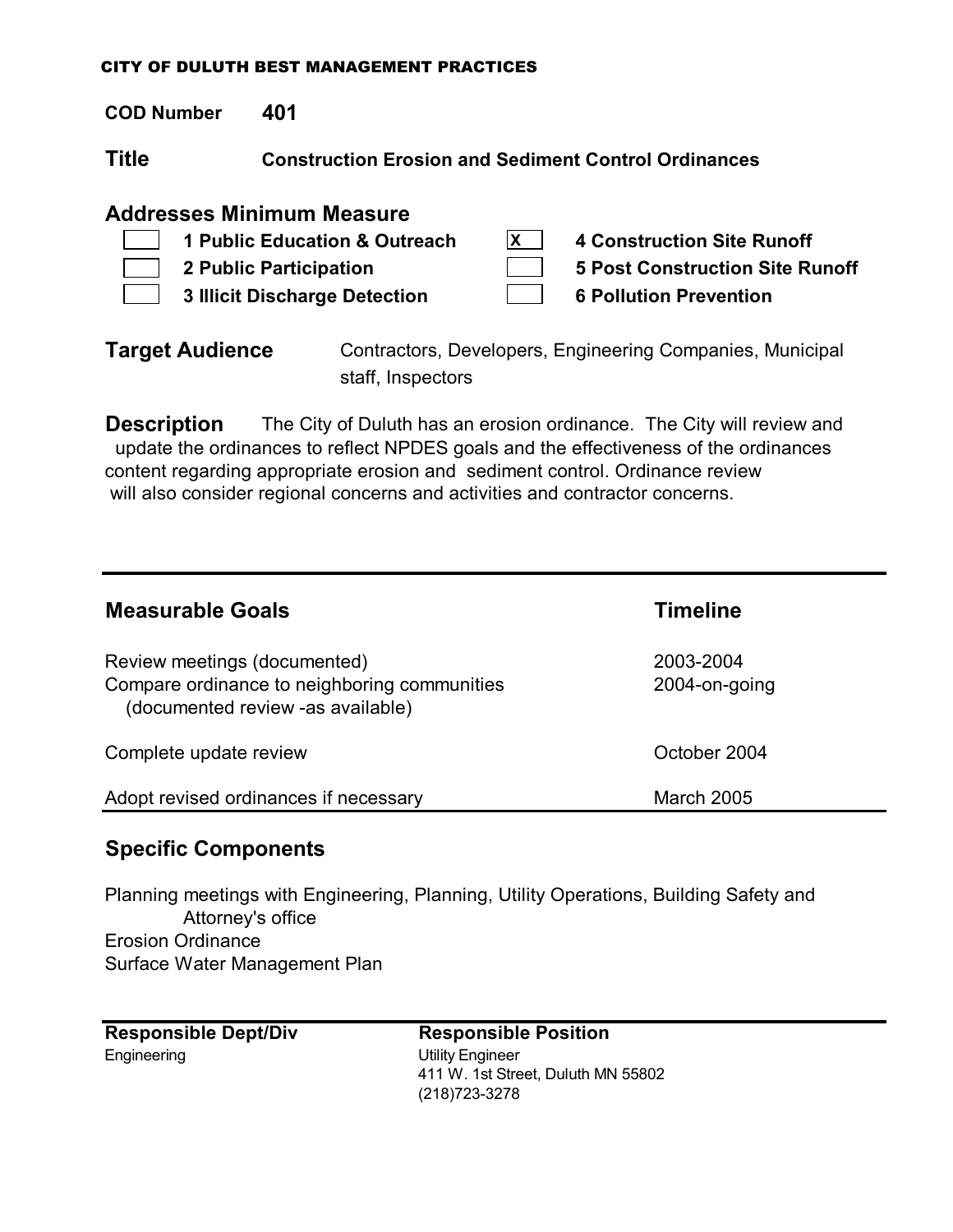# CITY OF DULUTH BEST MANAGEMENT PRACTICES

**COD Number** **401**

**Title** **Construction Erosion and Sediment Control Ordinances**

## Addresses Minimum Measure

- [ ] **1 Public Education & Outreach**
- [ ] **2 Public Participation**
- [ ] **3 Illicit Discharge Detection**
- [x] **4 Construction Site Runoff**
- [ ] **5 Post Construction Site Runoff**
- [ ] **6 Pollution Prevention**

**Target Audience** Contractors, Developers, Engineering Companies, Municipal staff, Inspectors

**Description** The City of Duluth has an erosion ordinance. The City will review and update the ordinances to reflect NPDES goals and the effectiveness of the ordinances content regarding appropriate erosion and sediment control. Ordinance review will also consider regional concerns and activities and contractor concerns.

| Measurable Goals | Timeline |
|---|---|
| Review meetings (documented) | 2003-2004 |
| Compare ordinance to neighboring communities (documented review -as available) | 2004-on-going |
| Complete update review | October 2004 |
| Adopt revised ordinances if necessary | March 2005 |

## Specific Components

Planning meetings with Engineering, Planning, Utility Operations, Building Safety and Attorney's office
Erosion Ordinance
Surface Water Management Plan

| Responsible Dept/Div | Responsible Position |
|---|---|
| Engineering | Utility Engineer<br>411 W. 1st Street, Duluth MN 55802<br>(218)723-3278 |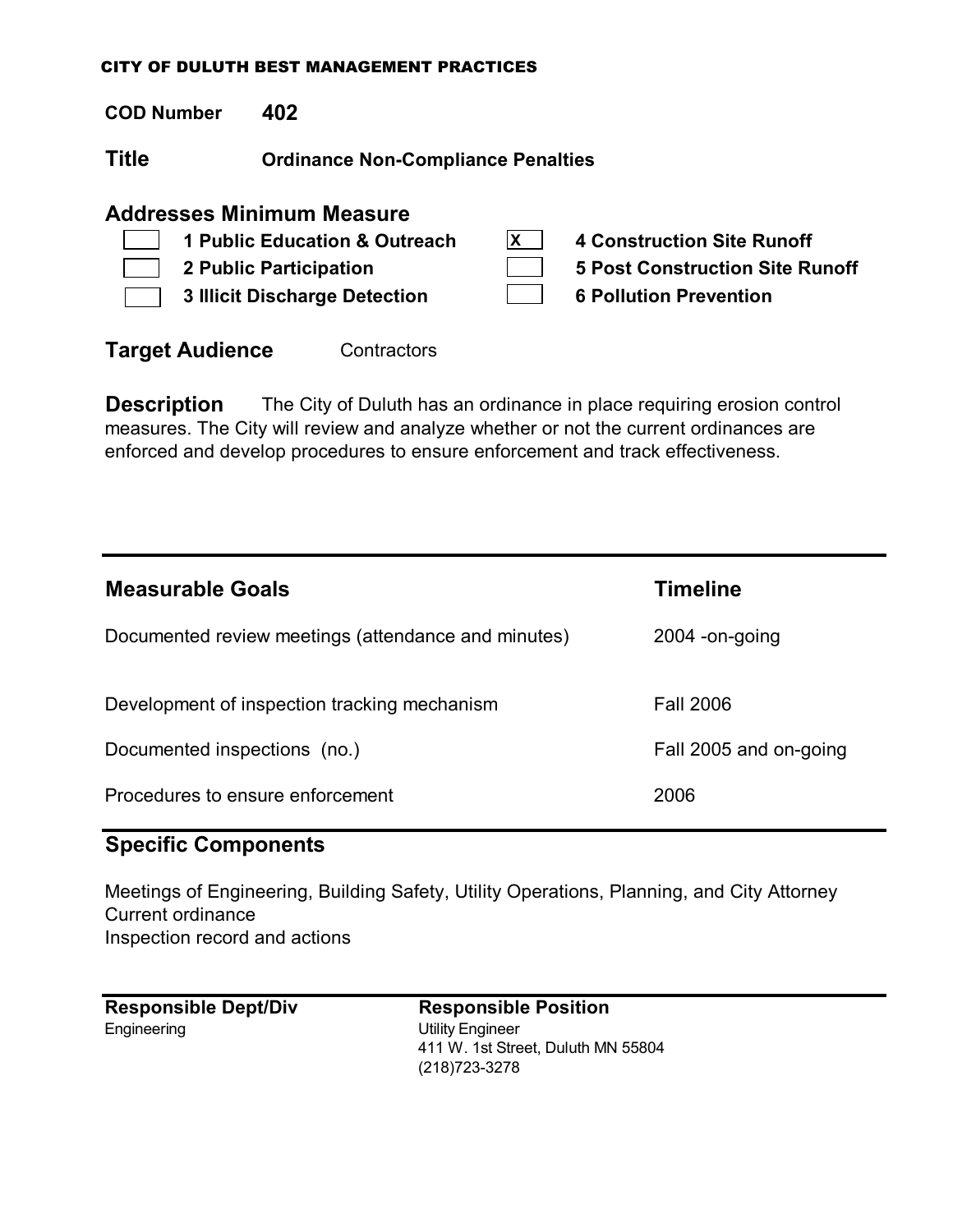CITY OF DULUTH BEST MANAGEMENT PRACTICES

**COD Number** **402**

## Title **Ordinance Non-Compliance Penalties**

## Addresses Minimum Measure

- [ ] **1 Public Education & Outreach**
- [ ] **2 Public Participation**
- [ ] **3 Illicit Discharge Detection**
- [x] **4 Construction Site Runoff**
- [ ] **5 Post Construction Site Runoff**
- [ ] **6 Pollution Prevention**

**Target Audience** Contractors

**Description** The City of Duluth has an ordinance in place requiring erosion control measures. The City will review and analyze whether or not the current ordinances are enforced and develop procedures to ensure enforcement and track effectiveness.

| Measurable Goals | Timeline |
| --- | --- |
| Documented review meetings (attendance and minutes) | 2004 -on-going |
| Development of inspection tracking mechanism | Fall 2006 |
| Documented inspections (no.) | Fall 2005 and on-going |
| Procedures to ensure enforcement | 2006 |

## Specific Components

Meetings of Engineering, Building Safety, Utility Operations, Planning, and City Attorney
Current ordinance
Inspection record and actions

| Responsible Dept/Div | Responsible Position |
| --- | --- |
| Engineering | Utility Engineer<br>411 W. 1st Street, Duluth MN 55804<br>(218)723-3278 |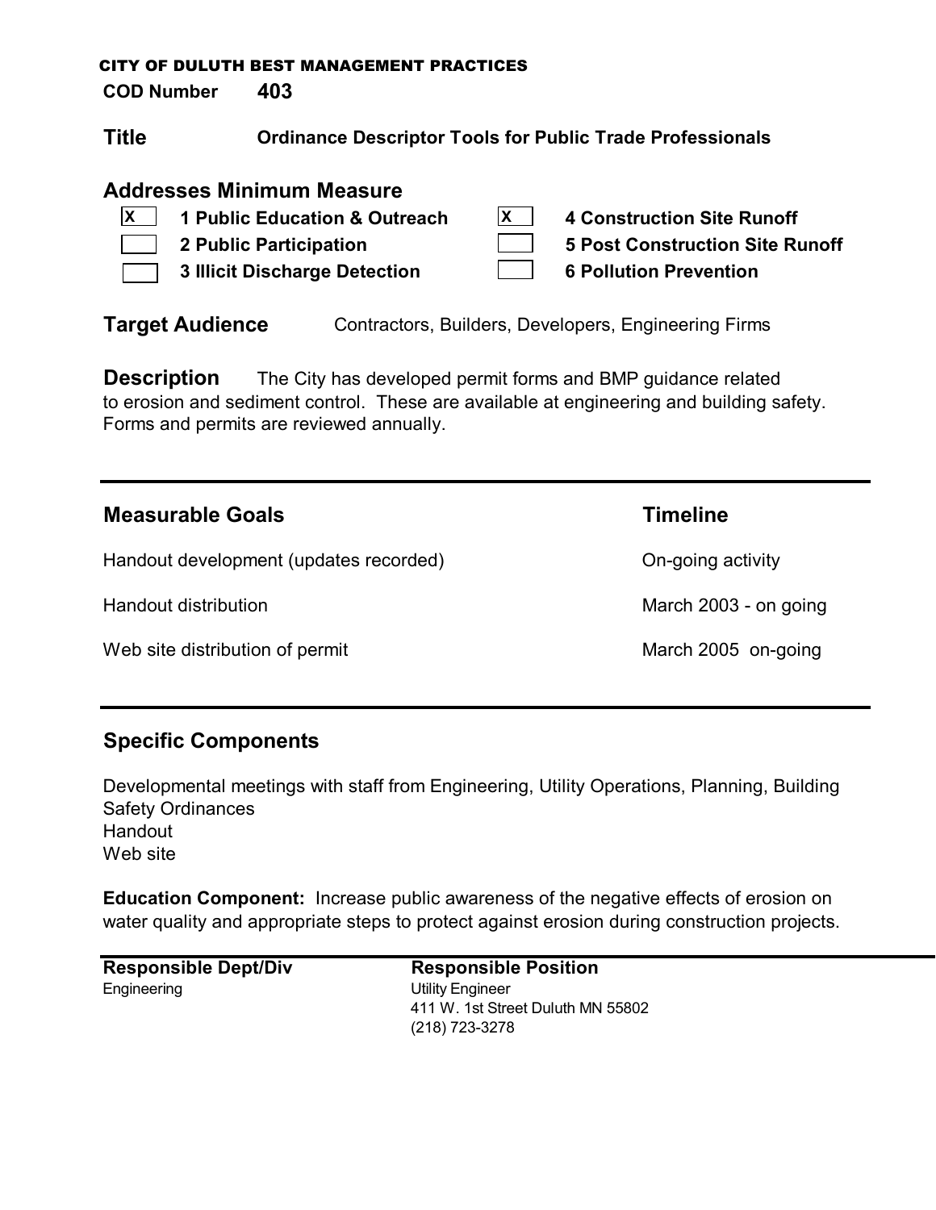CITY OF DULUTH BEST MANAGEMENT PRACTICES

**COD Number** **403**

## Title

**Ordinance Descriptor Tools for Public Trade Professionals**

## Addresses Minimum Measure

- [X] **1 Public Education & Outreach**
- [ ] **2 Public Participation**
- [ ] **3 Illicit Discharge Detection**
- [X] **4 Construction Site Runoff**
- [ ] **5 Post Construction Site Runoff**
- [ ] **6 Pollution Prevention**

**Target Audience** Contractors, Builders, Developers, Engineering Firms

**Description** The City has developed permit forms and BMP guidance related to erosion and sediment control. These are available at engineering and building safety. Forms and permits are reviewed annually.

---

| Measurable Goals | Timeline |
| --- | --- |
| Handout development (updates recorded) | On-going activity |
| Handout distribution | March 2003 - on going |
| Web site distribution of permit | March 2005 on-going |

---

## Specific Components

Developmental meetings with staff from Engineering, Utility Operations, Planning, Building Safety Ordinances
Handout
Web site

**Education Component:** Increase public awareness of the negative effects of erosion on water quality and appropriate steps to protect against erosion during construction projects.

| Responsible Dept/Div | Responsible Position |
| --- | --- |
| Engineering | Utility Engineer<br>411 W. 1st Street Duluth MN 55802<br>(218) 723-3278 |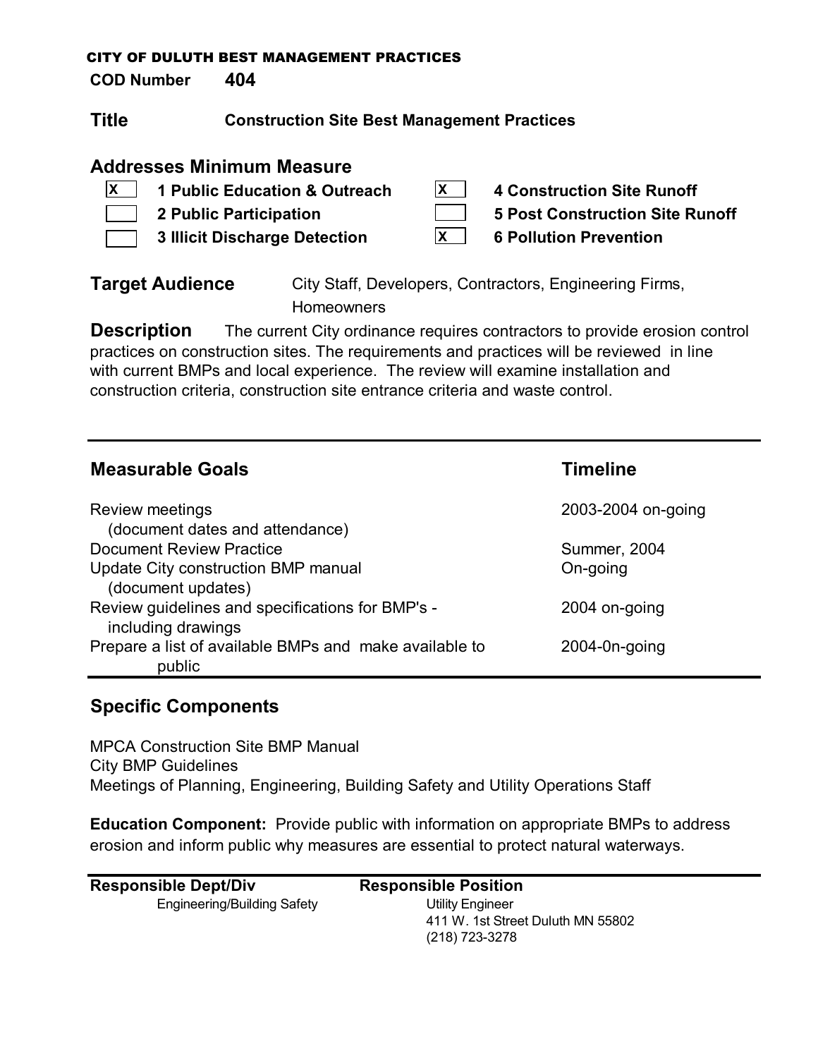CITY OF DULUTH BEST MANAGEMENT PRACTICES

**COD Number** **404**

## Title

**Construction Site Best Management Practices**

## Addresses Minimum Measure

- [x] **1 Public Education & Outreach**
- [ ] **2 Public Participation**
- [ ] **3 Illicit Discharge Detection**
- [x] **4 Construction Site Runoff**
- [ ] **5 Post Construction Site Runoff**
- [x] **6 Pollution Prevention**

**Target Audience** City Staff, Developers, Contractors, Engineering Firms, Homeowners

**Description** The current City ordinance requires contractors to provide erosion control practices on construction sites. The requirements and practices will be reviewed in line with current BMPs and local experience. The review will examine installation and construction criteria, construction site entrance criteria and waste control.

| Measurable Goals | Timeline |
|---|---|
| Review meetings (document dates and attendance) | 2003-2004 on-going |
| Document Review Practice | Summer, 2004 |
| Update City construction BMP manual (document updates) | On-going |
| Review guidelines and specifications for BMP's - including drawings | 2004 on-going |
| Prepare a list of available BMPs and make available to public | 2004-0n-going |

## Specific Components

MPCA Construction Site BMP Manual
City BMP Guidelines
Meetings of Planning, Engineering, Building Safety and Utility Operations Staff

**Education Component:** Provide public with information on appropriate BMPs to address erosion and inform public why measures are essential to protect natural waterways.

| Responsible Dept/Div | Responsible Position |
|---|---|
| Engineering/Building Safety | Utility Engineer<br>411 W. 1st Street Duluth MN 55802<br>(218) 723-3278 |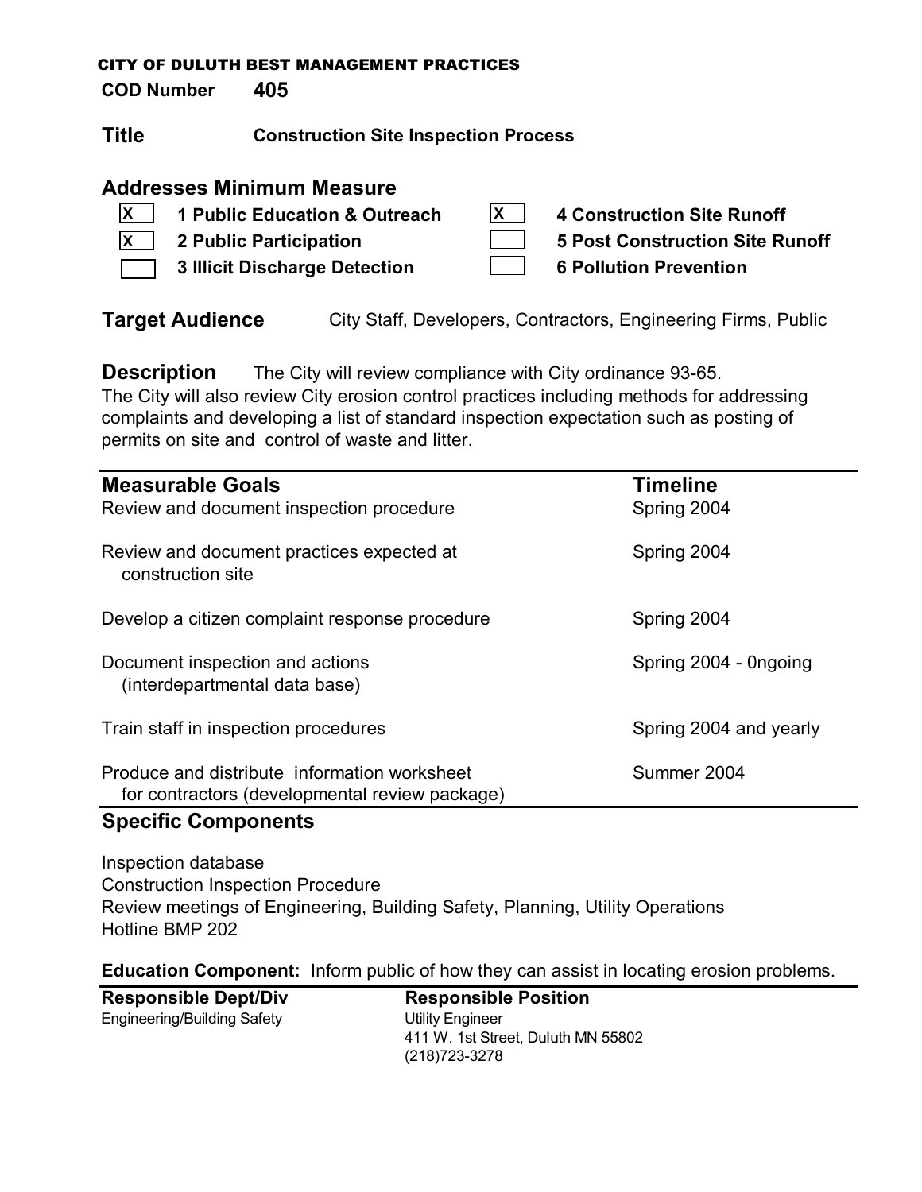CITY OF DULUTH BEST MANAGEMENT PRACTICES

**COD Number** **405**

## Title **Construction Site Inspection Process**

### Addresses Minimum Measure

- [x] **1 Public Education & Outreach**
- [x] **2 Public Participation**
- [ ] **3 Illicit Discharge Detection**
- [x] **4 Construction Site Runoff**
- [ ] **5 Post Construction Site Runoff**
- [ ] **6 Pollution Prevention**

**Target Audience** City Staff, Developers, Contractors, Engineering Firms, Public

**Description** The City will review compliance with City ordinance 93-65. The City will also review City erosion control practices including methods for addressing complaints and developing a list of standard inspection expectation such as posting of permits on site and control of waste and litter.

| Measurable Goals | Timeline |
|---|---|
| Review and document inspection procedure | Spring 2004 |
| Review and document practices expected at construction site | Spring 2004 |
| Develop a citizen complaint response procedure | Spring 2004 |
| Document inspection and actions (interdepartmental data base) | Spring 2004 - 0ngoing |
| Train staff in inspection procedures | Spring 2004 and yearly |
| Produce and distribute information worksheet for contractors (developmental review package) | Summer 2004 |

### Specific Components

Inspection database
Construction Inspection Procedure
Review meetings of Engineering, Building Safety, Planning, Utility Operations
Hotline BMP 202

**Education Component:** Inform public of how they can assist in locating erosion problems.

| Responsible Dept/Div | Responsible Position |
|---|---|
| Engineering/Building Safety | Utility Engineer<br>411 W. 1st Street, Duluth MN 55802<br>(218)723-3278 |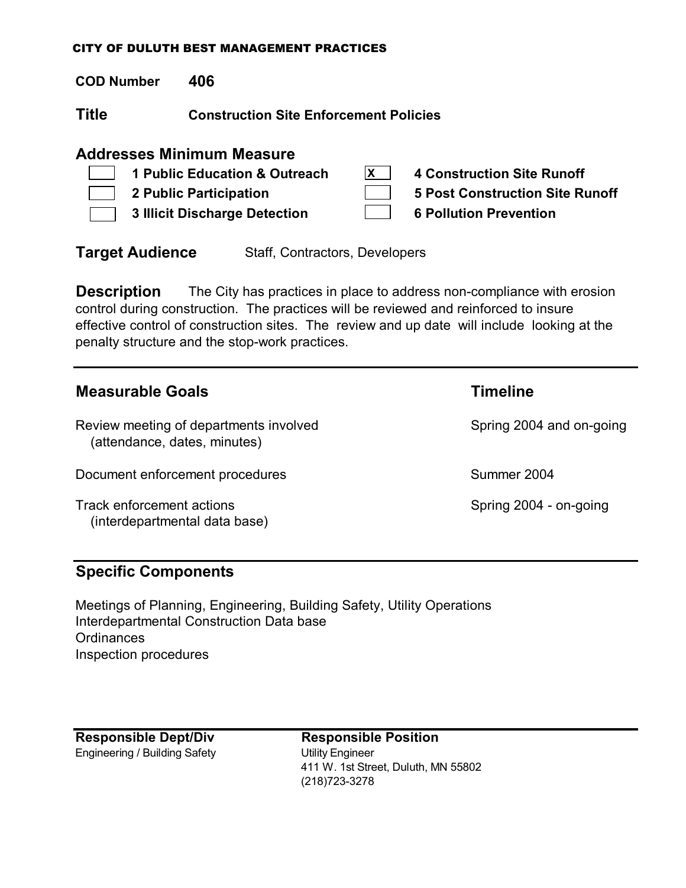CITY OF DULUTH BEST MANAGEMENT PRACTICES

**COD Number** **406**

## Title Construction Site Enforcement Policies

### Addresses Minimum Measure

- [ ] **1 Public Education & Outreach**
- [ ] **2 Public Participation**
- [ ] **3 Illicit Discharge Detection**
- [x] **4 Construction Site Runoff**
- [ ] **5 Post Construction Site Runoff**
- [ ] **6 Pollution Prevention**

**Target Audience** Staff, Contractors, Developers

**Description** The City has practices in place to address non-compliance with erosion control during construction. The practices will be reviewed and reinforced to insure effective control of construction sites. The review and up date will include looking at the penalty structure and the stop-work practices.

---

| Measurable Goals | Timeline |
|---|---|
| Review meeting of departments involved (attendance, dates, minutes) | Spring 2004 and on-going |
| Document enforcement procedures | Summer 2004 |
| Track enforcement actions (interdepartmental data base) | Spring 2004 - on-going |

---

### Specific Components

Meetings of Planning, Engineering, Building Safety, Utility Operations
Interdepartmental Construction Data base
Ordinances
Inspection procedures

---

| Responsible Dept/Div | Responsible Position |
|---|---|
| Engineering / Building Safety | Utility Engineer<br>411 W. 1st Street, Duluth, MN 55802<br>(218)723-3278 |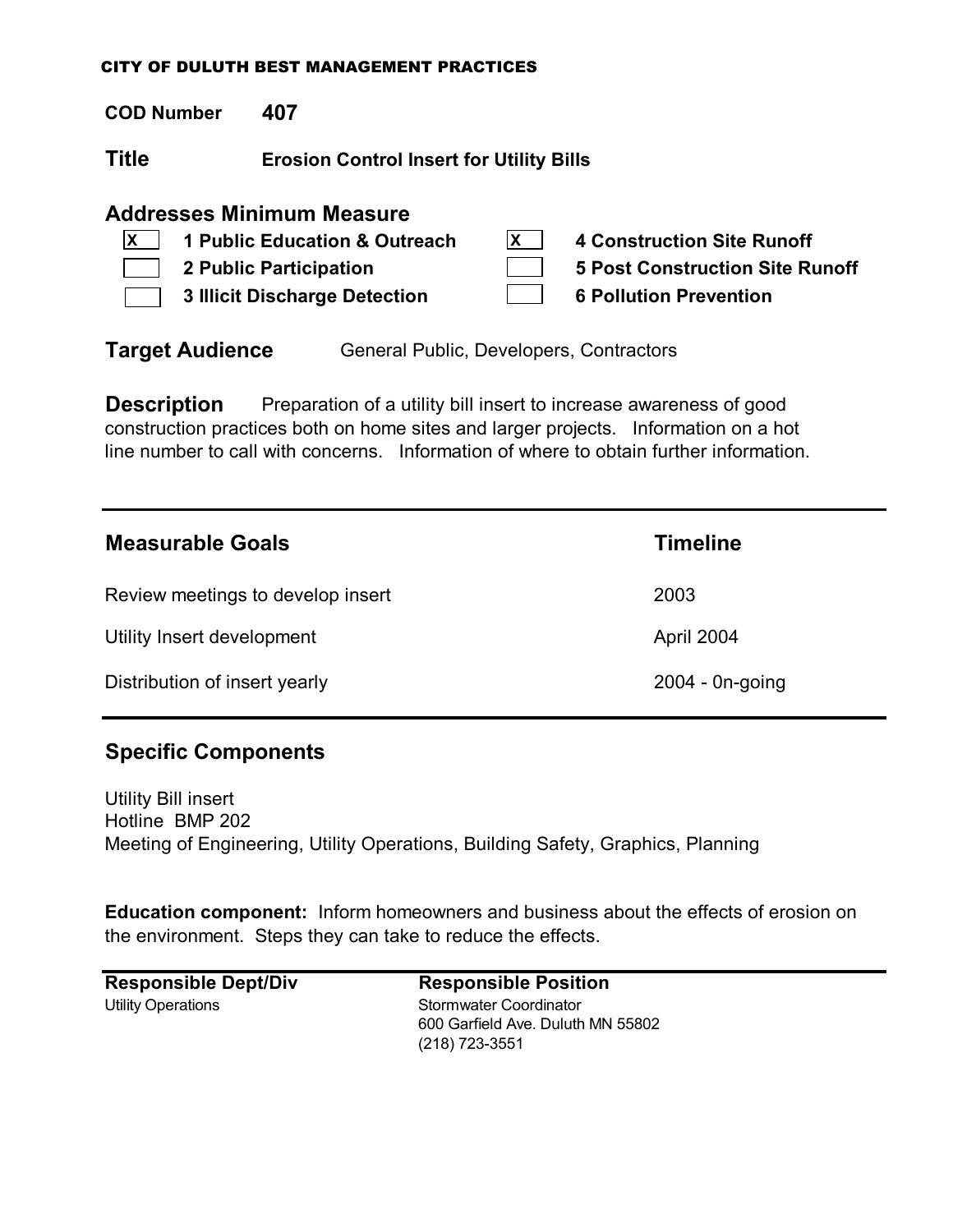CITY OF DULUTH BEST MANAGEMENT PRACTICES

**COD Number** **407**

**Title** **Erosion Control Insert for Utility Bills**

## Addresses Minimum Measure

- [x] **1 Public Education & Outreach**
- [ ] **2 Public Participation**
- [ ] **3 Illicit Discharge Detection**
- [x] **4 Construction Site Runoff**
- [ ] **5 Post Construction Site Runoff**
- [ ] **6 Pollution Prevention**

**Target Audience** General Public, Developers, Contractors

**Description** Preparation of a utility bill insert to increase awareness of good construction practices both on home sites and larger projects. Information on a hot line number to call with concerns. Information of where to obtain further information.

| Measurable Goals | Timeline |
|---|---|
| Review meetings to develop insert | 2003 |
| Utility Insert development | April 2004 |
| Distribution of insert yearly | 2004 - 0n-going |

## Specific Components

Utility Bill insert
Hotline BMP 202
Meeting of Engineering, Utility Operations, Building Safety, Graphics, Planning

**Education component:** Inform homeowners and business about the effects of erosion on the environment. Steps they can take to reduce the effects.

| Responsible Dept/Div | Responsible Position |
|---|---|
| Utility Operations | Stormwater Coordinator<br>600 Garfield Ave. Duluth MN 55802<br>(218) 723-3551 |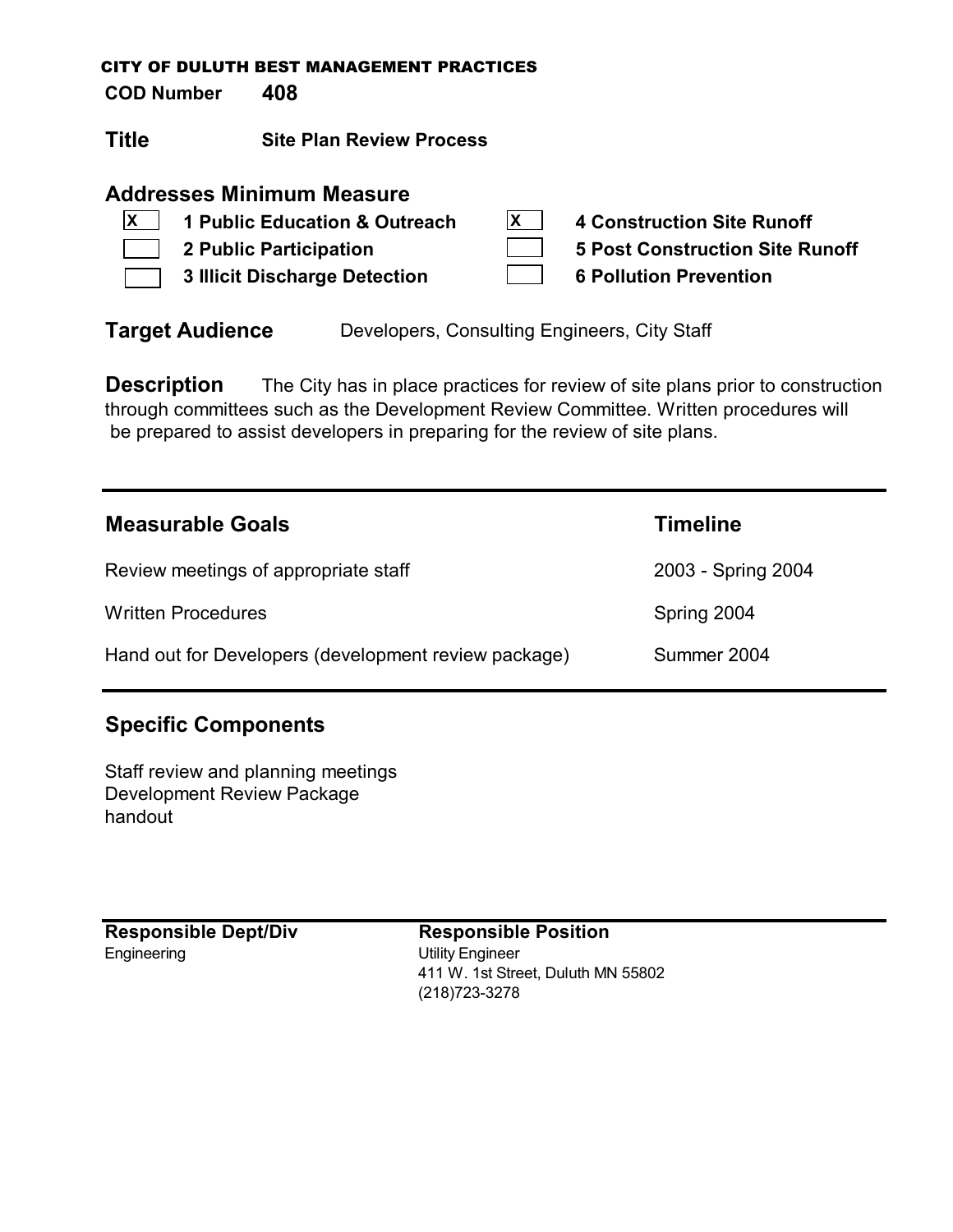CITY OF DULUTH BEST MANAGEMENT PRACTICES

**COD Number** **408**

## Title

**Site Plan Review Process**

## Addresses Minimum Measure

- [X] **1 Public Education & Outreach**
- [ ] **2 Public Participation**
- [ ] **3 Illicit Discharge Detection**
- [X] **4 Construction Site Runoff**
- [ ] **5 Post Construction Site Runoff**
- [ ] **6 Pollution Prevention**

**Target Audience** Developers, Consulting Engineers, City Staff

**Description** The City has in place practices for review of site plans prior to construction through committees such as the Development Review Committee. Written procedures will be prepared to assist developers in preparing for the review of site plans.

| Measurable Goals | Timeline |
|---|---|
| Review meetings of appropriate staff | 2003 - Spring 2004 |
| Written Procedures | Spring 2004 |
| Hand out for Developers (development review package) | Summer 2004 |

## Specific Components

Staff review and planning meetings
Development Review Package
handout

| Responsible Dept/Div | Responsible Position |
|---|---|
| Engineering | Utility Engineer<br>411 W. 1st Street, Duluth MN 55802<br>(218)723-3278 |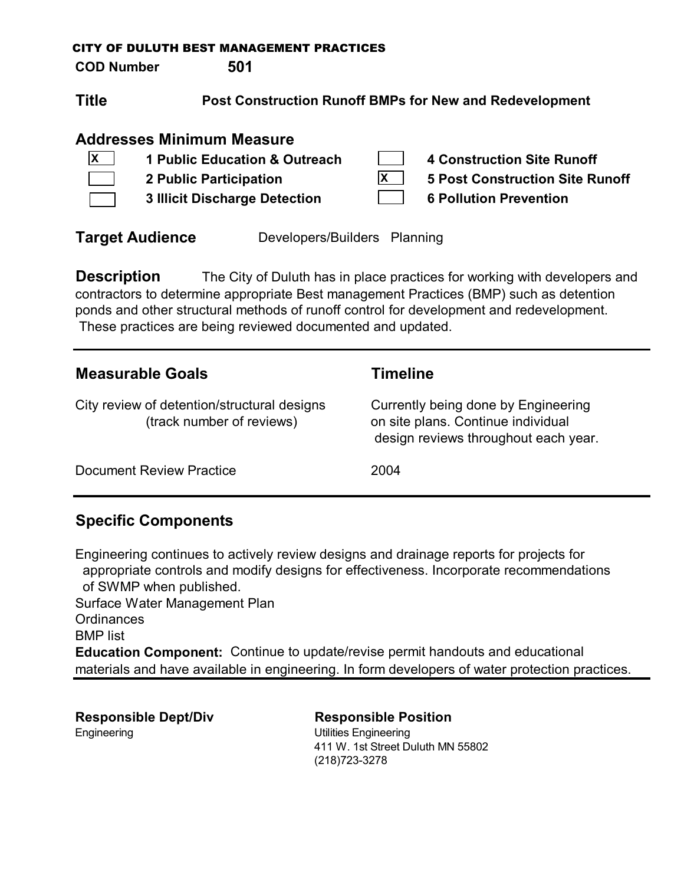CITY OF DULUTH BEST MANAGEMENT PRACTICES

**COD Number** **501**

## Title

**Post Construction Runoff BMPs for New and Redevelopment**

## Addresses Minimum Measure

- [x] **1 Public Education & Outreach**
- [ ] **2 Public Participation**
- [ ] **3 Illicit Discharge Detection**
- [ ] **4 Construction Site Runoff**
- [x] **5 Post Construction Site Runoff**
- [ ] **6 Pollution Prevention**

**Target Audience** Developers/Builders Planning

**Description** The City of Duluth has in place practices for working with developers and contractors to determine appropriate Best management Practices (BMP) such as detention ponds and other structural methods of runoff control for development and redevelopment. These practices are being reviewed documented and updated.

| Measurable Goals | Timeline |
| --- | --- |
| City review of detention/structural designs (track number of reviews) | Currently being done by Engineering on site plans. Continue individual design reviews throughout each year. |
| Document Review Practice | 2004 |

## Specific Components

Engineering continues to actively review designs and drainage reports for projects for appropriate controls and modify designs for effectiveness. Incorporate recommendations of SWMP when published.

Surface Water Management Plan

Ordinances

BMP list

**Education Component:** Continue to update/revise permit handouts and educational materials and have available in engineering. In form developers of water protection practices.

**Responsible Dept/Div**

Engineering

**Responsible Position**

Utilities Engineering
411 W. 1st Street Duluth MN 55802
(218)723-3278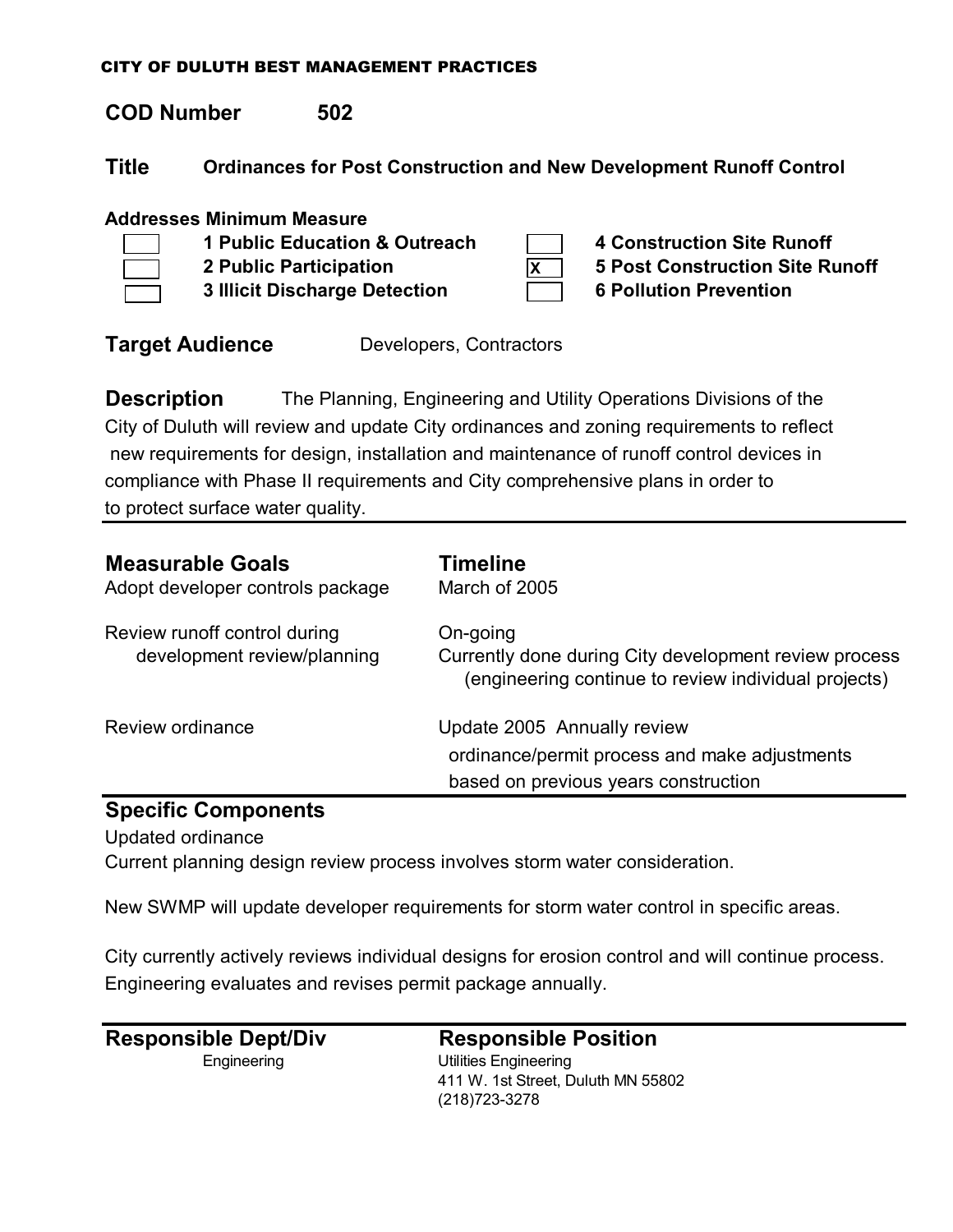CITY OF DULUTH BEST MANAGEMENT PRACTICES

**COD Number** **502**

**Title** **Ordinances for Post Construction and New Development Runoff Control**

**Addresses Minimum Measure**

- [ ] **1 Public Education & Outreach**
- [ ] **2 Public Participation**
- [ ] **3 Illicit Discharge Detection**
- [ ] **4 Construction Site Runoff**
- [x] **5 Post Construction Site Runoff**
- [ ] **6 Pollution Prevention**

**Target Audience** Developers, Contractors

**Description** The Planning, Engineering and Utility Operations Divisions of the City of Duluth will review and update City ordinances and zoning requirements to reflect new requirements for design, installation and maintenance of runoff control devices in compliance with Phase II requirements and City comprehensive plans in order to to protect surface water quality.

| **Measurable Goals** | **Timeline** |
|---|---|
| Adopt developer controls package | March of 2005 |
| Review runoff control during development review/planning | On-going<br>Currently done during City development review process (engineering continue to review individual projects) |
| Review ordinance | Update 2005 Annually review ordinance/permit process and make adjustments based on previous years construction |

## Specific Components

Updated ordinance
Current planning design review process involves storm water consideration.

New SWMP will update developer requirements for storm water control in specific areas.

City currently actively reviews individual designs for erosion control and will continue process. Engineering evaluates and revises permit package annually.

| **Responsible Dept/Div** | **Responsible Position** |
|---|---|
| Engineering | Utilities Engineering<br>411 W. 1st Street, Duluth MN 55802<br>(218)723-3278 |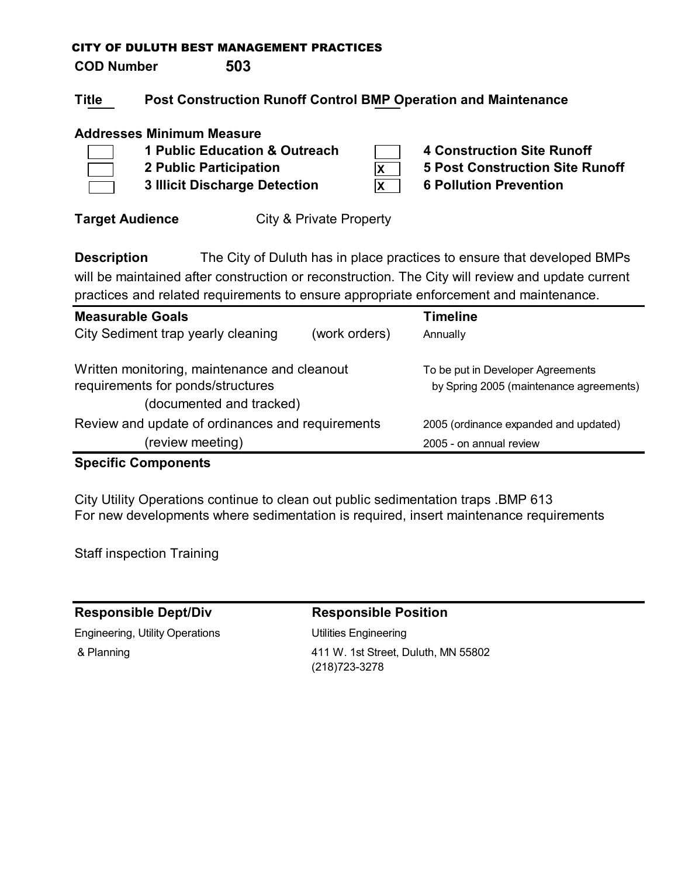# CITY OF DULUTH BEST MANAGEMENT PRACTICES

**COD Number** **503**

**Title** **Post Construction Runoff Control BMP Operation and Maintenance**

**Addresses Minimum Measure**

- [ ] **1 Public Education & Outreach**
- [ ] **2 Public Participation**
- [ ] **3 Illicit Discharge Detection**
- [ ] **4 Construction Site Runoff**
- [x] **5 Post Construction Site Runoff**
- [x] **6 Pollution Prevention**

**Target Audience** City & Private Property

**Description** The City of Duluth has in place practices to ensure that developed BMPs will be maintained after construction or reconstruction. The City will review and update current practices and related requirements to ensure appropriate enforcement and maintenance.

| Measurable Goals | | Timeline |
|---|---|---|
| City Sediment trap yearly cleaning | (work orders) | Annually |
| Written monitoring, maintenance and cleanout requirements for ponds/structures (documented and tracked) | | To be put in Developer Agreements by Spring 2005 (maintenance agreements) |
| Review and update of ordinances and requirements (review meeting) | | 2005 (ordinance expanded and updated) 2005 - on annual review |

**Specific Components**

City Utility Operations continue to clean out public sedimentation traps .BMP 613
For new developments where sedimentation is required, insert maintenance requirements

Staff inspection Training

| Responsible Dept/Div | Responsible Position |
|---|---|
| Engineering, Utility Operations & Planning | Utilities Engineering<br>411 W. 1st Street, Duluth, MN 55802<br>(218)723-3278 |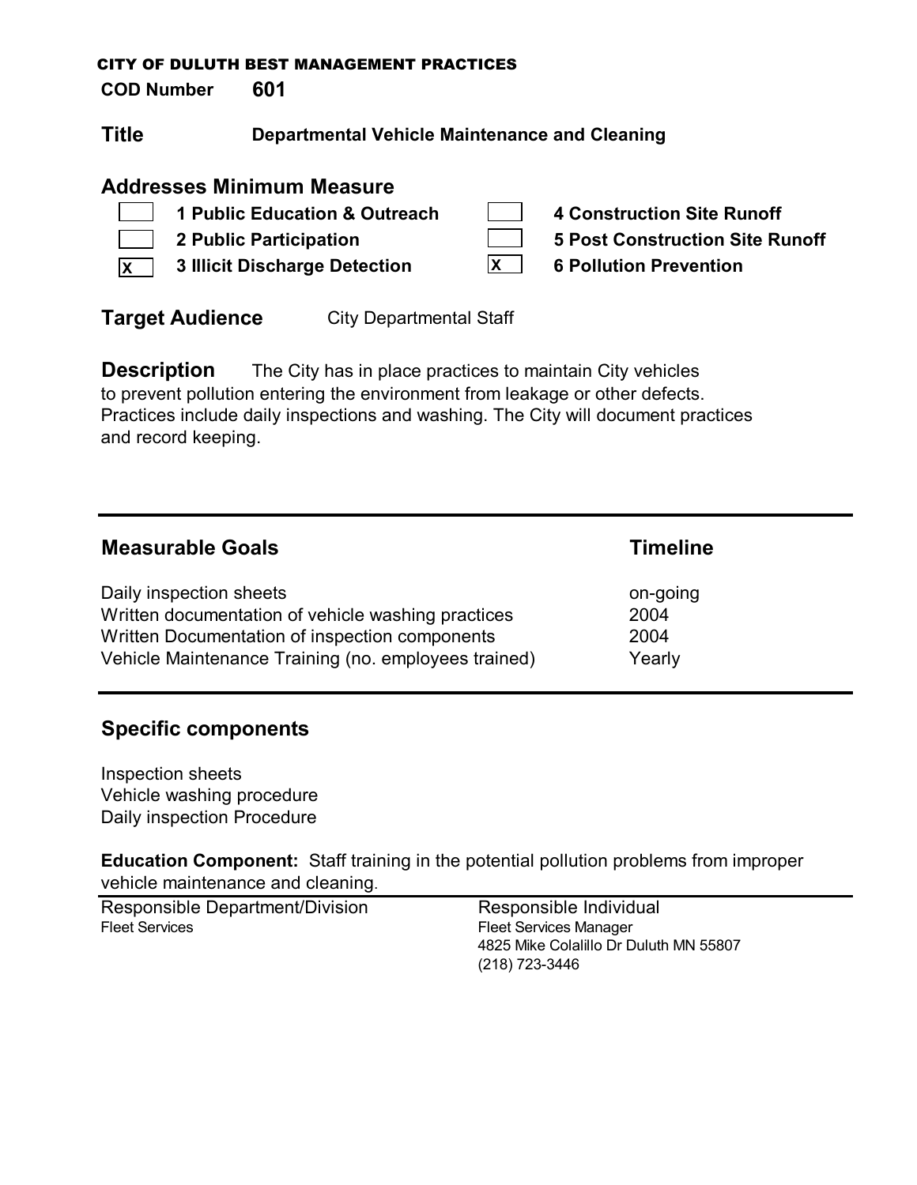CITY OF DULUTH BEST MANAGEMENT PRACTICES

**COD Number** **601**

## Title **Departmental Vehicle Maintenance and Cleaning**

## Addresses Minimum Measure

- [ ] **1 Public Education & Outreach**
- [ ] **2 Public Participation**
- [x] **3 Illicit Discharge Detection**
- [ ] **4 Construction Site Runoff**
- [ ] **5 Post Construction Site Runoff**
- [x] **6 Pollution Prevention**

**Target Audience** City Departmental Staff

**Description** The City has in place practices to maintain City vehicles to prevent pollution entering the environment from leakage or other defects. Practices include daily inspections and washing. The City will document practices and record keeping.

| Measurable Goals | Timeline |
|---|---|
| Daily inspection sheets | on-going |
| Written documentation of vehicle washing practices | 2004 |
| Written Documentation of inspection components | 2004 |
| Vehicle Maintenance Training (no. employees trained) | Yearly |

## Specific components

Inspection sheets
Vehicle washing procedure
Daily inspection Procedure

**Education Component:** Staff training in the potential pollution problems from improper vehicle maintenance and cleaning.

| Responsible Department/Division | Responsible Individual |
|---|---|
| Fleet Services | Fleet Services Manager<br>4825 Mike Colalillo Dr Duluth MN 55807<br>(218) 723-3446 |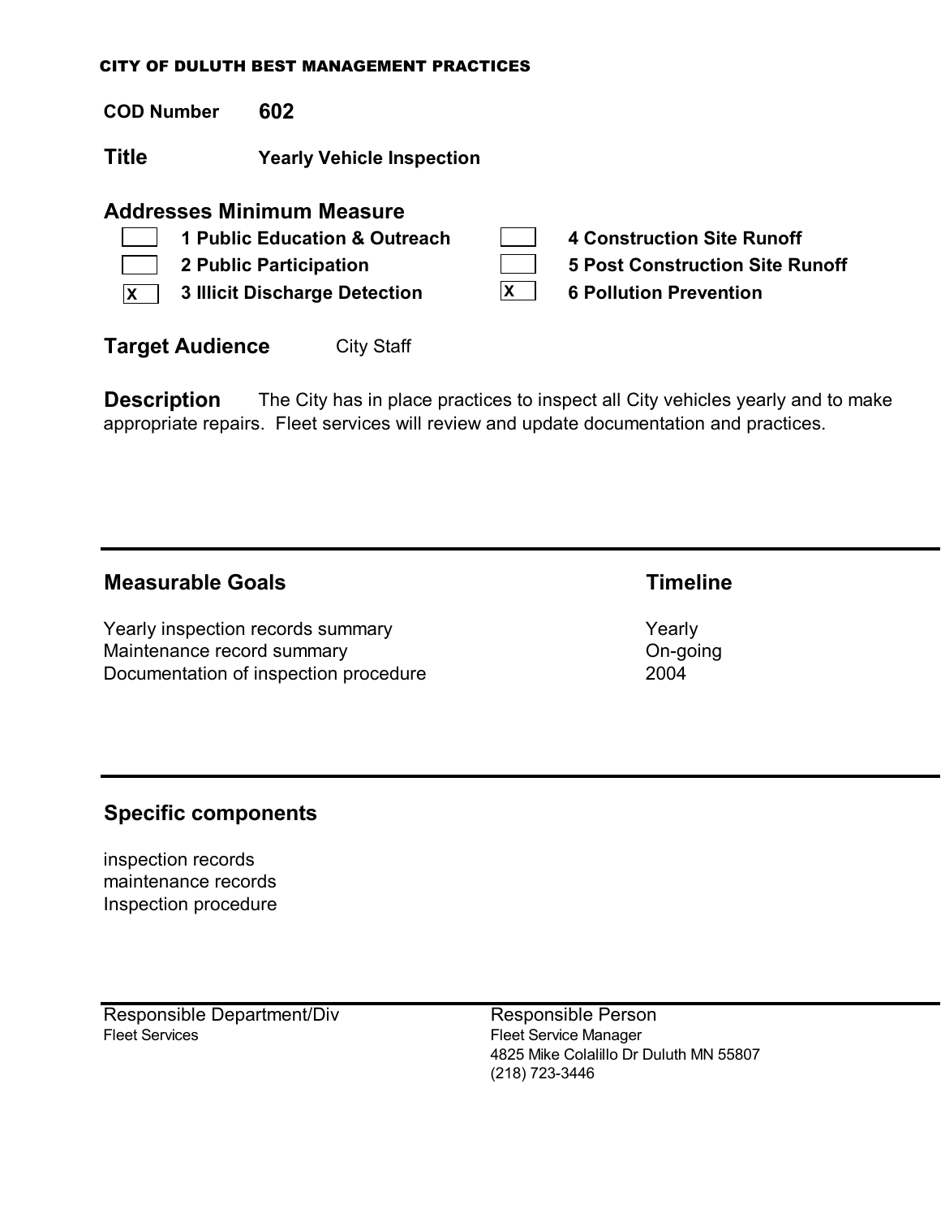CITY OF DULUTH BEST MANAGEMENT PRACTICES

**COD Number** **602**

**Title** **Yearly Vehicle Inspection**

## Addresses Minimum Measure

| | | | |
|---|---|---|---|
| [ ] | **1 Public Education & Outreach** | [ ] | **4 Construction Site Runoff** |
| [ ] | **2 Public Participation** | [ ] | **5 Post Construction Site Runoff** |
| [X] | **3 Illicit Discharge Detection** | [X] | **6 Pollution Prevention** |

**Target Audience** City Staff

**Description** The City has in place practices to inspect all City vehicles yearly and to make appropriate repairs. Fleet services will review and update documentation and practices.

---

| Measurable Goals | Timeline |
|---|---|
| Yearly inspection records summary | Yearly |
| Maintenance record summary | On-going |
| Documentation of inspection procedure | 2004 |

---

## Specific components

inspection records
maintenance records
Inspection procedure

---

| Responsible Department/Div | Responsible Person |
|---|---|
| Fleet Services | Fleet Service Manager<br>4825 Mike Colalillo Dr Duluth MN 55807<br>(218) 723-3446 |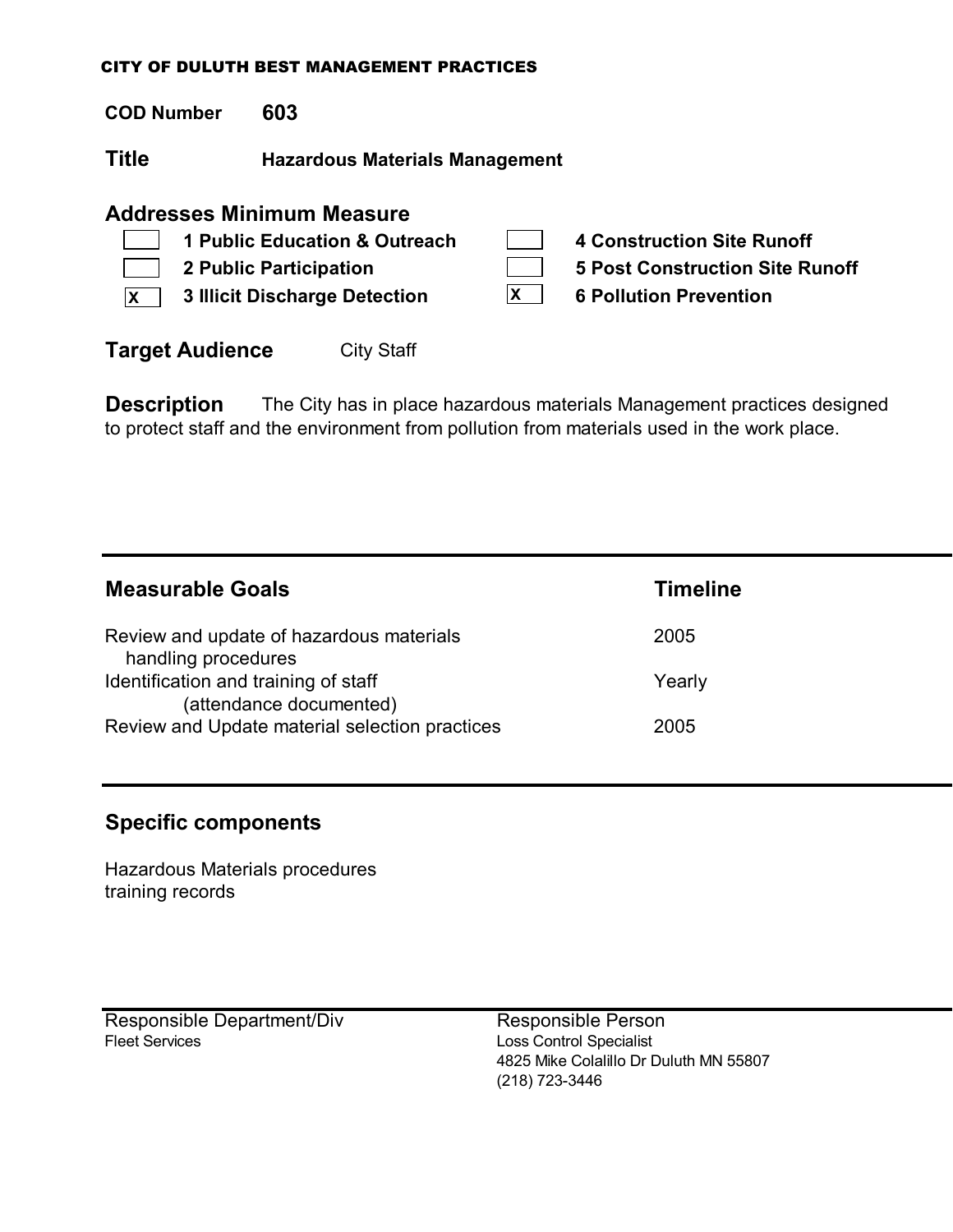CITY OF DULUTH BEST MANAGEMENT PRACTICES

**COD Number** **603**

**Title** **Hazardous Materials Management**

## Addresses Minimum Measure

| | | | |
|---|---|---|---|
| [ ] | **1 Public Education & Outreach** | [ ] | **4 Construction Site Runoff** |
| [ ] | **2 Public Participation** | [ ] | **5 Post Construction Site Runoff** |
| [X] | **3 Illicit Discharge Detection** | [X] | **6 Pollution Prevention** |

**Target Audience** City Staff

**Description** The City has in place hazardous materials Management practices designed to protect staff and the environment from pollution from materials used in the work place.

| Measurable Goals | Timeline |
|---|---|
| Review and update of hazardous materials handling procedures | 2005 |
| Identification and training of staff (attendance documented) | Yearly |
| Review and Update material selection practices | 2005 |

## Specific components

Hazardous Materials procedures
training records

| Responsible Department/Div | Responsible Person |
|---|---|
| Fleet Services | Loss Control Specialist<br>4825 Mike Colalillo Dr Duluth MN 55807<br>(218) 723-3446 |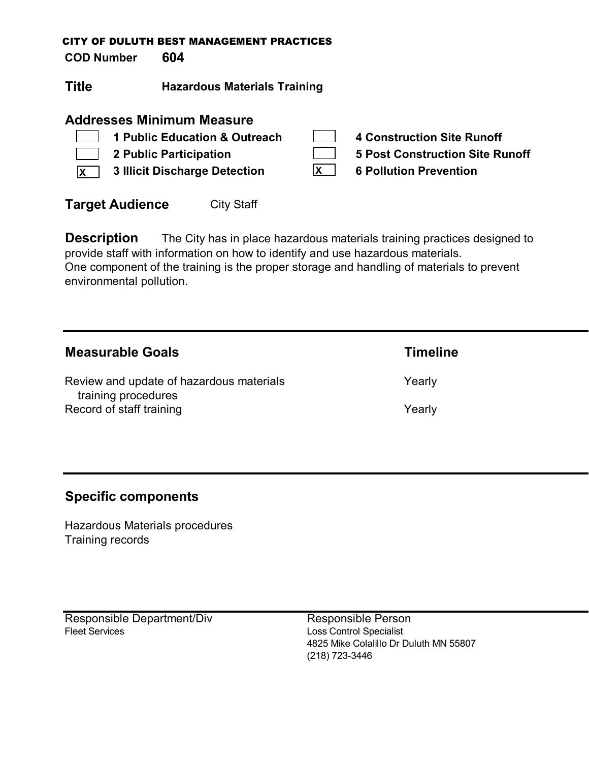**CITY OF DULUTH BEST MANAGEMENT PRACTICES**

**COD Number** **604**

## Title **Hazardous Materials Training**

### Addresses Minimum Measure

- [ ] **1 Public Education & Outreach**
- [ ] **2 Public Participation**
- [x] **3 Illicit Discharge Detection**
- [ ] **4 Construction Site Runoff**
- [ ] **5 Post Construction Site Runoff**
- [x] **6 Pollution Prevention**

**Target Audience** City Staff

**Description** The City has in place hazardous materials training practices designed to provide staff with information on how to identify and use hazardous materials. One component of the training is the proper storage and handling of materials to prevent environmental pollution.

---

| Measurable Goals | Timeline |
|---|---|
| Review and update of hazardous materials training procedures | Yearly |
| Record of staff training | Yearly |

---

### Specific components

Hazardous Materials procedures
Training records

---

| Responsible Department/Div | Responsible Person |
|---|---|
| Fleet Services | Loss Control Specialist<br>4825 Mike Colalillo Dr Duluth MN 55807<br>(218) 723-3446 |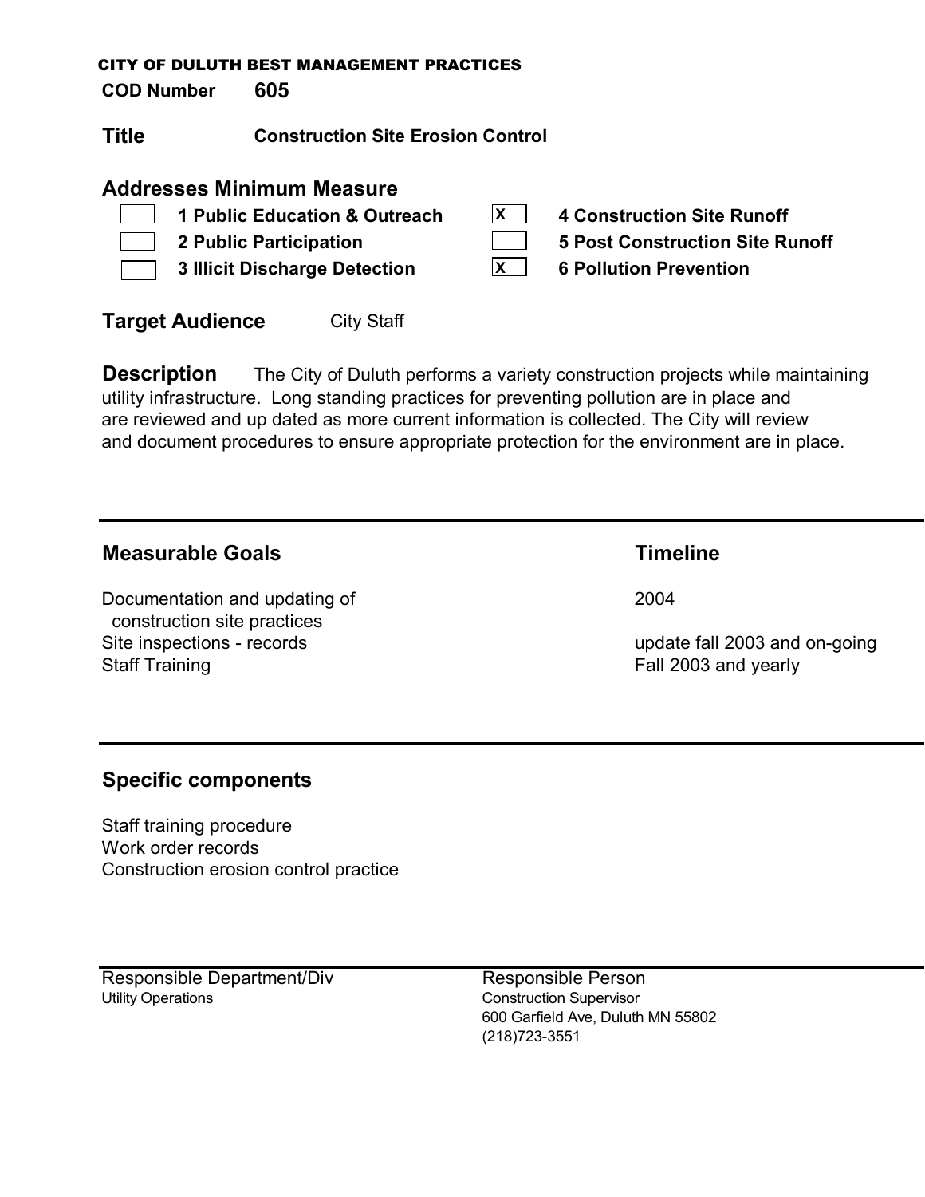CITY OF DULUTH BEST MANAGEMENT PRACTICES

**COD Number** **605**

**Title** **Construction Site Erosion Control**

## Addresses Minimum Measure

- [ ] **1 Public Education & Outreach**
- [ ] **2 Public Participation**
- [ ] **3 Illicit Discharge Detection**
- [x] **4 Construction Site Runoff**
- [ ] **5 Post Construction Site Runoff**
- [x] **6 Pollution Prevention**

**Target Audience** City Staff

**Description** The City of Duluth performs a variety construction projects while maintaining utility infrastructure. Long standing practices for preventing pollution are in place and are reviewed and up dated as more current information is collected. The City will review and document procedures to ensure appropriate protection for the environment are in place.

| Measurable Goals | Timeline |
|---|---|
| Documentation and updating of construction site practices | 2004 |
| Site inspections - records | update fall 2003 and on-going |
| Staff Training | Fall 2003 and yearly |

## Specific components

Staff training procedure
Work order records
Construction erosion control practice

| Responsible Department/Div | Responsible Person |
|---|---|
| Utility Operations | Construction Supervisor<br>600 Garfield Ave, Duluth MN 55802<br>(218)723-3551 |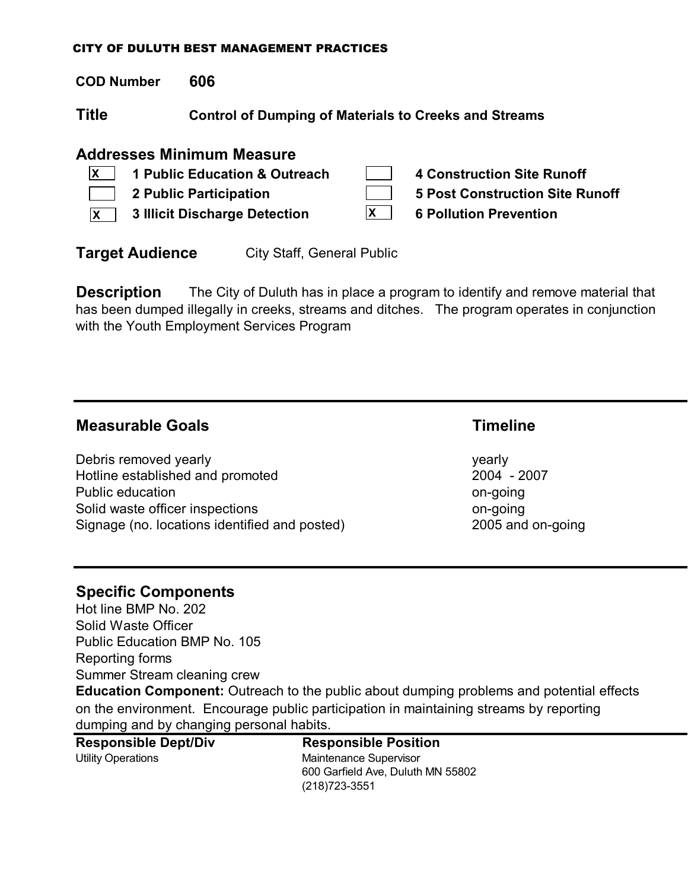CITY OF DULUTH BEST MANAGEMENT PRACTICES

**COD Number** **606**

## Title

**Control of Dumping of Materials to Creeks and Streams**

## Addresses Minimum Measure

- [x] **1 Public Education & Outreach**
- [ ] **2 Public Participation**
- [x] **3 Illicit Discharge Detection**
- [ ] **4 Construction Site Runoff**
- [ ] **5 Post Construction Site Runoff**
- [x] **6 Pollution Prevention**

**Target Audience** City Staff, General Public

**Description** The City of Duluth has in place a program to identify and remove material that has been dumped illegally in creeks, streams and ditches. The program operates in conjunction with the Youth Employment Services Program

| Measurable Goals | Timeline |
|---|---|
| Debris removed yearly | yearly |
| Hotline established and promoted | 2004 - 2007 |
| Public education | on-going |
| Solid waste officer inspections | on-going |
| Signage (no. locations identified and posted) | 2005 and on-going |

## Specific Components

Hot line BMP No. 202
Solid Waste Officer
Public Education BMP No. 105
Reporting forms
Summer Stream cleaning crew

**Education Component:** Outreach to the public about dumping problems and potential effects on the environment. Encourage public participation in maintaining streams by reporting dumping and by changing personal habits.

| Responsible Dept/Div | Responsible Position |
|---|---|
| Utility Operations | Maintenance Supervisor<br>600 Garfield Ave, Duluth MN 55802<br>(218)723-3551 |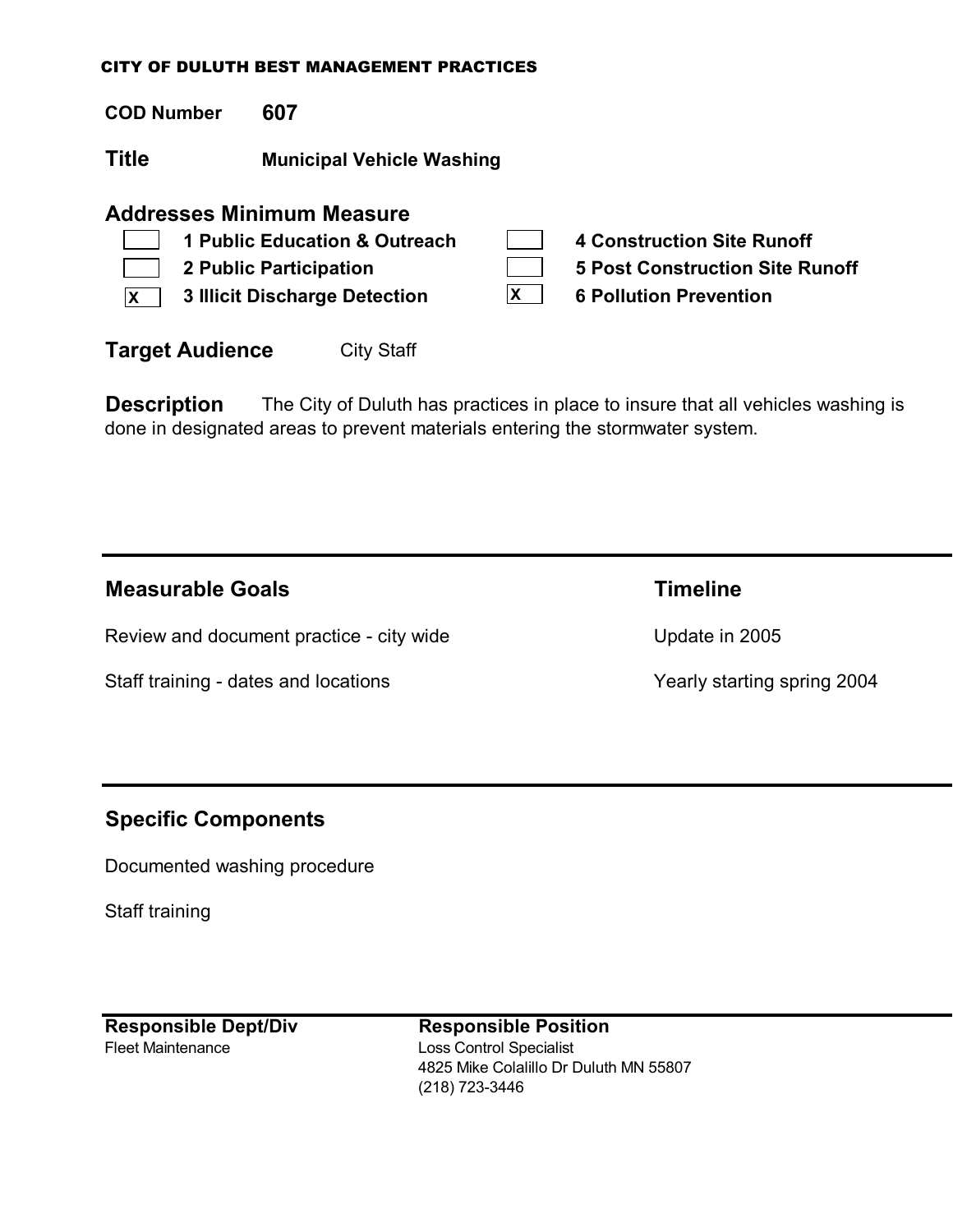CITY OF DULUTH BEST MANAGEMENT PRACTICES

**COD Number** **607**

**Title** **Municipal Vehicle Washing**

## Addresses Minimum Measure

| | | | |
|---|---|---|---|
| [ ] | **1 Public Education & Outreach** | [ ] | **4 Construction Site Runoff** |
| [ ] | **2 Public Participation** | [ ] | **5 Post Construction Site Runoff** |
| [X] | **3 Illicit Discharge Detection** | [X] | **6 Pollution Prevention** |

**Target Audience** City Staff

**Description** The City of Duluth has practices in place to insure that all vehicles washing is done in designated areas to prevent materials entering the stormwater system.

---

| Measurable Goals | Timeline |
|---|---|
| Review and document practice - city wide | Update in 2005 |
| Staff training - dates and locations | Yearly starting spring 2004 |

---

## Specific Components

Documented washing procedure

Staff training

---

| Responsible Dept/Div | Responsible Position |
|---|---|
| Fleet Maintenance | Loss Control Specialist<br>4825 Mike Colalillo Dr Duluth MN 55807<br>(218) 723-3446 |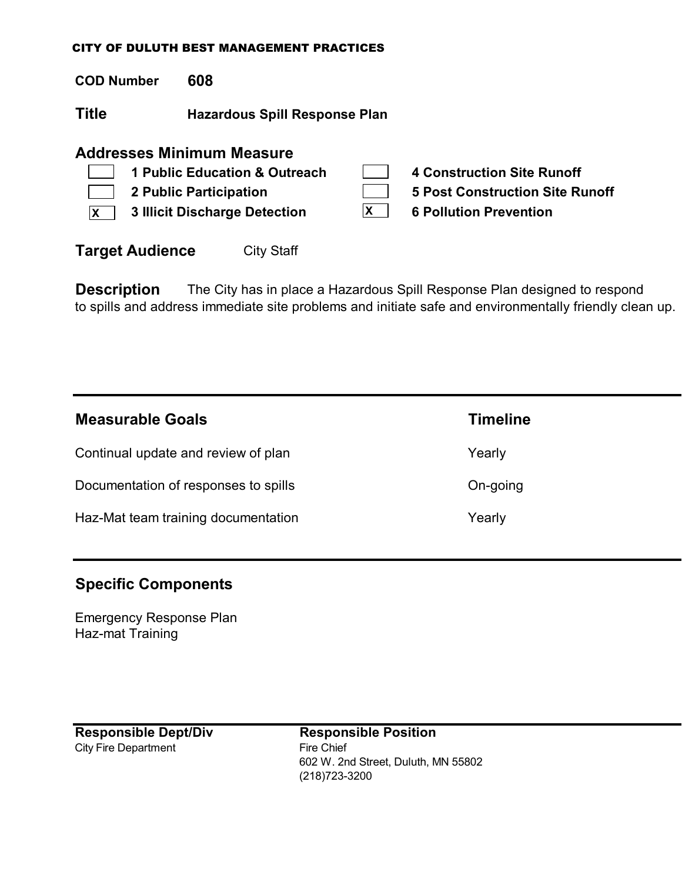CITY OF DULUTH BEST MANAGEMENT PRACTICES

**COD Number** **608**

**Title** **Hazardous Spill Response Plan**

## Addresses Minimum Measure

- [ ] **1 Public Education & Outreach**
- [ ] **2 Public Participation**
- [x] **3 Illicit Discharge Detection**
- [ ] **4 Construction Site Runoff**
- [ ] **5 Post Construction Site Runoff**
- [x] **6 Pollution Prevention**

**Target Audience** City Staff

**Description** The City has in place a Hazardous Spill Response Plan designed to respond to spills and address immediate site problems and initiate safe and environmentally friendly clean up.

| Measurable Goals | Timeline |
|---|---|
| Continual update and review of plan | Yearly |
| Documentation of responses to spills | On-going |
| Haz-Mat team training documentation | Yearly |

## Specific Components

Emergency Response Plan
Haz-mat Training

| Responsible Dept/Div | Responsible Position |
|---|---|
| City Fire Department | Fire Chief<br>602 W. 2nd Street, Duluth, MN 55802<br>(218)723-3200 |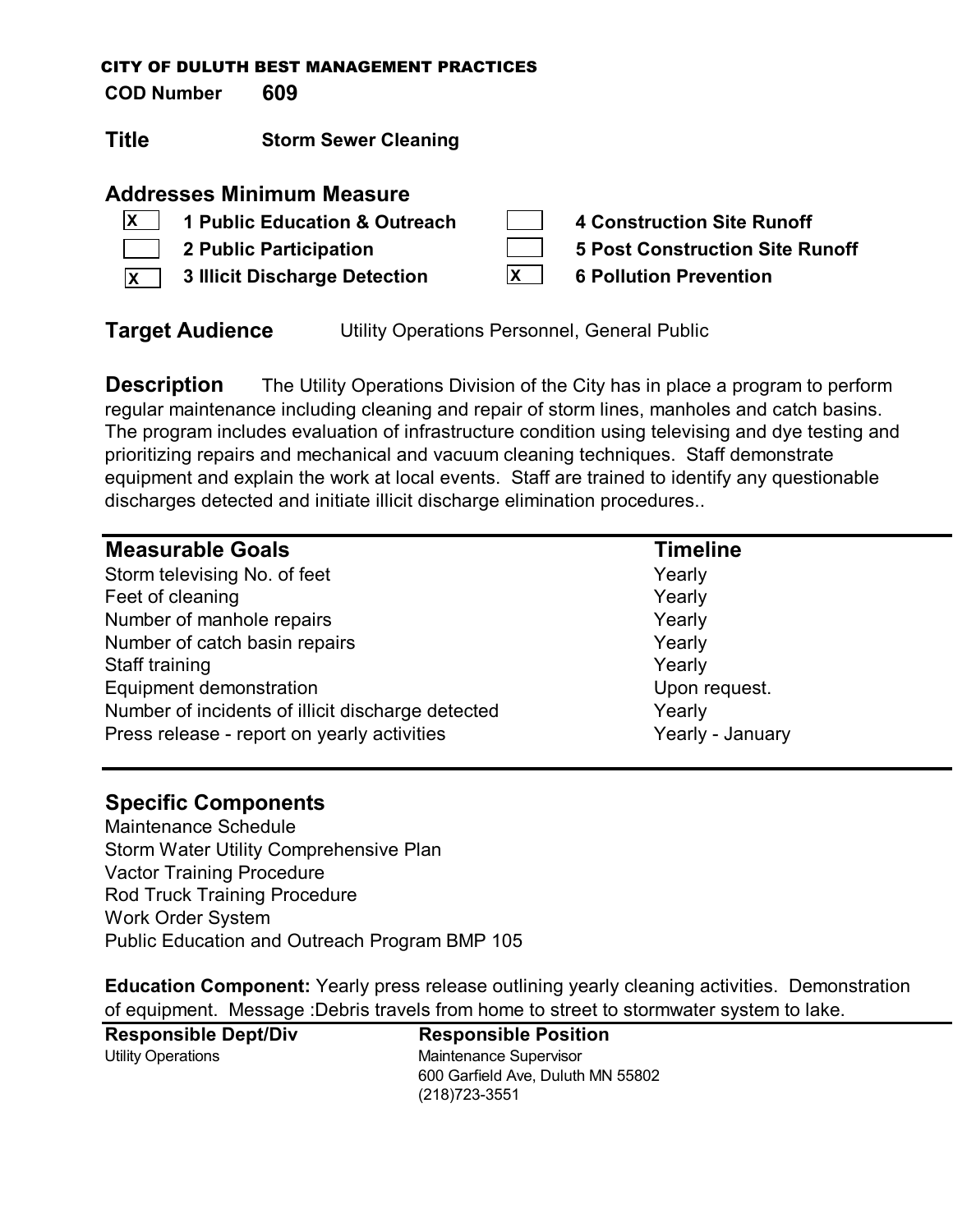**CITY OF DULUTH BEST MANAGEMENT PRACTICES**

**COD Number** **609**

## Title **Storm Sewer Cleaning**

## Addresses Minimum Measure

- [X] **1 Public Education & Outreach**
- [ ] **2 Public Participation**
- [X] **3 Illicit Discharge Detection**
- [ ] **4 Construction Site Runoff**
- [ ] **5 Post Construction Site Runoff**
- [X] **6 Pollution Prevention**

**Target Audience** Utility Operations Personnel, General Public

**Description** The Utility Operations Division of the City has in place a program to perform regular maintenance including cleaning and repair of storm lines, manholes and catch basins. The program includes evaluation of infrastructure condition using televising and dye testing and prioritizing repairs and mechanical and vacuum cleaning techniques. Staff demonstrate equipment and explain the work at local events. Staff are trained to identify any questionable discharges detected and initiate illicit discharge elimination procedures..

| Measurable Goals | Timeline |
|---|---|
| Storm televising No. of feet | Yearly |
| Feet of cleaning | Yearly |
| Number of manhole repairs | Yearly |
| Number of catch basin repairs | Yearly |
| Staff training | Yearly |
| Equipment demonstration | Upon request. |
| Number of incidents of illicit discharge detected | Yearly |
| Press release - report on yearly activities | Yearly - January |

## Specific Components

Maintenance Schedule
Storm Water Utility Comprehensive Plan
Vactor Training Procedure
Rod Truck Training Procedure
Work Order System
Public Education and Outreach Program BMP 105

**Education Component:** Yearly press release outlining yearly cleaning activities. Demonstration of equipment. Message :Debris travels from home to street to stormwater system to lake.

| Responsible Dept/Div | Responsible Position |
|---|---|
| Utility Operations | Maintenance Supervisor<br>600 Garfield Ave, Duluth MN 55802<br>(218)723-3551 |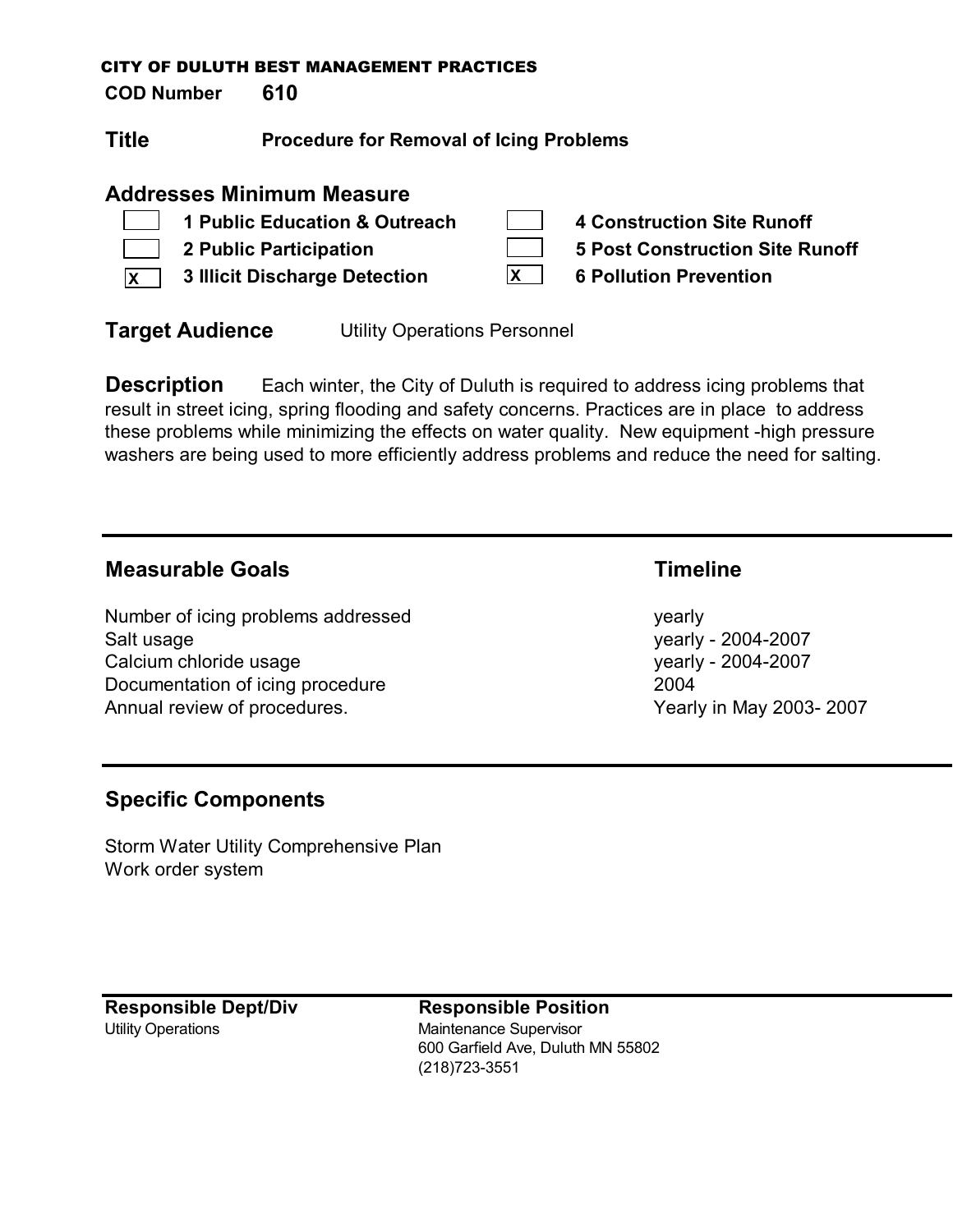CITY OF DULUTH BEST MANAGEMENT PRACTICES

**COD Number** **610**

## Title

**Procedure for Removal of Icing Problems**

## Addresses Minimum Measure

- [ ] 1 Public Education & Outreach
- [ ] 2 Public Participation
- [x] 3 Illicit Discharge Detection
- [ ] 4 Construction Site Runoff
- [ ] 5 Post Construction Site Runoff
- [x] 6 Pollution Prevention

**Target Audience** Utility Operations Personnel

**Description** Each winter, the City of Duluth is required to address icing problems that result in street icing, spring flooding and safety concerns. Practices are in place to address these problems while minimizing the effects on water quality. New equipment -high pressure washers are being used to more efficiently address problems and reduce the need for salting.

---

| Measurable Goals | Timeline |
|---|---|
| Number of icing problems addressed | yearly |
| Salt usage | yearly - 2004-2007 |
| Calcium chloride usage | yearly - 2004-2007 |
| Documentation of icing procedure | 2004 |
| Annual review of procedures. | Yearly in May 2003- 2007 |

---

## Specific Components

Storm Water Utility Comprehensive Plan
Work order system

---

| Responsible Dept/Div | Responsible Position |
|---|---|
| Utility Operations | Maintenance Supervisor<br>600 Garfield Ave, Duluth MN 55802<br>(218)723-3551 |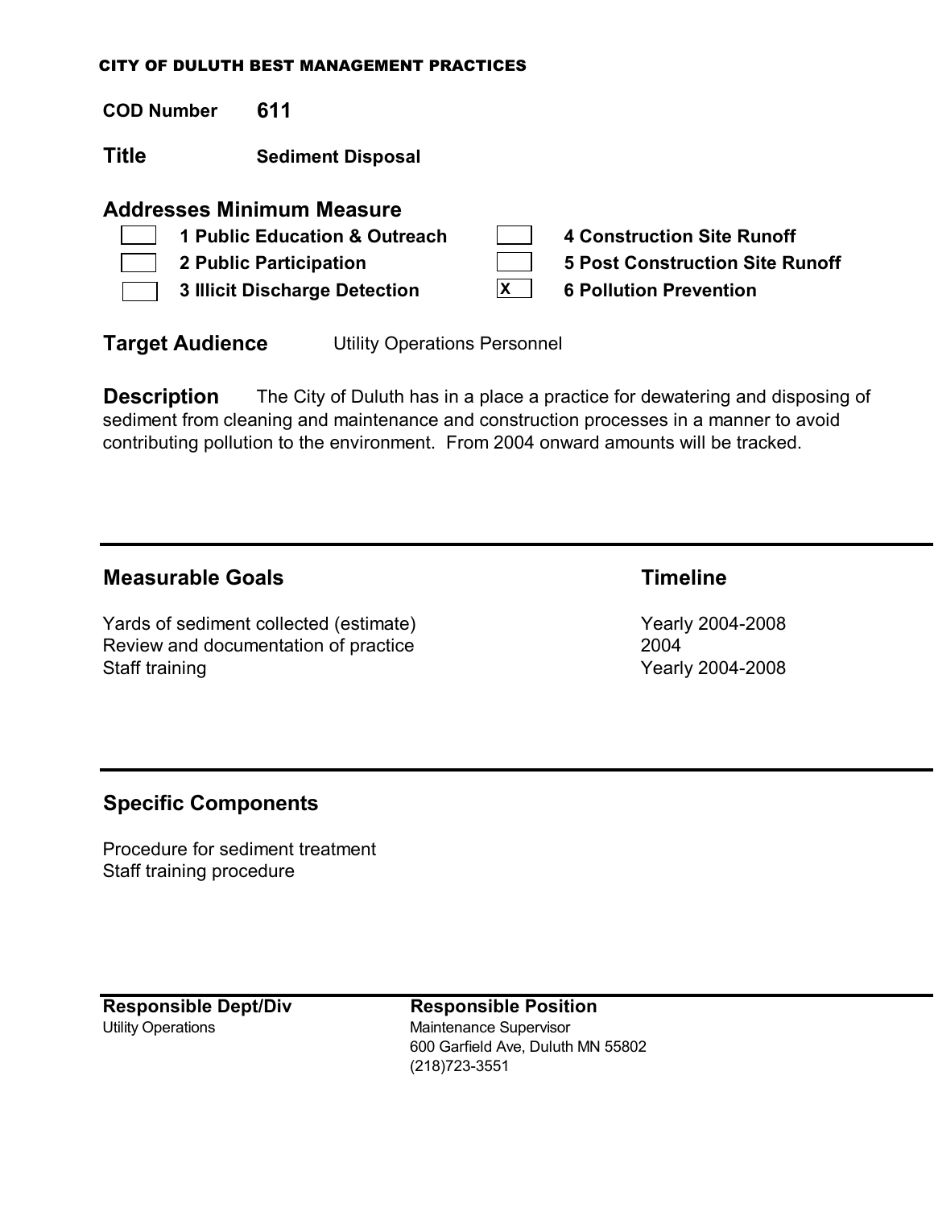CITY OF DULUTH BEST MANAGEMENT PRACTICES

**COD Number** **611**

**Title** **Sediment Disposal**

## Addresses Minimum Measure

- [ ] **1 Public Education & Outreach**
- [ ] **2 Public Participation**
- [ ] **3 Illicit Discharge Detection**
- [ ] **4 Construction Site Runoff**
- [ ] **5 Post Construction Site Runoff**
- [x] **6 Pollution Prevention**

**Target Audience** Utility Operations Personnel

**Description** The City of Duluth has in a place a practice for dewatering and disposing of sediment from cleaning and maintenance and construction processes in a manner to avoid contributing pollution to the environment. From 2004 onward amounts will be tracked.

---

| Measurable Goals | Timeline |
| --- | --- |
| Yards of sediment collected (estimate) | Yearly 2004-2008 |
| Review and documentation of practice | 2004 |
| Staff training | Yearly 2004-2008 |

---

## Specific Components

Procedure for sediment treatment
Staff training procedure

---

| Responsible Dept/Div | Responsible Position |
| --- | --- |
| Utility Operations | Maintenance Supervisor<br>600 Garfield Ave, Duluth MN 55802<br>(218)723-3551 |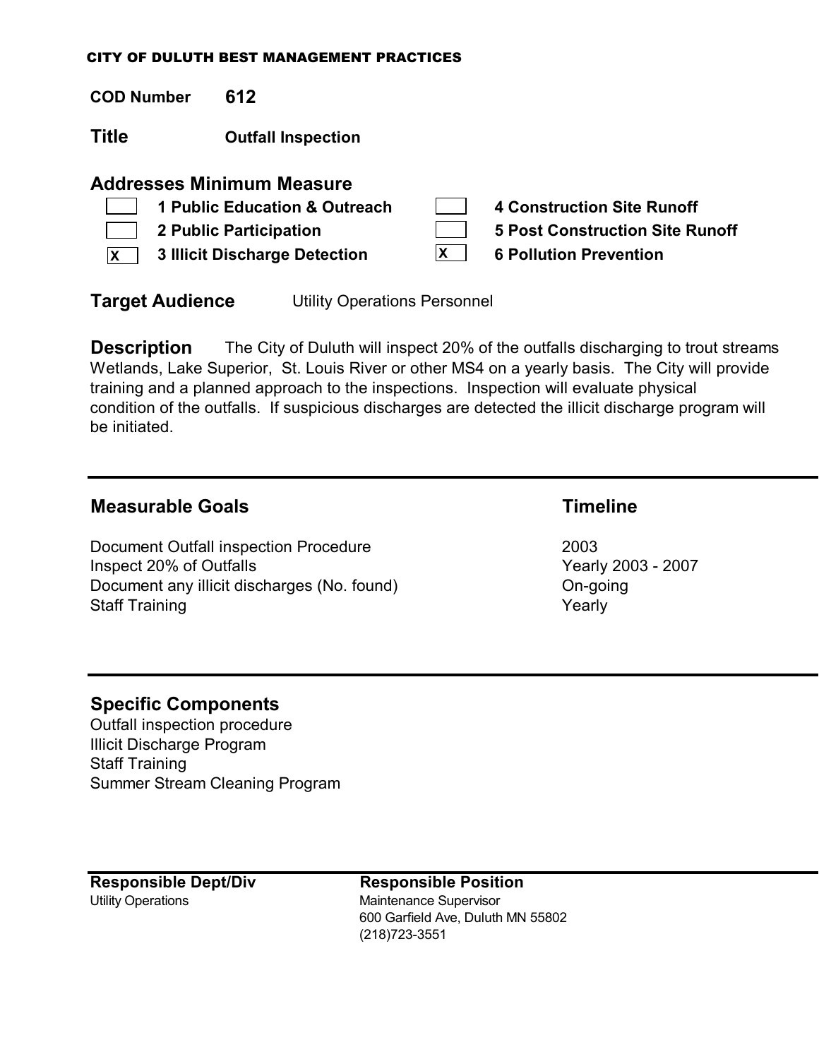CITY OF DULUTH BEST MANAGEMENT PRACTICES

**COD Number** **612**

**Title** **Outfall Inspection**

## Addresses Minimum Measure

- [ ] **1 Public Education & Outreach**
- [ ] **2 Public Participation**
- [x] **3 Illicit Discharge Detection**
- [ ] **4 Construction Site Runoff**
- [ ] **5 Post Construction Site Runoff**
- [x] **6 Pollution Prevention**

**Target Audience** Utility Operations Personnel

**Description** The City of Duluth will inspect 20% of the outfalls discharging to trout streams Wetlands, Lake Superior, St. Louis River or other MS4 on a yearly basis. The City will provide training and a planned approach to the inspections. Inspection will evaluate physical condition of the outfalls. If suspicious discharges are detected the illicit discharge program will be initiated.

---

| Measurable Goals | Timeline |
|---|---|
| Document Outfall inspection Procedure | 2003 |
| Inspect 20% of Outfalls | Yearly 2003 - 2007 |
| Document any illicit discharges (No. found) | On-going |
| Staff Training | Yearly |

---

## Specific Components

Outfall inspection procedure
Illicit Discharge Program
Staff Training
Summer Stream Cleaning Program

---

| Responsible Dept/Div | Responsible Position |
|---|---|
| Utility Operations | Maintenance Supervisor<br>600 Garfield Ave, Duluth MN 55802<br>(218)723-3551 |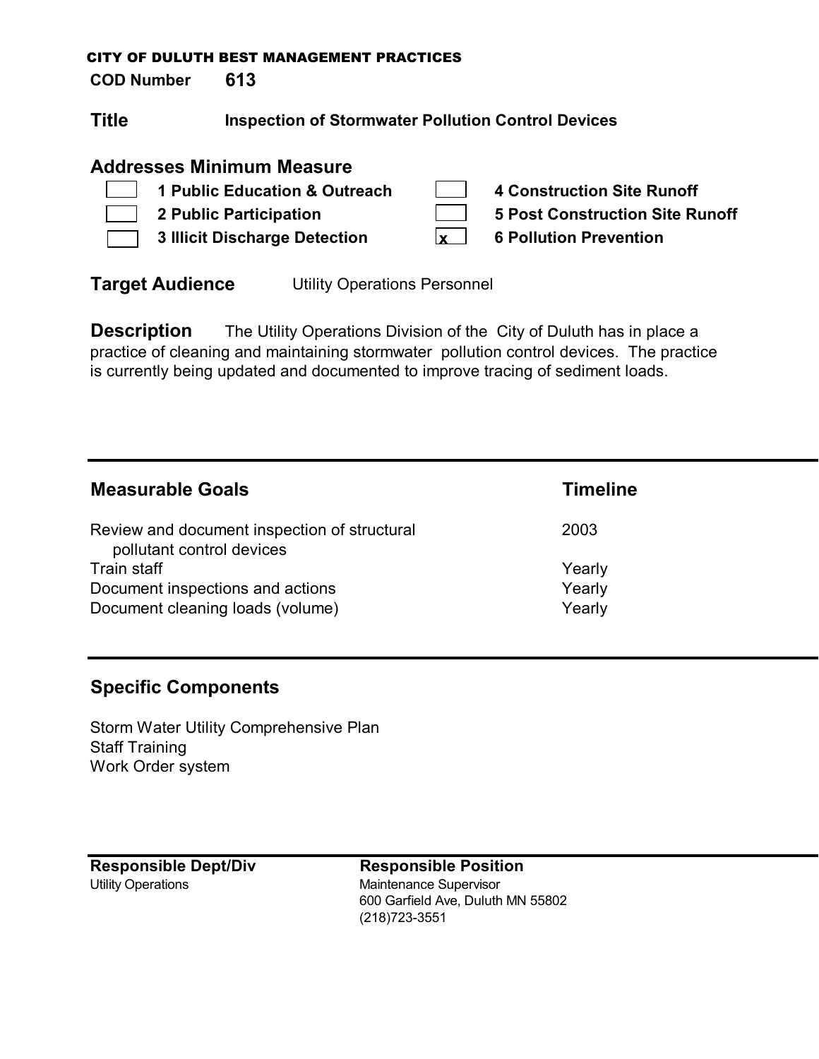CITY OF DULUTH BEST MANAGEMENT PRACTICES

**COD Number** **613**

## Title **Inspection of Stormwater Pollution Control Devices**

## Addresses Minimum Measure

- [ ] **1 Public Education & Outreach**
- [ ] **2 Public Participation**
- [ ] **3 Illicit Discharge Detection**
- [ ] **4 Construction Site Runoff**
- [ ] **5 Post Construction Site Runoff**
- [x] **6 Pollution Prevention**

**Target Audience** Utility Operations Personnel

**Description** The Utility Operations Division of the City of Duluth has in place a practice of cleaning and maintaining stormwater pollution control devices. The practice is currently being updated and documented to improve tracing of sediment loads.

| Measurable Goals | Timeline |
|---|---|
| Review and document inspection of structural pollutant control devices | 2003 |
| Train staff | Yearly |
| Document inspections and actions | Yearly |
| Document cleaning loads (volume) | Yearly |

## Specific Components

Storm Water Utility Comprehensive Plan
Staff Training
Work Order system

| Responsible Dept/Div | Responsible Position |
|---|---|
| Utility Operations | Maintenance Supervisor<br>600 Garfield Ave, Duluth MN 55802<br>(218)723-3551 |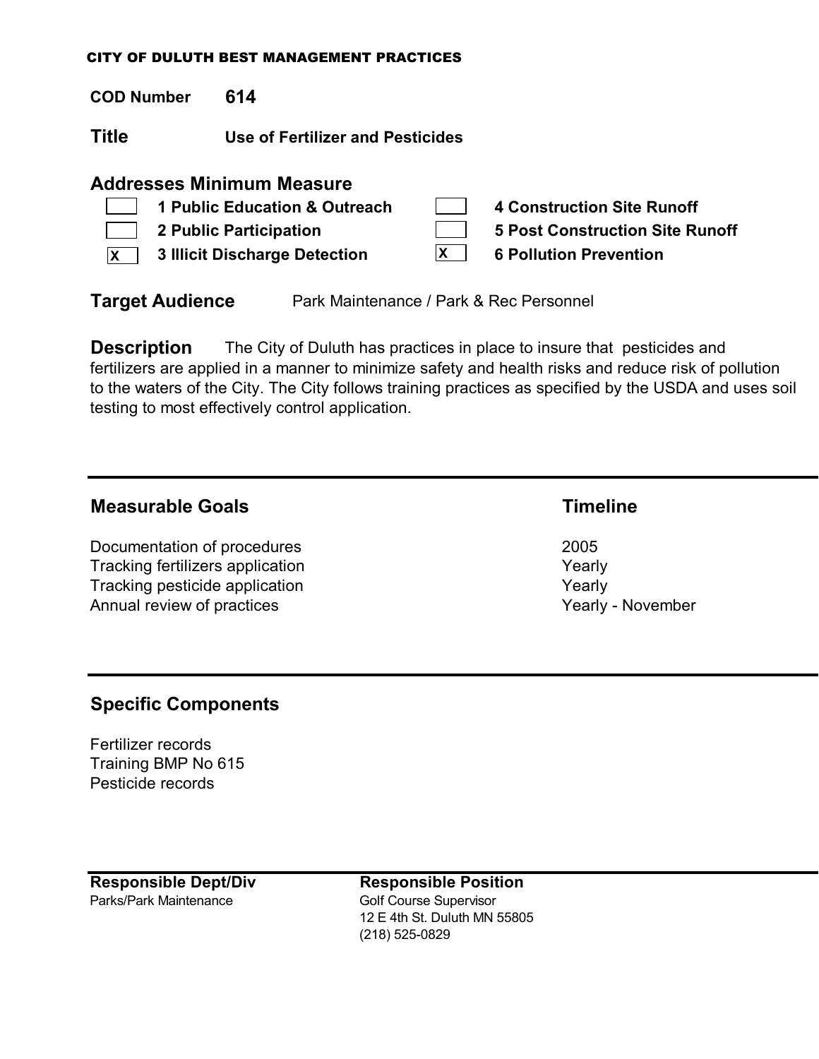CITY OF DULUTH BEST MANAGEMENT PRACTICES

**COD Number** **614**

## Title **Use of Fertilizer and Pesticides**

### Addresses Minimum Measure

- [ ] **1 Public Education & Outreach**
- [ ] **2 Public Participation**
- [x] **3 Illicit Discharge Detection**
- [ ] **4 Construction Site Runoff**
- [ ] **5 Post Construction Site Runoff**
- [x] **6 Pollution Prevention**

**Target Audience** Park Maintenance / Park & Rec Personnel

**Description** The City of Duluth has practices in place to insure that pesticides and fertilizers are applied in a manner to minimize safety and health risks and reduce risk of pollution to the waters of the City. The City follows training practices as specified by the USDA and uses soil testing to most effectively control application.

---

| **Measurable Goals** | **Timeline** |
|---|---|
| Documentation of procedures | 2005 |
| Tracking fertilizers application | Yearly |
| Tracking pesticide application | Yearly |
| Annual review of practices | Yearly - November |

---

### Specific Components

Fertilizer records
Training BMP No 615
Pesticide records

---

| **Responsible Dept/Div** | **Responsible Position** |
|---|---|
| Parks/Park Maintenance | Golf Course Supervisor<br>12 E 4th St. Duluth MN 55805<br>(218) 525-0829 |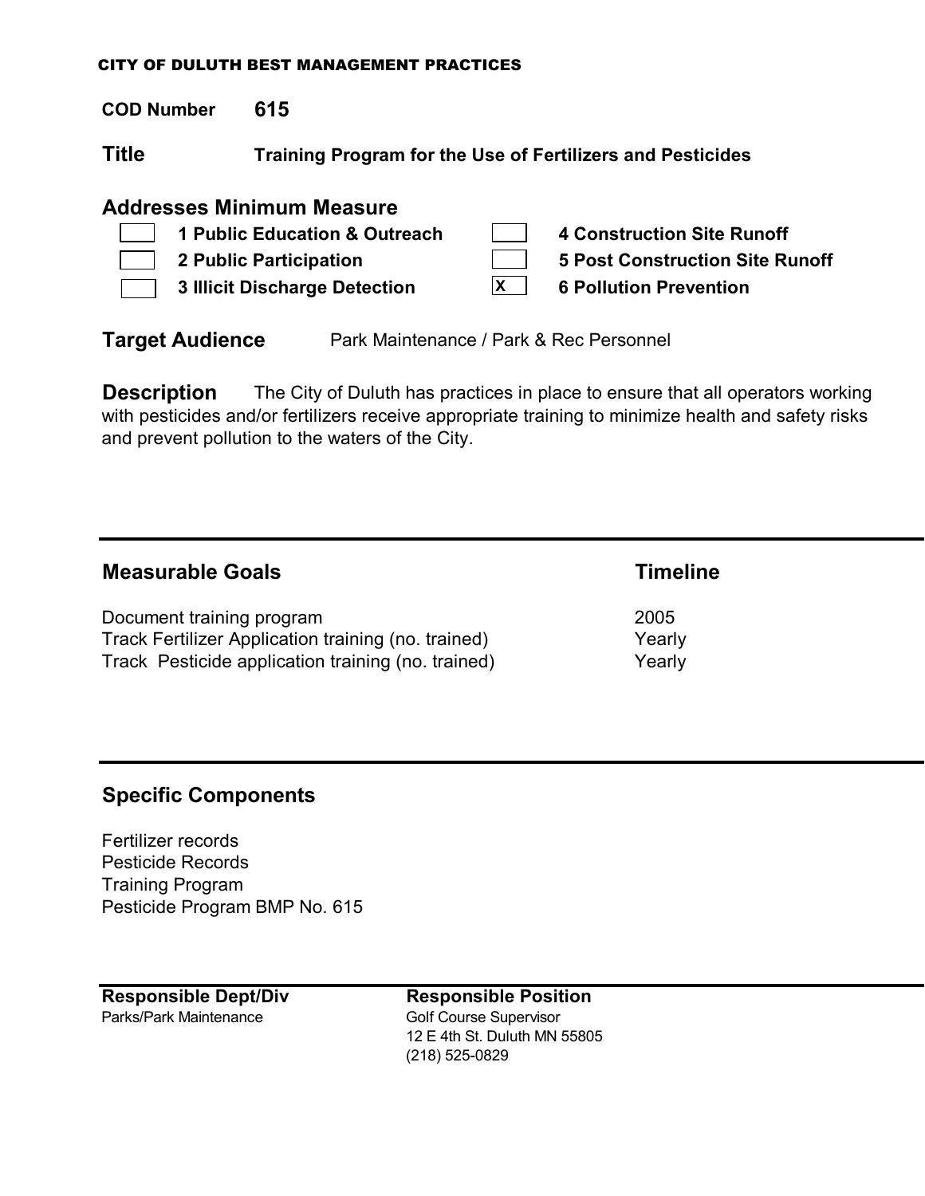CITY OF DULUTH BEST MANAGEMENT PRACTICES

**COD Number** **615**

**Title** **Training Program for the Use of Fertilizers and Pesticides**

## Addresses Minimum Measure

- [ ] **1 Public Education & Outreach**
- [ ] **2 Public Participation**
- [ ] **3 Illicit Discharge Detection**
- [ ] **4 Construction Site Runoff**
- [ ] **5 Post Construction Site Runoff**
- [x] **6 Pollution Prevention**

**Target Audience** Park Maintenance / Park & Rec Personnel

**Description** The City of Duluth has practices in place to ensure that all operators working with pesticides and/or fertilizers receive appropriate training to minimize health and safety risks and prevent pollution to the waters of the City.

| Measurable Goals | Timeline |
| --- | --- |
| Document training program | 2005 |
| Track Fertilizer Application training (no. trained) | Yearly |
| Track Pesticide application training (no. trained) | Yearly |

## Specific Components

Fertilizer records
Pesticide Records
Training Program
Pesticide Program BMP No. 615

**Responsible Dept/Div**
Parks/Park Maintenance

**Responsible Position**
Golf Course Supervisor
12 E 4th St. Duluth MN 55805
(218) 525-0829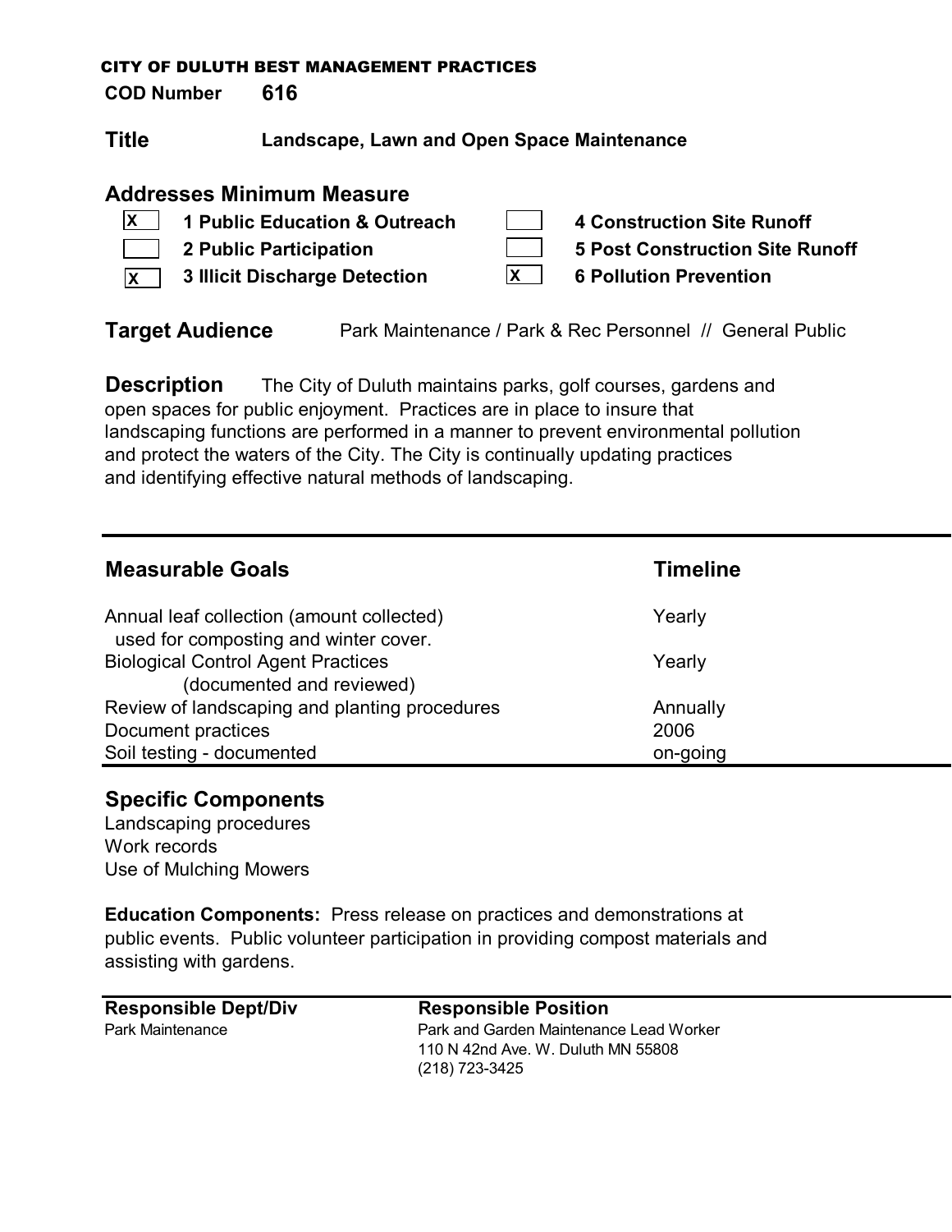CITY OF DULUTH BEST MANAGEMENT PRACTICES

**COD Number** **616**

## Title Landscape, Lawn and Open Space Maintenance

### Addresses Minimum Measure

| | | | |
|---|---|---|---|
| X | **1 Public Education & Outreach** | | **4 Construction Site Runoff** |
| | **2 Public Participation** | | **5 Post Construction Site Runoff** |
| X | **3 Illicit Discharge Detection** | X | **6 Pollution Prevention** |

**Target Audience** Park Maintenance / Park & Rec Personnel // General Public

**Description** The City of Duluth maintains parks, golf courses, gardens and open spaces for public enjoyment. Practices are in place to insure that landscaping functions are performed in a manner to prevent environmental pollution and protect the waters of the City. The City is continually updating practices and identifying effective natural methods of landscaping.

| Measurable Goals | Timeline |
|---|---|
| Annual leaf collection (amount collected) used for composting and winter cover. | Yearly |
| Biological Control Agent Practices (documented and reviewed) | Yearly |
| Review of landscaping and planting procedures | Annually |
| Document practices | 2006 |
| Soil testing - documented | on-going |

### Specific Components

Landscaping procedures
Work records
Use of Mulching Mowers

**Education Components:** Press release on practices and demonstrations at public events. Public volunteer participation in providing compost materials and assisting with gardens.

| Responsible Dept/Div | Responsible Position |
|---|---|
| Park Maintenance | Park and Garden Maintenance Lead Worker<br>110 N 42nd Ave. W. Duluth MN 55808<br>(218) 723-3425 |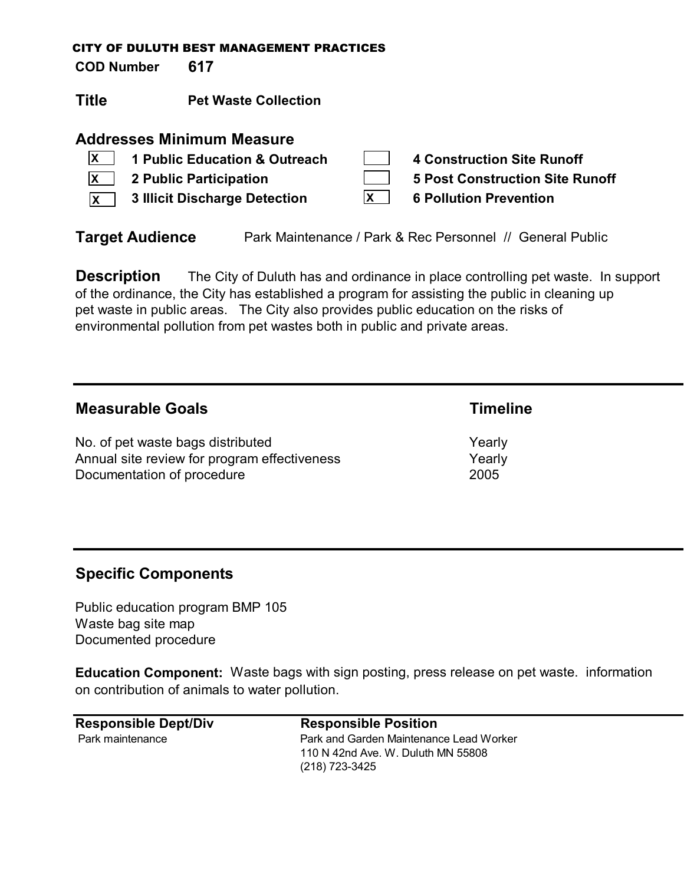CITY OF DULUTH BEST MANAGEMENT PRACTICES

**COD Number** **617**

## Title **Pet Waste Collection**

## Addresses Minimum Measure

| | | | |
|---|---|---|---|
| X | **1 Public Education & Outreach** | | **4 Construction Site Runoff** |
| X | **2 Public Participation** | | **5 Post Construction Site Runoff** |
| X | **3 Illicit Discharge Detection** | X | **6 Pollution Prevention** |

**Target Audience** Park Maintenance / Park & Rec Personnel // General Public

**Description** The City of Duluth has and ordinance in place controlling pet waste. In support of the ordinance, the City has established a program for assisting the public in cleaning up pet waste in public areas. The City also provides public education on the risks of environmental pollution from pet wastes both in public and private areas.

| Measurable Goals | Timeline |
|---|---|
| No. of pet waste bags distributed | Yearly |
| Annual site review for program effectiveness | Yearly |
| Documentation of procedure | 2005 |

## Specific Components

Public education program BMP 105
Waste bag site map
Documented procedure

**Education Component:** Waste bags with sign posting, press release on pet waste. information on contribution of animals to water pollution.

| Responsible Dept/Div | Responsible Position |
|---|---|
| Park maintenance | Park and Garden Maintenance Lead Worker<br>110 N 42nd Ave. W. Duluth MN 55808<br>(218) 723-3425 |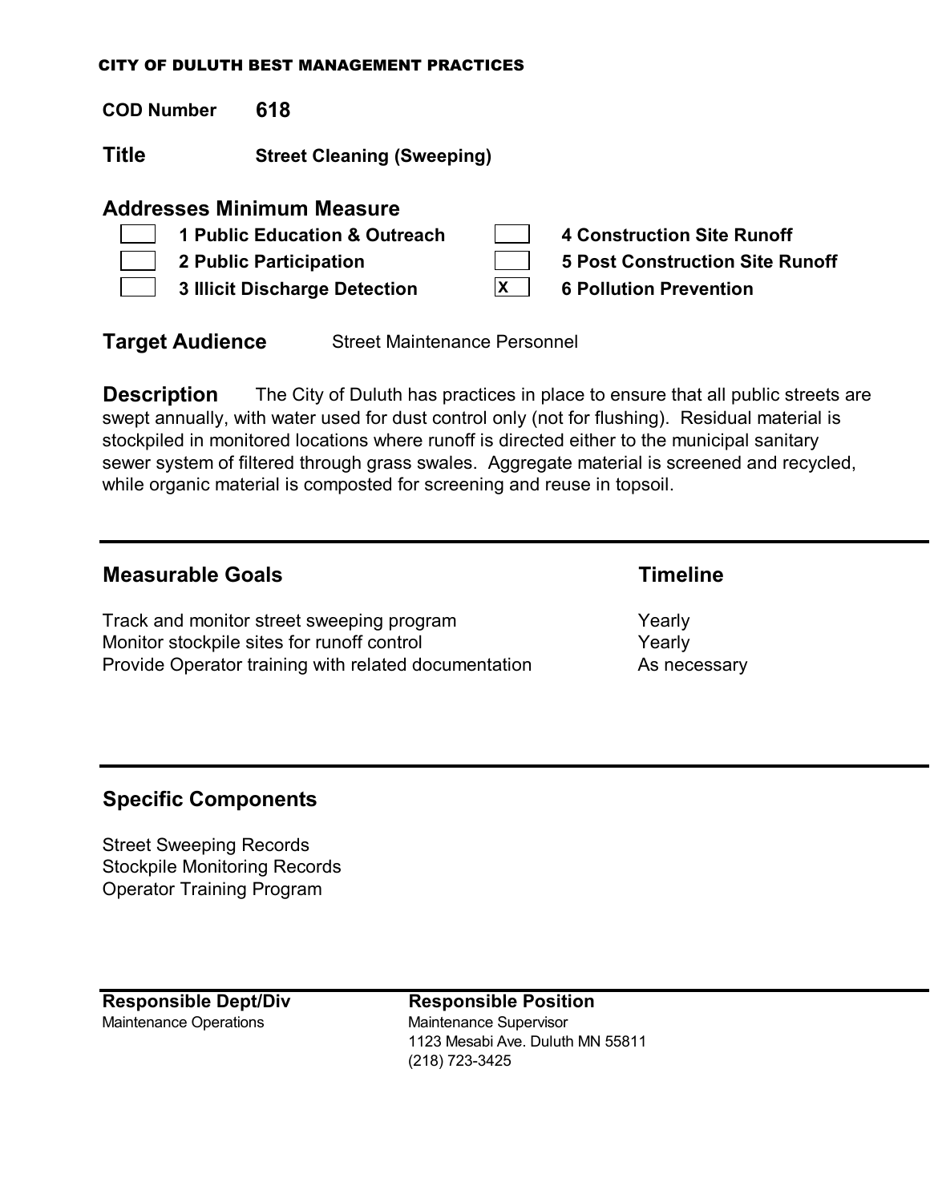CITY OF DULUTH BEST MANAGEMENT PRACTICES

**COD Number** **618**

**Title** **Street Cleaning (Sweeping)**

## Addresses Minimum Measure

| | | | |
|---|---|---|---|
| [ ] | **1 Public Education & Outreach** | [ ] | **4 Construction Site Runoff** |
| [ ] | **2 Public Participation** | [ ] | **5 Post Construction Site Runoff** |
| [ ] | **3 Illicit Discharge Detection** | [X] | **6 Pollution Prevention** |

**Target Audience** Street Maintenance Personnel

**Description** The City of Duluth has practices in place to ensure that all public streets are swept annually, with water used for dust control only (not for flushing). Residual material is stockpiled in monitored locations where runoff is directed either to the municipal sanitary sewer system of filtered through grass swales. Aggregate material is screened and recycled, while organic material is composted for screening and reuse in topsoil.

---

| Measurable Goals | Timeline |
|---|---|
| Track and monitor street sweeping program | Yearly |
| Monitor stockpile sites for runoff control | Yearly |
| Provide Operator training with related documentation | As necessary |

---

## Specific Components

Street Sweeping Records
Stockpile Monitoring Records
Operator Training Program

---

| Responsible Dept/Div | Responsible Position |
|---|---|
| Maintenance Operations | Maintenance Supervisor<br>1123 Mesabi Ave. Duluth MN 55811<br>(218) 723-3425 |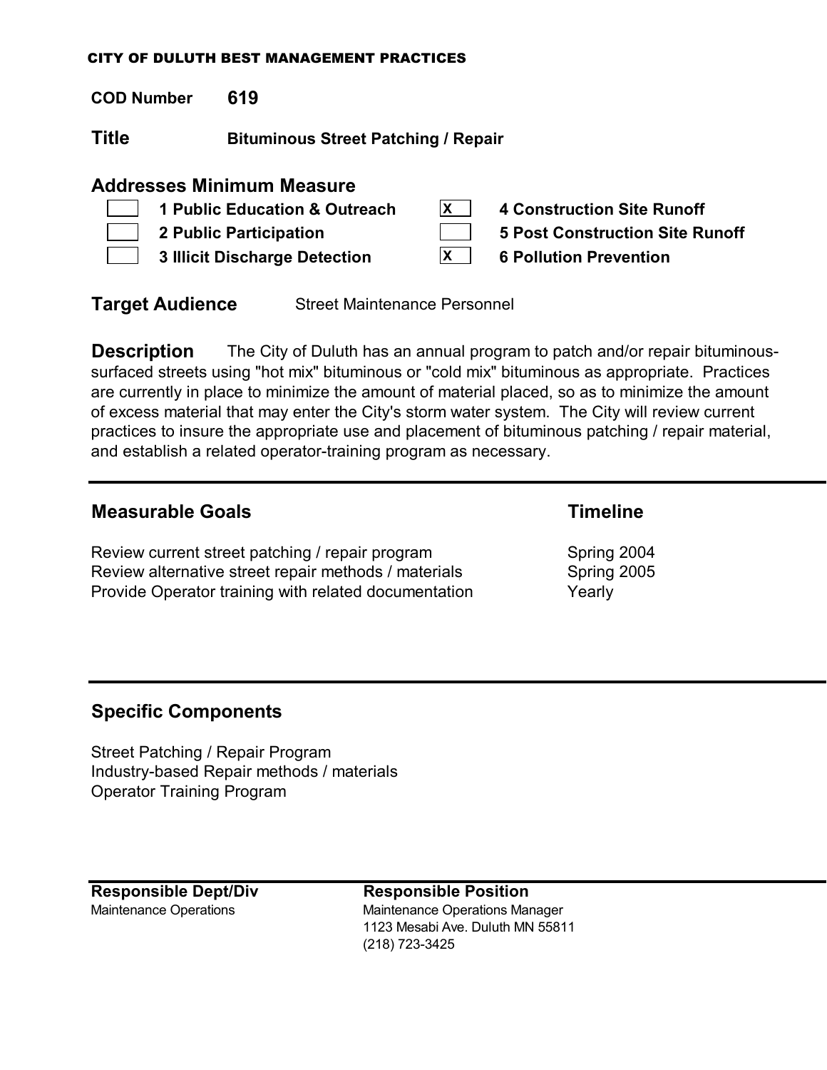CITY OF DULUTH BEST MANAGEMENT PRACTICES

**COD Number** **619**

**Title** **Bituminous Street Patching / Repair**

## Addresses Minimum Measure

| | | | |
|---|---|---|---|
| [ ] | **1 Public Education & Outreach** | [X] | **4 Construction Site Runoff** |
| [ ] | **2 Public Participation** | [ ] | **5 Post Construction Site Runoff** |
| [ ] | **3 Illicit Discharge Detection** | [X] | **6 Pollution Prevention** |

**Target Audience** Street Maintenance Personnel

**Description** The City of Duluth has an annual program to patch and/or repair bituminous-surfaced streets using "hot mix" bituminous or "cold mix" bituminous as appropriate. Practices are currently in place to minimize the amount of material placed, so as to minimize the amount of excess material that may enter the City's storm water system. The City will review current practices to insure the appropriate use and placement of bituminous patching / repair material, and establish a related operator-training program as necessary.

---

| Measurable Goals | Timeline |
|---|---|
| Review current street patching / repair program | Spring 2004 |
| Review alternative street repair methods / materials | Spring 2005 |
| Provide Operator training with related documentation | Yearly |

---

## Specific Components

Street Patching / Repair Program
Industry-based Repair methods / materials
Operator Training Program

---

| Responsible Dept/Div | Responsible Position |
|---|---|
| Maintenance Operations | Maintenance Operations Manager<br>1123 Mesabi Ave. Duluth MN 55811<br>(218) 723-3425 |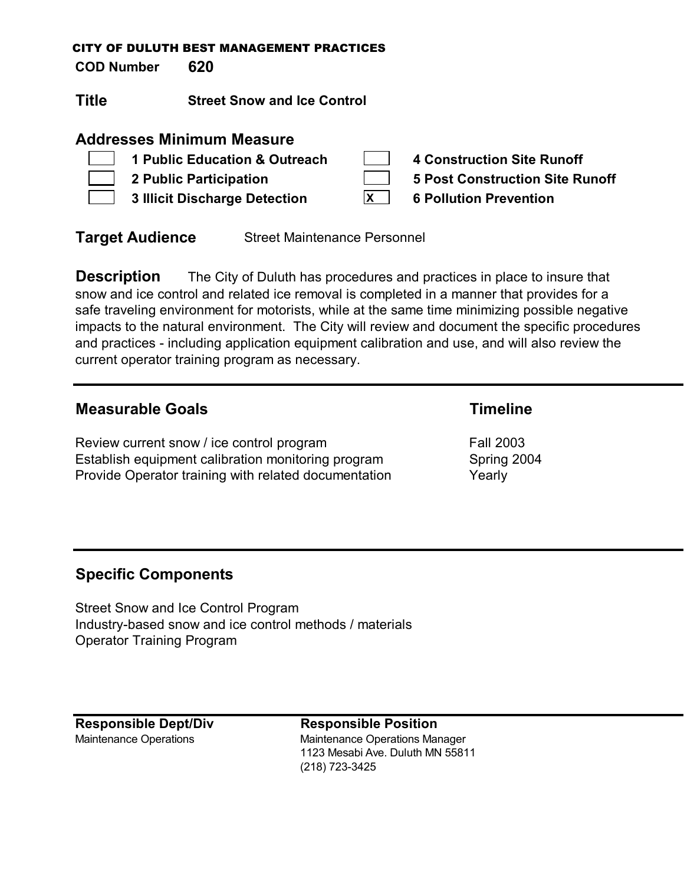CITY OF DULUTH BEST MANAGEMENT PRACTICES

**COD Number** **620**

## Title **Street Snow and Ice Control**

## Addresses Minimum Measure

- [ ] 1 Public Education & Outreach
- [ ] 2 Public Participation
- [ ] 3 Illicit Discharge Detection
- [ ] 4 Construction Site Runoff
- [ ] 5 Post Construction Site Runoff
- [x] 6 Pollution Prevention

**Target Audience** Street Maintenance Personnel

**Description** The City of Duluth has procedures and practices in place to insure that snow and ice control and related ice removal is completed in a manner that provides for a safe traveling environment for motorists, while at the same time minimizing possible negative impacts to the natural environment. The City will review and document the specific procedures and practices - including application equipment calibration and use, and will also review the current operator training program as necessary.

---

| Measurable Goals | Timeline |
|---|---|
| Review current snow / ice control program | Fall 2003 |
| Establish equipment calibration monitoring program | Spring 2004 |
| Provide Operator training with related documentation | Yearly |

---

## Specific Components

Street Snow and Ice Control Program
Industry-based snow and ice control methods / materials
Operator Training Program

---

| Responsible Dept/Div | Responsible Position |
|---|---|
| Maintenance Operations | Maintenance Operations Manager<br>1123 Mesabi Ave. Duluth MN 55811<br>(218) 723-3425 |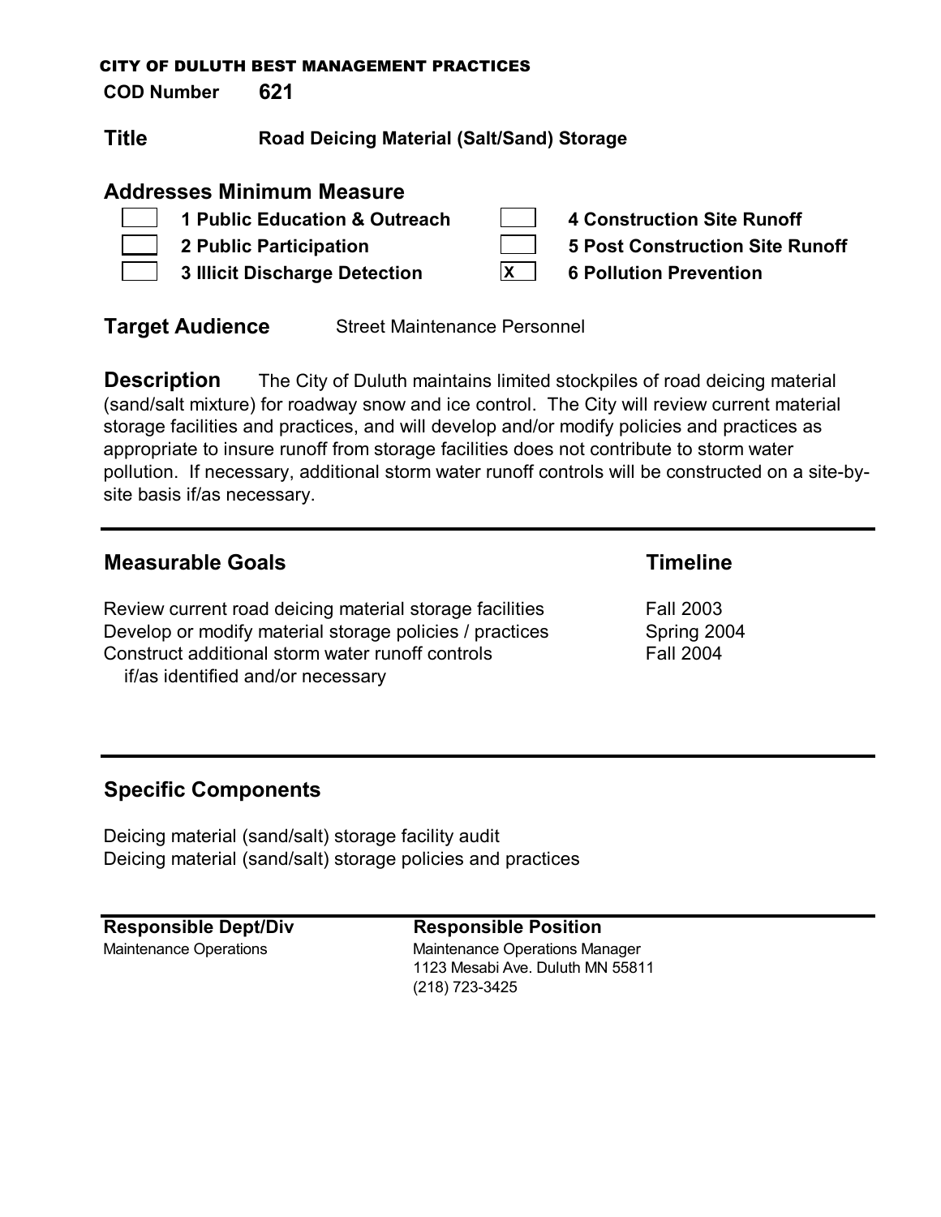CITY OF DULUTH BEST MANAGEMENT PRACTICES

**COD Number** **621**

## Title Road Deicing Material (Salt/Sand) Storage

### Addresses Minimum Measure

- [ ] **1 Public Education & Outreach**
- [ ] **2 Public Participation**
- [ ] **3 Illicit Discharge Detection**
- [ ] **4 Construction Site Runoff**
- [ ] **5 Post Construction Site Runoff**
- [x] **6 Pollution Prevention**

**Target Audience** Street Maintenance Personnel

**Description** The City of Duluth maintains limited stockpiles of road deicing material (sand/salt mixture) for roadway snow and ice control. The City will review current material storage facilities and practices, and will develop and/or modify policies and practices as appropriate to insure runoff from storage facilities does not contribute to storm water pollution. If necessary, additional storm water runoff controls will be constructed on a site-by-site basis if/as necessary.

---

| Measurable Goals | Timeline |
| --- | --- |
| Review current road deicing material storage facilities | Fall 2003 |
| Develop or modify material storage policies / practices | Spring 2004 |
| Construct additional storm water runoff controls if/as identified and/or necessary | Fall 2004 |

---

### Specific Components

Deicing material (sand/salt) storage facility audit
Deicing material (sand/salt) storage policies and practices

---

| Responsible Dept/Div | Responsible Position |
| --- | --- |
| Maintenance Operations | Maintenance Operations Manager<br>1123 Mesabi Ave. Duluth MN 55811<br>(218) 723-3425 |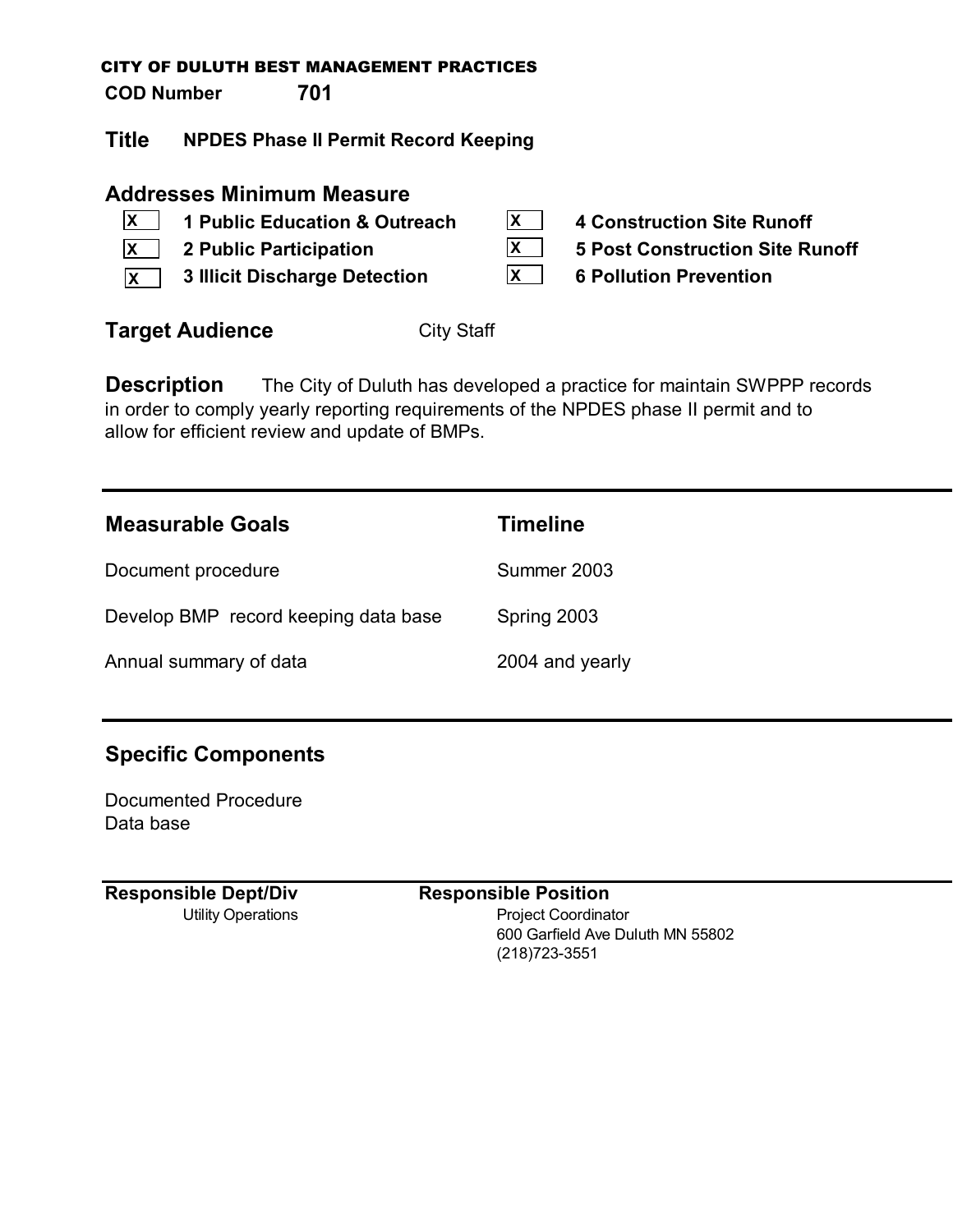CITY OF DULUTH BEST MANAGEMENT PRACTICES

**COD Number** **701**

**Title** **NPDES Phase II Permit Record Keeping**

## Addresses Minimum Measure

- [X] **1 Public Education & Outreach**
- [X] **2 Public Participation**
- [X] **3 Illicit Discharge Detection**
- [X] **4 Construction Site Runoff**
- [X] **5 Post Construction Site Runoff**
- [X] **6 Pollution Prevention**

**Target Audience** City Staff

**Description** The City of Duluth has developed a practice for maintain SWPPP records in order to comply yearly reporting requirements of the NPDES phase II permit and to allow for efficient review and update of BMPs.

| Measurable Goals | Timeline |
| --- | --- |
| Document procedure | Summer 2003 |
| Develop BMP record keeping data base | Spring 2003 |
| Annual summary of data | 2004 and yearly |

## Specific Components

Documented Procedure
Data base

| Responsible Dept/Div | Responsible Position |
| --- | --- |
| Utility Operations | Project Coordinator<br>600 Garfield Ave Duluth MN 55802<br>(218)723-3551 |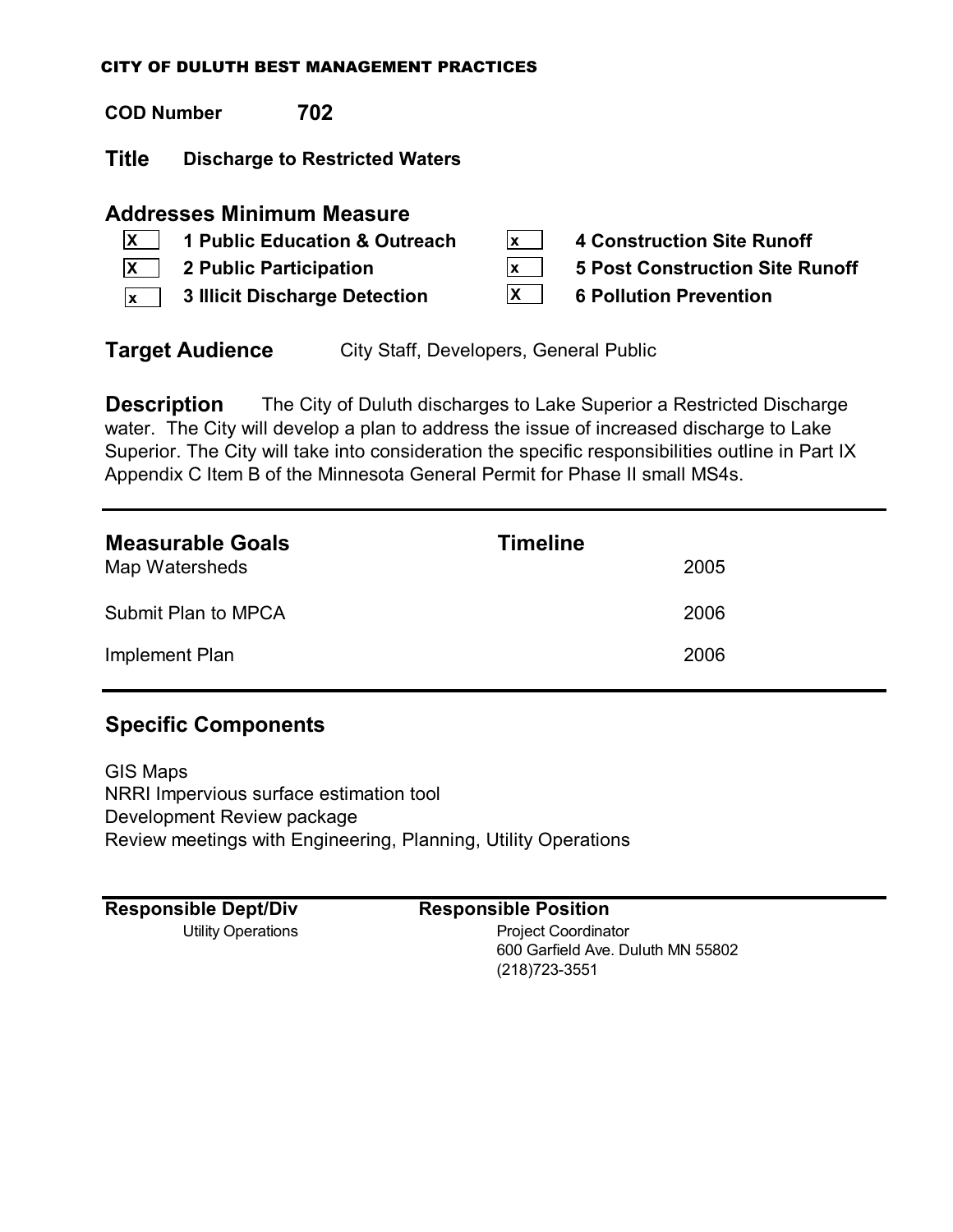CITY OF DULUTH BEST MANAGEMENT PRACTICES

**COD Number** **702**

**Title** **Discharge to Restricted Waters**

## Addresses Minimum Measure

- [X] **1 Public Education & Outreach**
- [X] **2 Public Participation**
- [x] **3 Illicit Discharge Detection**
- [x] **4 Construction Site Runoff**
- [x] **5 Post Construction Site Runoff**
- [X] **6 Pollution Prevention**

**Target Audience** City Staff, Developers, General Public

**Description** The City of Duluth discharges to Lake Superior a Restricted Discharge water. The City will develop a plan to address the issue of increased discharge to Lake Superior. The City will take into consideration the specific responsibilities outline in Part IX Appendix C Item B of the Minnesota General Permit for Phase II small MS4s.

| Measurable Goals | Timeline |
|---|---|
| Map Watersheds | 2005 |
| Submit Plan to MPCA | 2006 |
| Implement Plan | 2006 |

## Specific Components

GIS Maps
NRRI Impervious surface estimation tool
Development Review package
Review meetings with Engineering, Planning, Utility Operations

| Responsible Dept/Div | Responsible Position |
|---|---|
| Utility Operations | Project Coordinator<br>600 Garfield Ave. Duluth MN 55802<br>(218)723-3551 |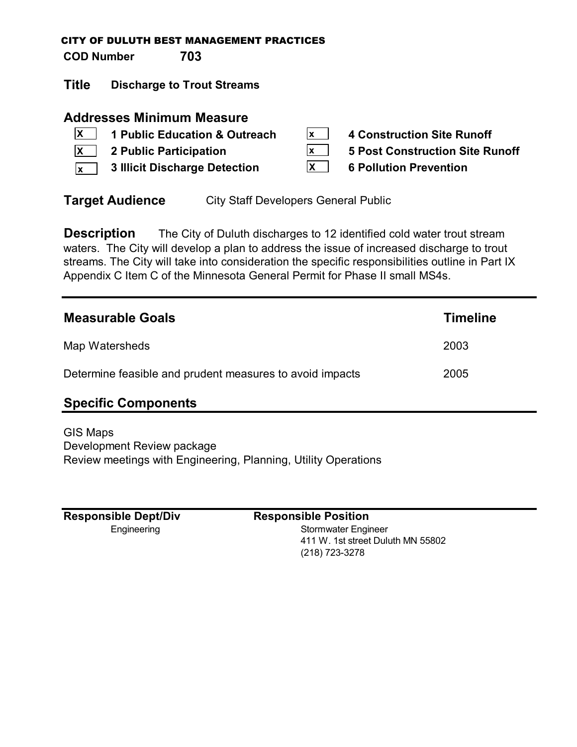**CITY OF DULUTH BEST MANAGEMENT PRACTICES**

**COD Number** **703**

**Title** **Discharge to Trout Streams**

## Addresses Minimum Measure

- [X] **1 Public Education & Outreach**
- [X] **2 Public Participation**
- [x] **3 Illicit Discharge Detection**
- [x] **4 Construction Site Runoff**
- [x] **5 Post Construction Site Runoff**
- [X] **6 Pollution Prevention**

**Target Audience** City Staff Developers General Public

**Description** The City of Duluth discharges to 12 identified cold water trout stream waters. The City will develop a plan to address the issue of increased discharge to trout streams. The City will take into consideration the specific responsibilities outline in Part IX Appendix C Item C of the Minnesota General Permit for Phase II small MS4s.

| **Measurable Goals** | **Timeline** |
|---|---|
| Map Watersheds | 2003 |
| Determine feasible and prudent measures to avoid impacts | 2005 |

## Specific Components

GIS Maps
Development Review package
Review meetings with Engineering, Planning, Utility Operations

| **Responsible Dept/Div** | **Responsible Position** |
|---|---|
| Engineering | Stormwater Engineer<br>411 W. 1st street Duluth MN 55802<br>(218) 723-3278 |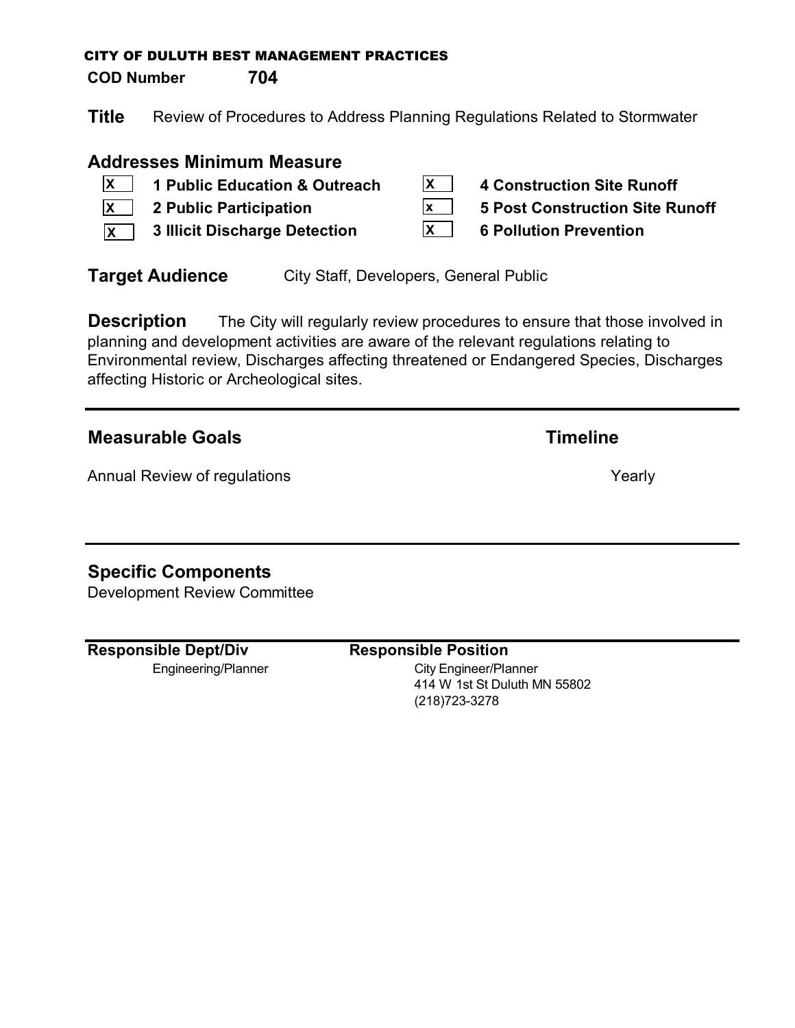CITY OF DULUTH BEST MANAGEMENT PRACTICES

**COD Number** **704**

**Title** Review of Procedures to Address Planning Regulations Related to Stormwater

## Addresses Minimum Measure

- [X] **1 Public Education & Outreach**
- [X] **2 Public Participation**
- [X] **3 Illicit Discharge Detection**
- [X] **4 Construction Site Runoff**
- [x] **5 Post Construction Site Runoff**
- [X] **6 Pollution Prevention**

**Target Audience** City Staff, Developers, General Public

**Description** The City will regularly review procedures to ensure that those involved in planning and development activities are aware of the relevant regulations relating to Environmental review, Discharges affecting threatened or Endangered Species, Discharges affecting Historic or Archeological sites.

| Measurable Goals | Timeline |
|---|---|
| Annual Review of regulations | Yearly |

## Specific Components

Development Review Committee

| Responsible Dept/Div | Responsible Position |
|---|---|
| Engineering/Planner | City Engineer/Planner<br>414 W 1st St Duluth MN 55802<br>(218)723-3278 |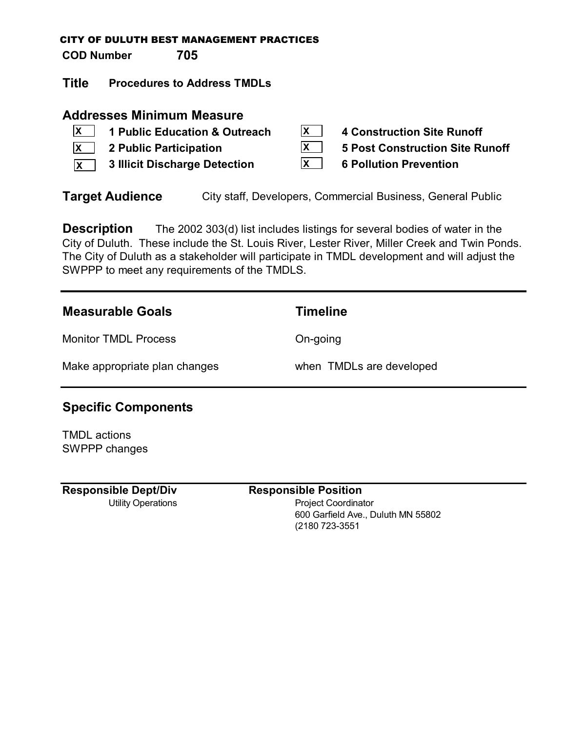CITY OF DULUTH BEST MANAGEMENT PRACTICES

**COD Number** **705**

## Title **Procedures to Address TMDLs**

### Addresses Minimum Measure

- [X] **1 Public Education & Outreach**
- [X] **2 Public Participation**
- [X] **3 Illicit Discharge Detection**
- [X] **4 Construction Site Runoff**
- [X] **5 Post Construction Site Runoff**
- [X] **6 Pollution Prevention**

**Target Audience** City staff, Developers, Commercial Business, General Public

**Description** The 2002 303(d) list includes listings for several bodies of water in the City of Duluth. These include the St. Louis River, Lester River, Miller Creek and Twin Ponds. The City of Duluth as a stakeholder will participate in TMDL development and will adjust the SWPPP to meet any requirements of the TMDLS.

---

| Measurable Goals | Timeline |
|---|---|
| Monitor TMDL Process | On-going |
| Make appropriate plan changes | when TMDLs are developed |

---

### Specific Components

TMDL actions
SWPPP changes

---

| Responsible Dept/Div | Responsible Position |
|---|---|
| Utility Operations | Project Coordinator<br>600 Garfield Ave., Duluth MN 55802<br>(2180 723-3551 |